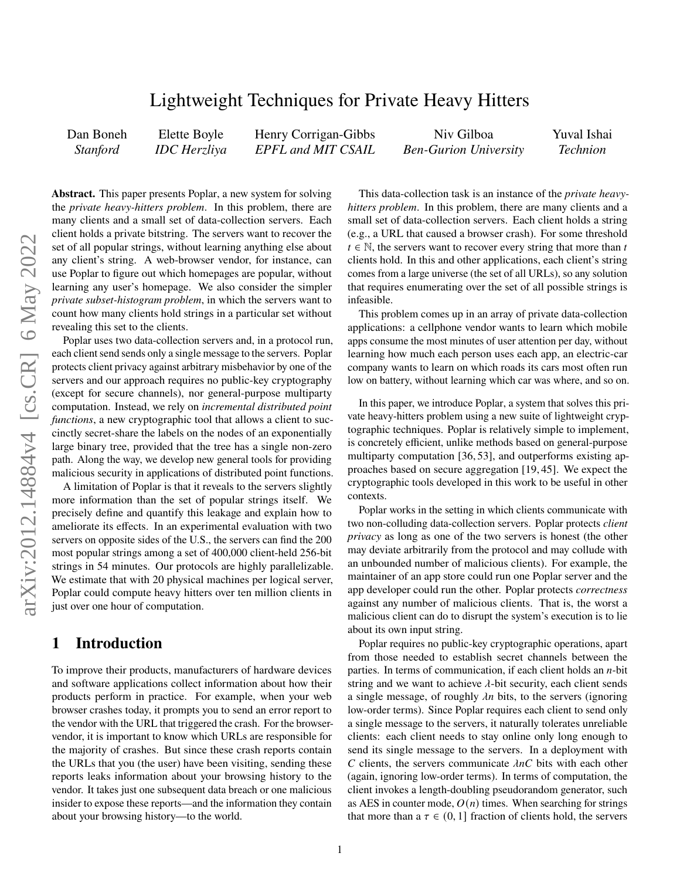# Lightweight Techniques for Private Heavy Hitters

Dan Boneh — *Stanford*
Elette Boyle — *IDC Herzliya*
Henry Corrigan-Gibbs — *EPFL and MIT CSAIL*
Niv Gilboa — *Ben-Gurion University*
Yuval Ishai — *Technion*

**Abstract.** This paper presents Poplar, a new system for solving the *private heavy-hitters problem*. In this problem, there are many clients and a small set of data-collection servers. Each client holds a private bitstring. The servers want to recover the set of all popular strings, without learning anything else about any client's string. A web-browser vendor, for instance, can use Poplar to figure out which homepages are popular, without learning any user's homepage. We also consider the simpler *private subset-histogram problem*, in which the servers want to count how many clients hold strings in a particular set without revealing this set to the clients.

Poplar uses two data-collection servers and, in a protocol run, each client send sends only a single message to the servers. Poplar protects client privacy against arbitrary misbehavior by one of the servers and our approach requires no public-key cryptography (except for secure channels), nor general-purpose multiparty computation. Instead, we rely on *incremental distributed point functions*, a new cryptographic tool that allows a client to succinctly secret-share the labels on the nodes of an exponentially large binary tree, provided that the tree has a single non-zero path. Along the way, we develop new general tools for providing malicious security in applications of distributed point functions.

A limitation of Poplar is that it reveals to the servers slightly more information than the set of popular strings itself. We precisely define and quantify this leakage and explain how to ameliorate its effects. In an experimental evaluation with two servers on opposite sides of the U.S., the servers can find the 200 most popular strings among a set of 400,000 client-held 256-bit strings in 54 minutes. Our protocols are highly parallelizable. We estimate that with 20 physical machines per logical server, Poplar could compute heavy hitters over ten million clients in just over one hour of computation.

## 1 Introduction

To improve their products, manufacturers of hardware devices and software applications collect information about how their products perform in practice. For example, when your web browser crashes today, it prompts you to send an error report to the vendor with the URL that triggered the crash. For the browser-vendor, it is important to know which URLs are responsible for the majority of crashes. But since these crash reports contain the URLs that you (the user) have been visiting, sending these reports leaks information about your browsing history to the vendor. It takes just one subsequent data breach or one malicious insider to expose these reports—and the information they contain about your browsing history—to the world.

This data-collection task is an instance of the *private heavy-hitters problem*. In this problem, there are many clients and a small set of data-collection servers. Each client holds a string (e.g., a URL that caused a browser crash). For some threshold $t \in \mathbb{N}$, the servers want to recover every string that more than $t$ clients hold. In this and other applications, each client's string comes from a large universe (the set of all URLs), so any solution that requires enumerating over the set of all possible strings is infeasible.

This problem comes up in an array of private data-collection applications: a cellphone vendor wants to learn which mobile apps consume the most minutes of user attention per day, without learning how much each person uses each app, an electric-car company wants to learn on which roads its cars most often run low on battery, without learning which car was where, and so on.

In this paper, we introduce Poplar, a system that solves this private heavy-hitters problem using a new suite of lightweight cryptographic techniques. Poplar is relatively simple to implement, is concretely efficient, unlike methods based on general-purpose multiparty computation [36, 53], and outperforms existing approaches based on secure aggregation [19, 45]. We expect the cryptographic tools developed in this work to be useful in other contexts.

Poplar works in the setting in which clients communicate with two non-colluding data-collection servers. Poplar protects *client privacy* as long as one of the two servers is honest (the other may deviate arbitrarily from the protocol and may collude with an unbounded number of malicious clients). For example, the maintainer of an app store could run one Poplar server and the app developer could run the other. Poplar protects *correctness* against any number of malicious clients. That is, the worst a malicious client can do to disrupt the system's execution is to lie about its own input string.

Poplar requires no public-key cryptographic operations, apart from those needed to establish secret channels between the parties. In terms of communication, if each client holds an $n$-bit string and we want to achieve $\lambda$-bit security, each client sends a single message, of roughly $\lambda n$ bits, to the servers (ignoring low-order terms). Since Poplar requires each client to send only a single message to the servers, it naturally tolerates unreliable clients: each client needs to stay online only long enough to send its single message to the servers. In a deployment with $C$ clients, the servers communicate $\lambda nC$ bits with each other (again, ignoring low-order terms). In terms of computation, the client invokes a length-doubling pseudorandom generator, such as AES in counter mode, $O(n)$ times. When searching for strings that more than a $\tau \in (0, 1]$ fraction of clients hold, the servers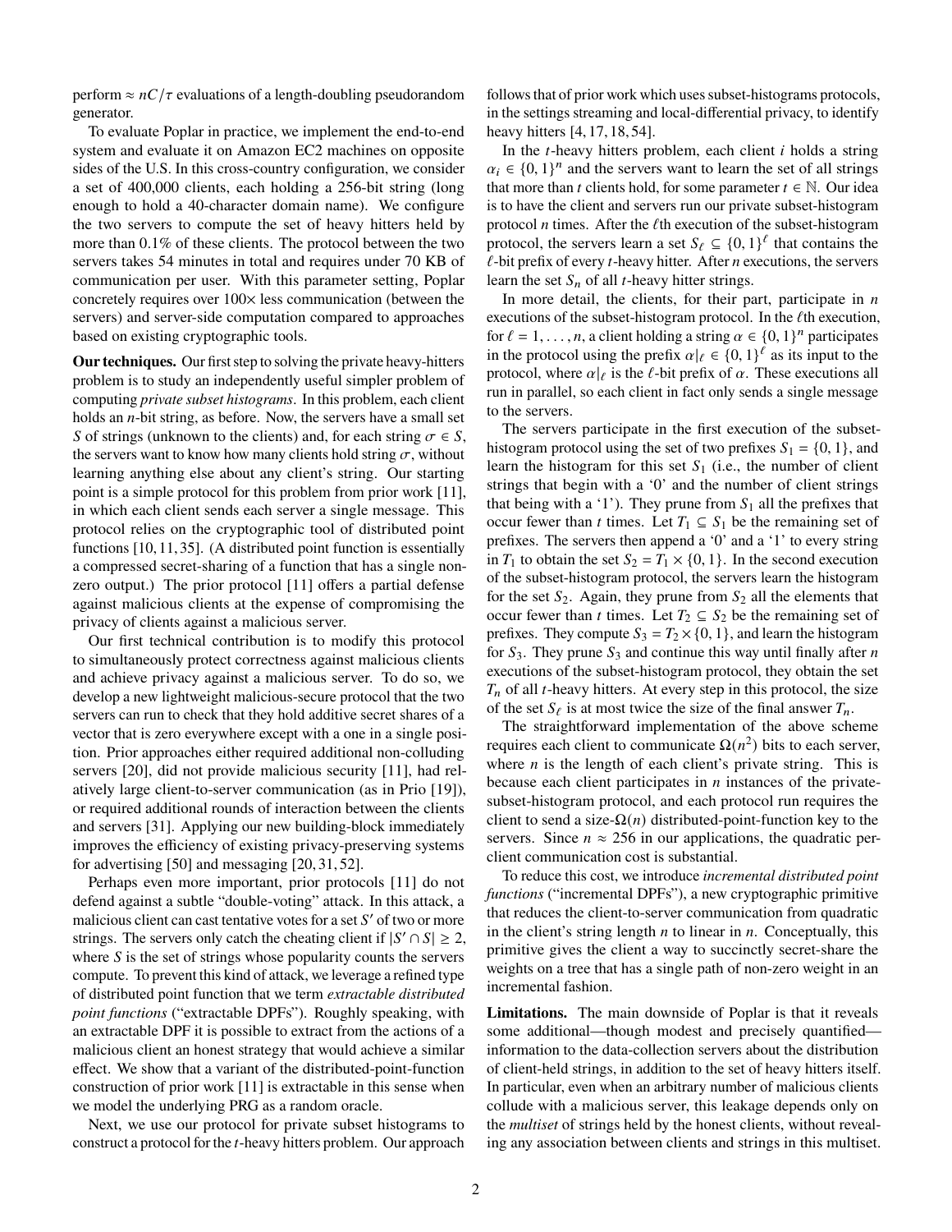perform $\approx nC/\tau$ evaluations of a length-doubling pseudorandom generator.

To evaluate Poplar in practice, we implement the end-to-end system and evaluate it on Amazon EC2 machines on opposite sides of the U.S. In this cross-country configuration, we consider a set of 400,000 clients, each holding a 256-bit string (long enough to hold a 40-character domain name). We configure the two servers to compute the set of heavy hitters held by more than 0.1% of these clients. The protocol between the two servers takes 54 minutes in total and requires under 70 KB of communication per user. With this parameter setting, Poplar concretely requires over 100× less communication (between the servers) and server-side computation compared to approaches based on existing cryptographic tools.

**Our techniques.** Our first step to solving the private heavy-hitters problem is to study an independently useful simpler problem of computing *private subset histograms*. In this problem, each client holds an $n$-bit string, as before. Now, the servers have a small set $S$ of strings (unknown to the clients) and, for each string $\sigma \in S$, the servers want to know how many clients hold string $\sigma$, without learning anything else about any client's string. Our starting point is a simple protocol for this problem from prior work [11], in which each client sends each server a single message. This protocol relies on the cryptographic tool of distributed point functions [10, 11, 35]. (A distributed point function is essentially a compressed secret-sharing of a function that has a single non-zero output.) The prior protocol [11] offers a partial defense against malicious clients at the expense of compromising the privacy of clients against a malicious server.

Our first technical contribution is to modify this protocol to simultaneously protect correctness against malicious clients and achieve privacy against a malicious server. To do so, we develop a new lightweight malicious-secure protocol that the two servers can run to check that they hold additive secret shares of a vector that is zero everywhere except with a one in a single position. Prior approaches either required additional non-colluding servers [20], did not provide malicious security [11], had relatively large client-to-server communication (as in Prio [19]), or required additional rounds of interaction between the clients and servers [31]. Applying our new building-block immediately improves the efficiency of existing privacy-preserving systems for advertising [50] and messaging [20, 31, 52].

Perhaps even more important, prior protocols [11] do not defend against a subtle "double-voting" attack. In this attack, a malicious client can cast tentative votes for a set $S'$ of two or more strings. The servers only catch the cheating client if $|S' \cap S| \geq 2$, where $S$ is the set of strings whose popularity counts the servers compute. To prevent this kind of attack, we leverage a refined type of distributed point function that we term *extractable distributed point functions* ("extractable DPFs"). Roughly speaking, with an extractable DPF it is possible to extract from the actions of a malicious client an honest strategy that would achieve a similar effect. We show that a variant of the distributed-point-function construction of prior work [11] is extractable in this sense when we model the underlying PRG as a random oracle.

Next, we use our protocol for private subset histograms to construct a protocol for the $t$-heavy hitters problem. Our approach follows that of prior work which uses subset-histograms protocols, in the settings streaming and local-differential privacy, to identify heavy hitters [4, 17, 18, 54].

In the $t$-heavy hitters problem, each client $i$ holds a string $\alpha_i \in \{0,1\}^n$ and the servers want to learn the set of all strings that more than $t$ clients hold, for some parameter $t \in \mathbb{N}$. Our idea is to have the client and servers run our private subset-histogram protocol $n$ times. After the $\ell$th execution of the subset-histogram protocol, the servers learn a set $S_\ell \subseteq \{0,1\}^\ell$ that contains the $\ell$-bit prefix of every $t$-heavy hitter. After $n$ executions, the servers learn the set $S_n$ of all $t$-heavy hitter strings.

In more detail, the clients, for their part, participate in $n$ executions of the subset-histogram protocol. In the $\ell$th execution, for $\ell = 1, \ldots, n$, a client holding a string $\alpha \in \{0,1\}^n$ participates in the protocol using the prefix $\alpha|_\ell \in \{0,1\}^\ell$ as its input to the protocol, where $\alpha|_\ell$ is the $\ell$-bit prefix of $\alpha$. These executions all run in parallel, so each client in fact only sends a single message to the servers.

The servers participate in the first execution of the subset-histogram protocol using the set of two prefixes $S_1 = \{0, 1\}$, and learn the histogram for this set $S_1$ (i.e., the number of client strings that begin with a '0' and the number of client strings that being with a '1'). They prune from $S_1$ all the prefixes that occur fewer than $t$ times. Let $T_1 \subseteq S_1$ be the remaining set of prefixes. The servers then append a '0' and a '1' to every string in $T_1$ to obtain the set $S_2 = T_1 \times \{0, 1\}$. In the second execution of the subset-histogram protocol, the servers learn the histogram for the set $S_2$. Again, they prune from $S_2$ all the elements that occur fewer than $t$ times. Let $T_2 \subseteq S_2$ be the remaining set of prefixes. They compute $S_3 = T_2 \times \{0, 1\}$, and learn the histogram for $S_3$. They prune $S_3$ and continue this way until finally after $n$ executions of the subset-histogram protocol, they obtain the set $T_n$ of all $t$-heavy hitters. At every step in this protocol, the size of the set $S_\ell$ is at most twice the size of the final answer $T_n$.

The straightforward implementation of the above scheme requires each client to communicate $\Omega(n^2)$ bits to each server, where $n$ is the length of each client's private string. This is because each client participates in $n$ instances of the private-subset-histogram protocol, and each protocol run requires the client to send a size-$\Omega(n)$ distributed-point-function key to the servers. Since $n \approx 256$ in our applications, the quadratic per-client communication cost is substantial.

To reduce this cost, we introduce *incremental distributed point functions* ("incremental DPFs"), a new cryptographic primitive that reduces the client-to-server communication from quadratic in the client's string length $n$ to linear in $n$. Conceptually, this primitive gives the client a way to succinctly secret-share the weights on a tree that has a single path of non-zero weight in an incremental fashion.

**Limitations.** The main downside of Poplar is that it reveals some additional—though modest and precisely quantified—information to the data-collection servers about the distribution of client-held strings, in addition to the set of heavy hitters itself. In particular, even when an arbitrary number of malicious clients collude with a malicious server, this leakage depends only on the *multiset* of strings held by the honest clients, without revealing any association between clients and strings in this multiset.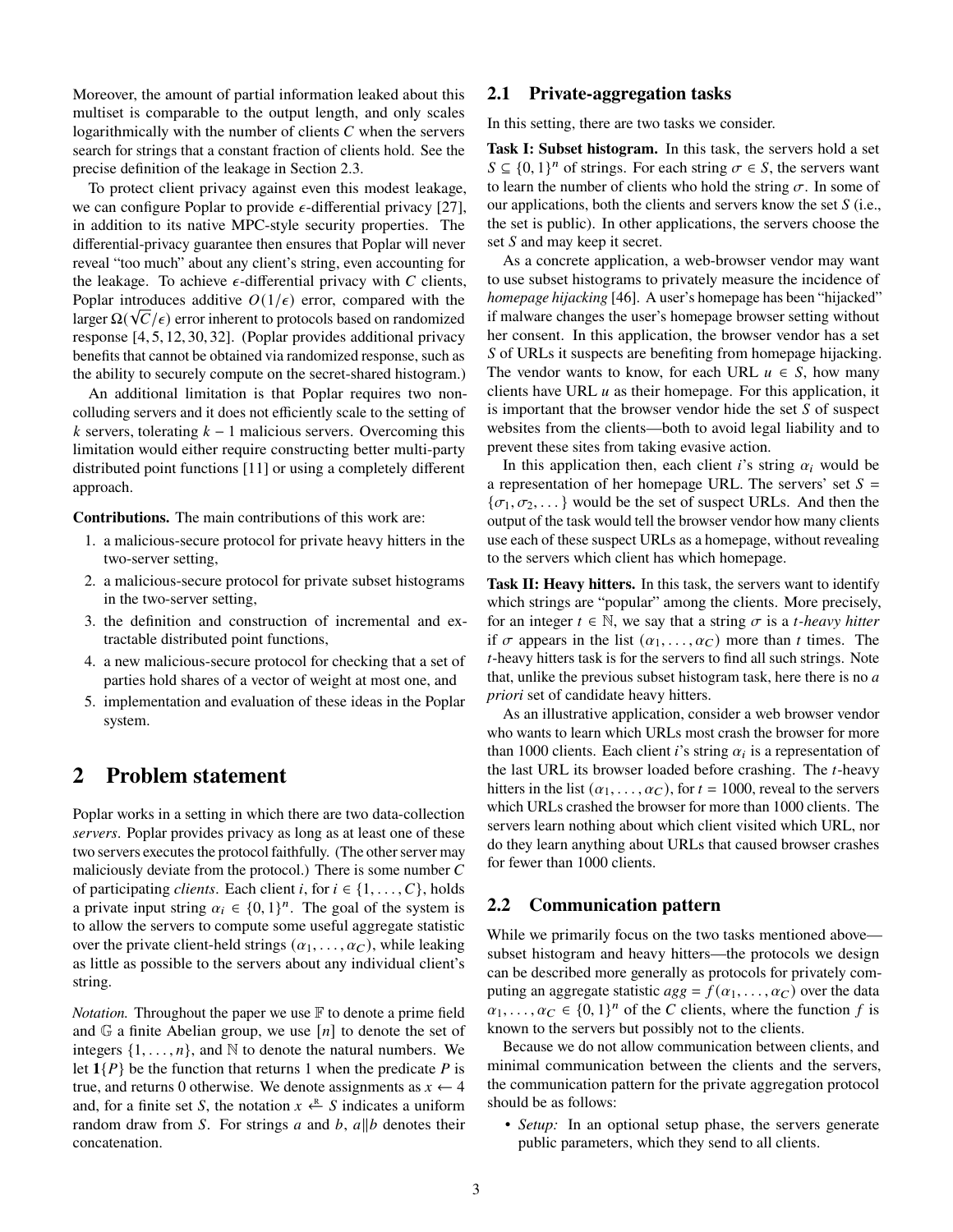Moreover, the amount of partial information leaked about this multiset is comparable to the output length, and only scales logarithmically with the number of clients $C$ when the servers search for strings that a constant fraction of clients hold. See the precise definition of the leakage in Section 2.3.

To protect client privacy against even this modest leakage, we can configure Poplar to provide $\epsilon$-differential privacy [27], in addition to its native MPC-style security properties. The differential-privacy guarantee then ensures that Poplar will never reveal "too much" about any client's string, even accounting for the leakage. To achieve $\epsilon$-differential privacy with $C$ clients, Poplar introduces additive $O(1/\epsilon)$ error, compared with the larger $\Omega(\sqrt{C}/\epsilon)$ error inherent to protocols based on randomized response [4, 5, 12, 30, 32]. (Poplar provides additional privacy benefits that cannot be obtained via randomized response, such as the ability to securely compute on the secret-shared histogram.)

An additional limitation is that Poplar requires two non-colluding servers and it does not efficiently scale to the setting of $k$ servers, tolerating $k-1$ malicious servers. Overcoming this limitation would either require constructing better multi-party distributed point functions [11] or using a completely different approach.

**Contributions.** The main contributions of this work are:

1. a malicious-secure protocol for private heavy hitters in the two-server setting,
2. a malicious-secure protocol for private subset histograms in the two-server setting,
3. the definition and construction of incremental and extractable distributed point functions,
4. a new malicious-secure protocol for checking that a set of parties hold shares of a vector of weight at most one, and
5. implementation and evaluation of these ideas in the Poplar system.

# 2 Problem statement

Poplar works in a setting in which there are two data-collection *servers*. Poplar provides privacy as long as at least one of these two servers executes the protocol faithfully. (The other server may maliciously deviate from the protocol.) There is some number $C$ of participating *clients*. Each client $i$, for $i \in \{1, \dots, C\}$, holds a private input string $\alpha_i \in \{0,1\}^n$. The goal of the system is to allow the servers to compute some useful aggregate statistic over the private client-held strings $(\alpha_1, \dots, \alpha_C)$, while leaking as little as possible to the servers about any individual client's string.

*Notation.* Throughout the paper we use $\mathbb{F}$ to denote a prime field and $\mathbb{G}$ a finite Abelian group, we use $[n]$ to denote the set of integers $\{1, \dots, n\}$, and $\mathbb{N}$ to denote the natural numbers. We let $\mathbf{1}\{P\}$ be the function that returns 1 when the predicate $P$ is true, and returns 0 otherwise. We denote assignments as $x \leftarrow 4$ and, for a finite set $S$, the notation $x \xleftarrow{R} S$ indicates a uniform random draw from $S$. For strings $a$ and $b$, $a \| b$ denotes their concatenation.

## 2.1 Private-aggregation tasks

In this setting, there are two tasks we consider.

**Task I: Subset histogram.** In this task, the servers hold a set $S \subseteq \{0,1\}^n$ of strings. For each string $\sigma \in S$, the servers want to learn the number of clients who hold the string $\sigma$. In some of our applications, both the clients and servers know the set $S$ (i.e., the set is public). In other applications, the servers choose the set $S$ and may keep it secret.

As a concrete application, a web-browser vendor may want to use subset histograms to privately measure the incidence of *homepage hijacking* [46]. A user's homepage has been "hijacked" if malware changes the user's homepage browser setting without her consent. In this application, the browser vendor has a set $S$ of URLs it suspects are benefiting from homepage hijacking. The vendor wants to know, for each URL $u \in S$, how many clients have URL $u$ as their homepage. For this application, it is important that the browser vendor hide the set $S$ of suspect websites from the clients—both to avoid legal liability and to prevent these sites from taking evasive action.

In this application then, each client $i$'s string $\alpha_i$ would be a representation of her homepage URL. The servers' set $S = \{\sigma_1, \sigma_2, \dots\}$ would be the set of suspect URLs. And then the output of the task would tell the browser vendor how many clients use each of these suspect URLs as a homepage, without revealing to the servers which client has which homepage.

**Task II: Heavy hitters.** In this task, the servers want to identify which strings are "popular" among the clients. More precisely, for an integer $t \in \mathbb{N}$, we say that a string $\sigma$ is a *$t$-heavy hitter* if $\sigma$ appears in the list $(\alpha_1, \dots, \alpha_C)$ more than $t$ times. The $t$-heavy hitters task is for the servers to find all such strings. Note that, unlike the previous subset histogram task, here there is no *a priori* set of candidate heavy hitters.

As an illustrative application, consider a web browser vendor who wants to learn which URLs most crash the browser for more than 1000 clients. Each client $i$'s string $\alpha_i$ is a representation of the last URL its browser loaded before crashing. The $t$-heavy hitters in the list $(\alpha_1, \dots, \alpha_C)$, for $t = 1000$, reveal to the servers which URLs crashed the browser for more than 1000 clients. The servers learn nothing about which client visited which URL, nor do they learn anything about URLs that caused browser crashes for fewer than 1000 clients.

## 2.2 Communication pattern

While we primarily focus on the two tasks mentioned above—subset histogram and heavy hitters—the protocols we design can be described more generally as protocols for privately computing an aggregate statistic $agg = f(\alpha_1, \dots, \alpha_C)$ over the data $\alpha_1, \dots, \alpha_C \in \{0,1\}^n$ of the $C$ clients, where the function $f$ is known to the servers but possibly not to the clients.

Because we do not allow communication between clients, and minimal communication between the clients and the servers, the communication pattern for the private aggregation protocol should be as follows:

- *Setup:* In an optional setup phase, the servers generate public parameters, which they send to all clients.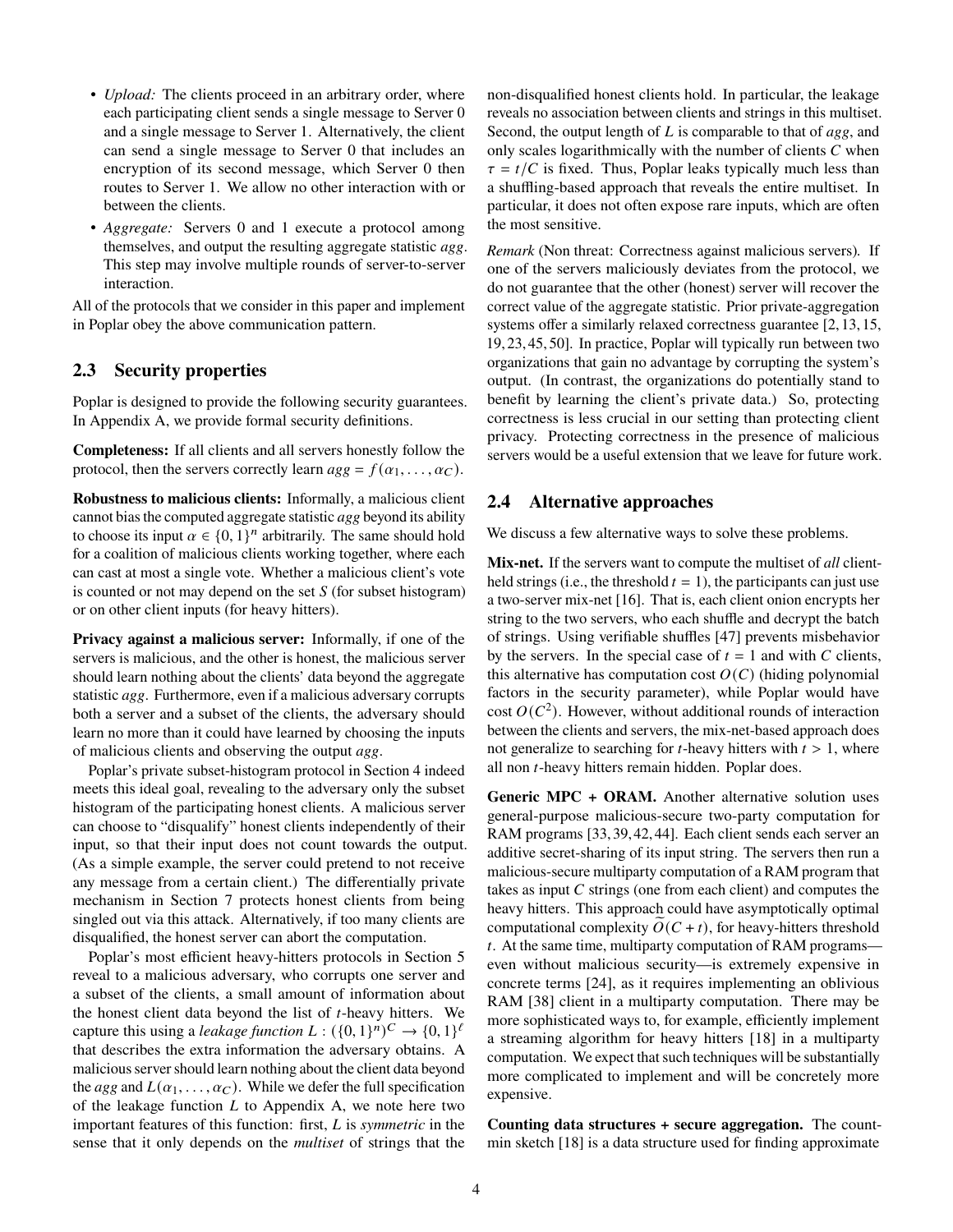- *Upload:* The clients proceed in an arbitrary order, where each participating client sends a single message to Server 0 and a single message to Server 1. Alternatively, the client can send a single message to Server 0 that includes an encryption of its second message, which Server 0 then routes to Server 1. We allow no other interaction with or between the clients.
- *Aggregate:* Servers 0 and 1 execute a protocol among themselves, and output the resulting aggregate statistic *agg*. This step may involve multiple rounds of server-to-server interaction.

All of the protocols that we consider in this paper and implement in Poplar obey the above communication pattern.

## 2.3 Security properties

Poplar is designed to provide the following security guarantees. In Appendix A, we provide formal security definitions.

**Completeness:** If all clients and all servers honestly follow the protocol, then the servers correctly learn $agg = f(\alpha_1, \ldots, \alpha_C)$.

**Robustness to malicious clients:** Informally, a malicious client cannot bias the computed aggregate statistic *agg* beyond its ability to choose its input $\alpha \in \{0,1\}^n$ arbitrarily. The same should hold for a coalition of malicious clients working together, where each can cast at most a single vote. Whether a malicious client's vote is counted or not may depend on the set $S$ (for subset histogram) or on other client inputs (for heavy hitters).

**Privacy against a malicious server:** Informally, if one of the servers is malicious, and the other is honest, the malicious server should learn nothing about the clients' data beyond the aggregate statistic *agg*. Furthermore, even if a malicious adversary corrupts both a server and a subset of the clients, the adversary should learn no more than it could have learned by choosing the inputs of malicious clients and observing the output *agg*.

Poplar's private subset-histogram protocol in Section 4 indeed meets this ideal goal, revealing to the adversary only the subset histogram of the participating honest clients. A malicious server can choose to "disqualify" honest clients independently of their input, so that their input does not count towards the output. (As a simple example, the server could pretend to not receive any message from a certain client.) The differentially private mechanism in Section 7 protects honest clients from being singled out via this attack. Alternatively, if too many clients are disqualified, the honest server can abort the computation.

Poplar's most efficient heavy-hitters protocols in Section 5 reveal to a malicious adversary, who corrupts one server and a subset of the clients, a small amount of information about the honest client data beyond the list of $t$-heavy hitters. We capture this using a *leakage function* $L : (\{0,1\}^n)^C \to \{0,1\}^\ell$ that describes the extra information the adversary obtains. A malicious server should learn nothing about the client data beyond the *agg* and $L(\alpha_1, \ldots, \alpha_C)$. While we defer the full specification of the leakage function $L$ to Appendix A, we note here two important features of this function: first, $L$ is *symmetric* in the sense that it only depends on the *multiset* of strings that the non-disqualified honest clients hold. In particular, the leakage reveals no association between clients and strings in this multiset. Second, the output length of $L$ is comparable to that of *agg*, and only scales logarithmically with the number of clients $C$ when $\tau = t/C$ is fixed. Thus, Poplar leaks typically much less than a shuffling-based approach that reveals the entire multiset. In particular, it does not often expose rare inputs, which are often the most sensitive.

*Remark* (Non threat: Correctness against malicious servers). If one of the servers maliciously deviates from the protocol, we do not guarantee that the other (honest) server will recover the correct value of the aggregate statistic. Prior private-aggregation systems offer a similarly relaxed correctness guarantee [2, 13, 15, 19, 23, 45, 50]. In practice, Poplar will typically run between two organizations that gain no advantage by corrupting the system's output. (In contrast, the organizations do potentially stand to benefit by learning the client's private data.) So, protecting correctness is less crucial in our setting than protecting client privacy. Protecting correctness in the presence of malicious servers would be a useful extension that we leave for future work.

## 2.4 Alternative approaches

We discuss a few alternative ways to solve these problems.

**Mix-net.** If the servers want to compute the multiset of *all* client-held strings (i.e., the threshold $t = 1$), the participants can just use a two-server mix-net [16]. That is, each client onion encrypts her string to the two servers, who each shuffle and decrypt the batch of strings. Using verifiable shuffles [47] prevents misbehavior by the servers. In the special case of $t = 1$ and with $C$ clients, this alternative has computation cost $O(C)$ (hiding polynomial factors in the security parameter), while Poplar would have cost $O(C^2)$. However, without additional rounds of interaction between the clients and servers, the mix-net-based approach does not generalize to searching for $t$-heavy hitters with $t > 1$, where all non $t$-heavy hitters remain hidden. Poplar does.

**Generic MPC + ORAM.** Another alternative solution uses general-purpose malicious-secure two-party computation for RAM programs [33, 39, 42, 44]. Each client sends each server an additive secret-sharing of its input string. The servers then run a malicious-secure multiparty computation of a RAM program that takes as input $C$ strings (one from each client) and computes the heavy hitters. This approach could have asymptotically optimal computational complexity $\widetilde{O}(C + t)$, for heavy-hitters threshold $t$. At the same time, multiparty computation of RAM programs—even without malicious security—is extremely expensive in concrete terms [24], as it requires implementing an oblivious RAM [38] client in a multiparty computation. There may be more sophisticated ways to, for example, efficiently implement a streaming algorithm for heavy hitters [18] in a multiparty computation. We expect that such techniques will be substantially more complicated to implement and will be concretely more expensive.

**Counting data structures + secure aggregation.** The count-min sketch [18] is a data structure used for finding approximate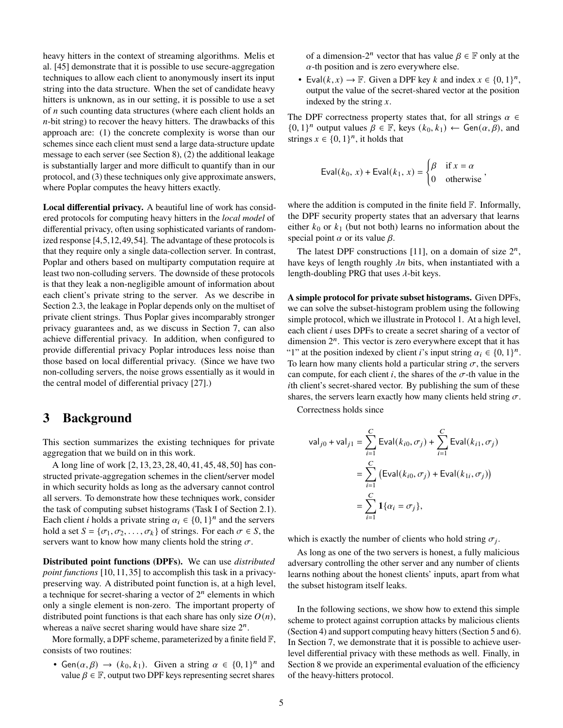heavy hitters in the context of streaming algorithms. Melis et al. [45] demonstrate that it is possible to use secure-aggregation techniques to allow each client to anonymously insert its input string into the data structure. When the set of candidate heavy hitters is unknown, as in our setting, it is possible to use a set of $n$ such counting data structures (where each client holds an $n$-bit string) to recover the heavy hitters. The drawbacks of this approach are: (1) the concrete complexity is worse than our schemes since each client must send a large data-structure update message to each server (see Section 8), (2) the additional leakage is substantially larger and more difficult to quantify than in our protocol, and (3) these techniques only give approximate answers, where Poplar computes the heavy hitters exactly.

**Local differential privacy.** A beautiful line of work has considered protocols for computing heavy hitters in the *local model* of differential privacy, often using sophisticated variants of randomized response [4,5,12,49,54]. The advantage of these protocols is that they require only a single data-collection server. In contrast, Poplar and others based on multiparty computation require at least two non-colluding servers. The downside of these protocols is that they leak a non-negligible amount of information about each client's private string to the server. As we describe in Section 2.3, the leakage in Poplar depends only on the multiset of private client strings. Thus Poplar gives incomparably stronger privacy guarantees and, as we discuss in Section 7, can also achieve differential privacy. In addition, when configured to provide differential privacy Poplar introduces less noise than those based on local differential privacy. (Since we have two non-colluding servers, the noise grows essentially as it would in the central model of differential privacy [27].)

# 3 Background

This section summarizes the existing techniques for private aggregation that we build on in this work.

A long line of work [2,13,23,28,40,41,45,48,50] has constructed private-aggregation schemes in the client/server model in which security holds as long as the adversary cannot control all servers. To demonstrate how these techniques work, consider the task of computing subset histograms (Task I of Section 2.1). Each client $i$ holds a private string $\alpha_i \in \{0,1\}^n$ and the servers hold a set $S = \{\sigma_1, \sigma_2, \ldots, \sigma_k\}$ of strings. For each $\sigma \in S$, the servers want to know how many clients hold the string $\sigma$.

**Distributed point functions (DPFs).** We can use *distributed point functions* [10,11,35] to accomplish this task in a privacy-preserving way. A distributed point function is, at a high level, a technique for secret-sharing a vector of $2^n$ elements in which only a single element is non-zero. The important property of distributed point functions is that each share has only size $O(n)$, whereas a naïve secret sharing would have share size $2^n$.

More formally, a DPF scheme, parameterized by a finite field $\mathbb{F}$, consists of two routines:

- $\mathsf{Gen}(\alpha, \beta) \to (k_0, k_1)$. Given a string $\alpha \in \{0,1\}^n$ and value $\beta \in \mathbb{F}$, output two DPF keys representing secret shares of a dimension-$2^n$ vector that has value $\beta \in \mathbb{F}$ only at the $\alpha$-th position and is zero everywhere else.
- $\mathsf{Eval}(k, x) \to \mathbb{F}$. Given a DPF key $k$ and index $x \in \{0,1\}^n$, output the value of the secret-shared vector at the position indexed by the string $x$.

The DPF correctness property states that, for all strings $\alpha \in \{0,1\}^n$ output values $\beta \in \mathbb{F}$, keys $(k_0, k_1) \leftarrow \mathsf{Gen}(\alpha, \beta)$, and strings $x \in \{0,1\}^n$, it holds that

$$\mathsf{Eval}(k_0,\, x) + \mathsf{Eval}(k_1,\, x) = \begin{cases} \beta & \text{if } x = \alpha \\ 0 & \text{otherwise} \end{cases},$$

where the addition is computed in the finite field $\mathbb{F}$. Informally, the DPF security property states that an adversary that learns either $k_0$ or $k_1$ (but not both) learns no information about the special point $\alpha$ or its value $\beta$.

The latest DPF constructions [11], on a domain of size $2^n$, have keys of length roughly $\lambda n$ bits, when instantiated with a length-doubling PRG that uses $\lambda$-bit keys.

**A simple protocol for private subset histograms.** Given DPFs, we can solve the subset-histogram problem using the following simple protocol, which we illustrate in Protocol 1. At a high level, each client $i$ uses DPFs to create a secret sharing of a vector of dimension $2^n$. This vector is zero everywhere except that it has "1" at the position indexed by client $i$'s input string $\alpha_i \in \{0,1\}^n$. To learn how many clients hold a particular string $\sigma$, the servers can compute, for each client $i$, the shares of the $\sigma$-th value in the $i$th client's secret-shared vector. By publishing the sum of these shares, the servers learn exactly how many clients held string $\sigma$.

Correctness holds since

$$\begin{aligned}
\mathsf{val}_{j0} + \mathsf{val}_{j1} &= \sum_{i=1}^{C} \mathsf{Eval}(k_{i0}, \sigma_j) + \sum_{i=1}^{C} \mathsf{Eval}(k_{i1}, \sigma_j) \\
&= \sum_{i=1}^{C} \left( \mathsf{Eval}(k_{i0}, \sigma_j) + \mathsf{Eval}(k_{1i}, \sigma_j) \right) \\
&= \sum_{i=1}^{C} \mathbf{1}\{\alpha_i = \sigma_j\},
\end{aligned}$$

which is exactly the number of clients who hold string $\sigma_j$.

As long as one of the two servers is honest, a fully malicious adversary controlling the other server and any number of clients learns nothing about the honest clients' inputs, apart from what the subset histogram itself leaks.

In the following sections, we show how to extend this simple scheme to protect against corruption attacks by malicious clients (Section 4) and support computing heavy hitters (Section 5 and 6). In Section 7, we demonstrate that it is possible to achieve user-level differential privacy with these methods as well. Finally, in Section 8 we provide an experimental evaluation of the efficiency of the heavy-hitters protocol.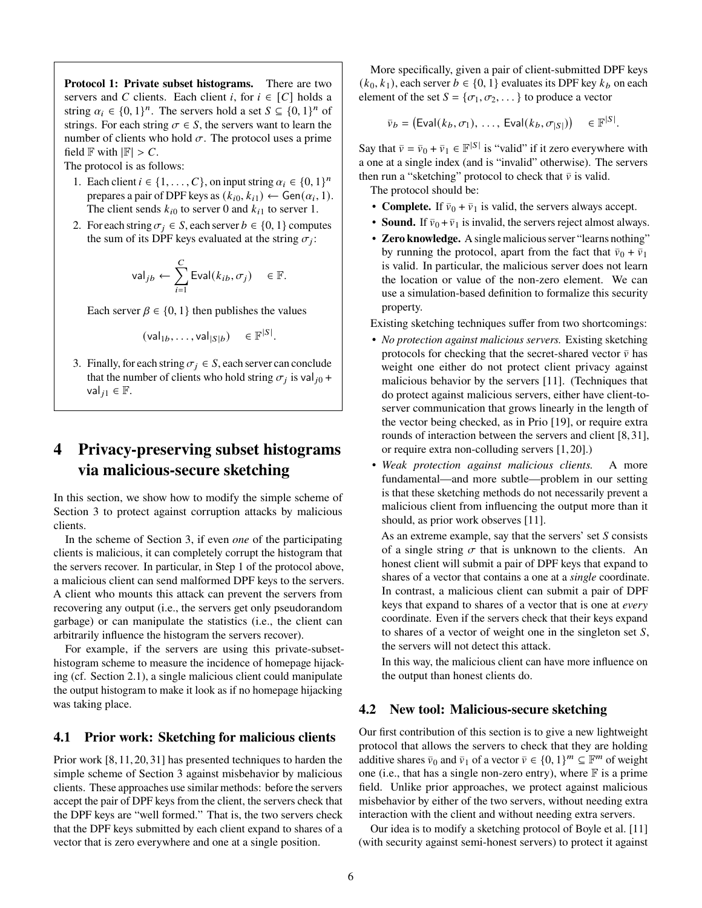**Protocol 1: Private subset histograms.** There are two servers and $C$ clients. Each client $i$, for $i \in [C]$ holds a string $\alpha_i \in \{0,1\}^n$. The servers hold a set $S \subseteq \{0,1\}^n$ of strings. For each string $\sigma \in S$, the servers want to learn the number of clients who hold $\sigma$. The protocol uses a prime field $\mathbb{F}$ with $|\mathbb{F}| > C$.

The protocol is as follows:

1. Each client $i \in \{1, \ldots, C\}$, on input string $\alpha_i \in \{0,1\}^n$ prepares a pair of DPF keys as $(k_{i0}, k_{i1}) \leftarrow \mathsf{Gen}(\alpha_i, 1)$. The client sends $k_{i0}$ to server 0 and $k_{i1}$ to server 1.
2. For each string $\sigma_j \in S$, each server $b \in \{0,1\}$ computes the sum of its DPF keys evaluated at the string $\sigma_j$:
$$\mathsf{val}_{jb} \leftarrow \sum_{i=1}^{C} \mathsf{Eval}(k_{ib}, \sigma_j) \quad \in \mathbb{F}.$$
Each server $\beta \in \{0,1\}$ then publishes the values
$$(\mathsf{val}_{1b}, \ldots, \mathsf{val}_{|S|b}) \quad \in \mathbb{F}^{|S|}.$$
3. Finally, for each string $\sigma_j \in S$, each server can conclude that the number of clients who hold string $\sigma_j$ is $\mathsf{val}_{j0} + \mathsf{val}_{j1} \in \mathbb{F}$.

# 4 Privacy-preserving subset histograms via malicious-secure sketching

In this section, we show how to modify the simple scheme of Section 3 to protect against corruption attacks by malicious clients.

In the scheme of Section 3, if even *one* of the participating clients is malicious, it can completely corrupt the histogram that the servers recover. In particular, in Step 1 of the protocol above, a malicious client can send malformed DPF keys to the servers. A client who mounts this attack can prevent the servers from recovering any output (i.e., the servers get only pseudorandom garbage) or can manipulate the statistics (i.e., the client can arbitrarily influence the histogram the servers recover).

For example, if the servers are using this private-subset-histogram scheme to measure the incidence of homepage hijacking (cf. Section 2.1), a single malicious client could manipulate the output histogram to make it look as if no homepage hijacking was taking place.

## 4.1 Prior work: Sketching for malicious clients

Prior work [8, 11, 20, 31] has presented techniques to harden the simple scheme of Section 3 against misbehavior by malicious clients. These approaches use similar methods: before the servers accept the pair of DPF keys from the client, the servers check that the DPF keys are "well formed." That is, the two servers check that the DPF keys submitted by each client expand to shares of a vector that is zero everywhere and one at a single position.

More specifically, given a pair of client-submitted DPF keys $(k_0, k_1)$, each server $b \in \{0,1\}$ evaluates its DPF key $k_b$ on each element of the set $S = \{\sigma_1, \sigma_2, \ldots\}$ to produce a vector

$$\bar{v}_b = \left(\mathsf{Eval}(k_b, \sigma_1),\ \ldots,\ \mathsf{Eval}(k_b, \sigma_{|S|})\right) \quad \in \mathbb{F}^{|S|}.$$

Say that $\bar{v} = \bar{v}_0 + \bar{v}_1 \in \mathbb{F}^{|S|}$ is "valid" if it zero everywhere with a one at a single index (and is "invalid" otherwise). The servers then run a "sketching" protocol to check that $\bar{v}$ is valid.

The protocol should be:

- **Complete.** If $\bar{v}_0 + \bar{v}_1$ is valid, the servers always accept.
- **Sound.** If $\bar{v}_0 + \bar{v}_1$ is invalid, the servers reject almost always.
- **Zero knowledge.** A single malicious server "learns nothing" by running the protocol, apart from the fact that $\bar{v}_0 + \bar{v}_1$ is valid. In particular, the malicious server does not learn the location or value of the non-zero element. We can use a simulation-based definition to formalize this security property.

Existing sketching techniques suffer from two shortcomings:

- *No protection against malicious servers.* Existing sketching protocols for checking that the secret-shared vector $\bar{v}$ has weight one either do not protect client privacy against malicious behavior by the servers [11]. (Techniques that do protect against malicious servers, either have client-to-server communication that grows linearly in the length of the vector being checked, as in Prio [19], or require extra rounds of interaction between the servers and client [8, 31], or require extra non-colluding servers [1, 20].)
- *Weak protection against malicious clients.* A more fundamental—and more subtle—problem in our setting is that these sketching methods do not necessarily prevent a malicious client from influencing the output more than it should, as prior work observes [11].

  As an extreme example, say that the servers' set $S$ consists of a single string $\sigma$ that is unknown to the clients. An honest client will submit a pair of DPF keys that expand to shares of a vector that contains a one at a *single* coordinate. In contrast, a malicious client can submit a pair of DPF keys that expand to shares of a vector that is one at *every* coordinate. Even if the servers check that their keys expand to shares of a vector of weight one in the singleton set $S$, the servers will not detect this attack.

  In this way, the malicious client can have more influence on the output than honest clients do.

## 4.2 New tool: Malicious-secure sketching

Our first contribution of this section is to give a new lightweight protocol that allows the servers to check that they are holding additive shares $\bar{v}_0$ and $\bar{v}_1$ of a vector $\bar{v} \in \{0,1\}^m \subseteq \mathbb{F}^m$ of weight one (i.e., that has a single non-zero entry), where $\mathbb{F}$ is a prime field. Unlike prior approaches, we protect against malicious misbehavior by either of the two servers, without needing extra interaction with the client and without needing extra servers.

Our idea is to modify a sketching protocol of Boyle et al. [11] (with security against semi-honest servers) to protect it against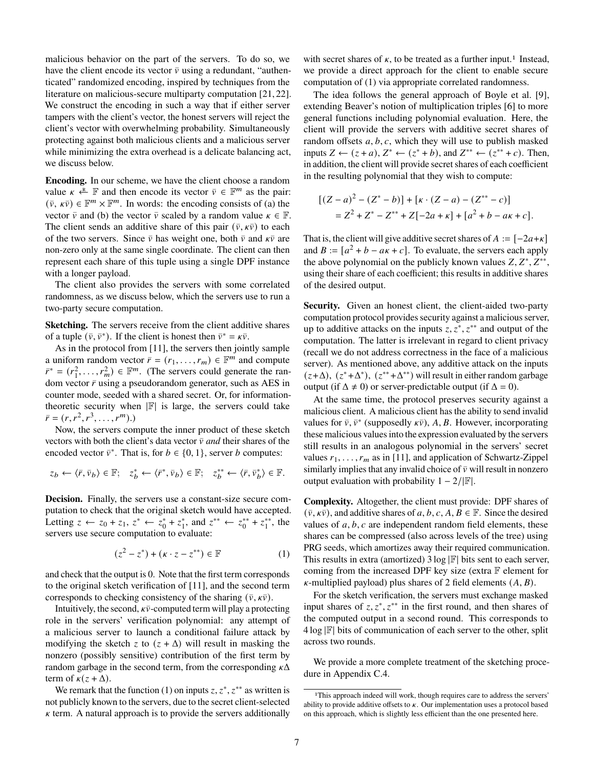malicious behavior on the part of the servers. To do so, we have the client encode its vector $\bar{v}$ using a redundant, "authenticated" randomized encoding, inspired by techniques from the literature on malicious-secure multiparty computation [21, 22]. We construct the encoding in such a way that if either server tampers with the client's vector, the honest servers will reject the client's vector with overwhelming probability. Simultaneously protecting against both malicious clients and a malicious server while minimizing the extra overhead is a delicate balancing act, we discuss below.

**Encoding.** In our scheme, we have the client choose a random value $\kappa \xleftarrow{R} \mathbb{F}$ and then encode its vector $\bar{v} \in \mathbb{F}^m$ as the pair: $(\bar{v}, \kappa\bar{v}) \in \mathbb{F}^m \times \mathbb{F}^m$. In words: the encoding consists of (a) the vector $\bar{v}$ and (b) the vector $\bar{v}$ scaled by a random value $\kappa \in \mathbb{F}$. The client sends an additive share of this pair $(\bar{v}, \kappa\bar{v})$ to each of the two servers. Since $\bar{v}$ has weight one, both $\bar{v}$ and $\kappa\bar{v}$ are non-zero only at the same single coordinate. The client can then represent each share of this tuple using a single DPF instance with a longer payload.

The client also provides the servers with some correlated randomness, as we discuss below, which the servers use to run a two-party secure computation.

**Sketching.** The servers receive from the client additive shares of a tuple $(\bar{v}, \bar{v}^*)$. If the client is honest then $\bar{v}^* = \kappa\bar{v}$.

As in the protocol from [11], the servers then jointly sample a uniform random vector $\bar{r} = (r_1, \ldots, r_m) \in \mathbb{F}^m$ and compute $\bar{r}^* = (r_1^2, \ldots, r_m^2) \in \mathbb{F}^m$. (The servers could generate the random vector $\bar{r}$ using a pseudorandom generator, such as AES in counter mode, seeded with a shared secret. Or, for information-theoretic security when $|\mathbb{F}|$ is large, the servers could take $\bar{r} = (r, r^2, r^3, \ldots, r^m)$.)

Now, the servers compute the inner product of these sketch vectors with both the client's data vector $\bar{v}$ *and* their shares of the encoded vector $\bar{v}^*$. That is, for $b \in \{0, 1\}$, server $b$ computes:

$$z_b \leftarrow \langle \bar{r}, \bar{v}_b \rangle \in \mathbb{F}; \quad z_b^* \leftarrow \langle \bar{r}^*, \bar{v}_b \rangle \in \mathbb{F}; \quad z_b^{**} \leftarrow \langle \bar{r}, \bar{v}_b^* \rangle \in \mathbb{F}.$$

**Decision.** Finally, the servers use a constant-size secure computation to check that the original sketch would have accepted. Letting $z \leftarrow z_0 + z_1$, $z^* \leftarrow z_0^* + z_1^*$, and $z^{**} \leftarrow z_0^{**} + z_1^{**}$, the servers use secure computation to evaluate:

$$(z^2 - z^*) + (\kappa \cdot z - z^{**}) \in \mathbb{F} \tag{1}$$

and check that the output is 0. Note that the first term corresponds to the original sketch verification of [11], and the second term corresponds to checking consistency of the sharing $(\bar{v}, \kappa\bar{v})$.

Intuitively, the second, $\kappa\bar{v}$-computed term will play a protecting role in the servers' verification polynomial: any attempt of a malicious server to launch a conditional failure attack by modifying the sketch $z$ to $(z + \Delta)$ will result in masking the nonzero (possibly sensitive) contribution of the first term by random garbage in the second term, from the corresponding $\kappa\Delta$ term of $\kappa(z + \Delta)$.

We remark that the function (1) on inputs $z, z^*, z^{**}$ as written is not publicly known to the servers, due to the secret client-selected $\kappa$ term. A natural approach is to provide the servers additionally with secret shares of $\kappa$, to be treated as a further input.[1] Instead, we provide a direct approach for the client to enable secure computation of (1) via appropriate correlated randomness.

The idea follows the general approach of Boyle et al. [9], extending Beaver's notion of multiplication triples [6] to more general functions including polynomial evaluation. Here, the client will provide the servers with additive secret shares of random offsets $a, b, c$, which they will use to publish masked inputs $Z \leftarrow (z + a)$, $Z^* \leftarrow (z^* + b)$, and $Z^{**} \leftarrow (z^{**} + c)$. Then, in addition, the client will provide secret shares of each coefficient in the resulting polynomial that they wish to compute:

$$\begin{aligned}
&[(Z - a)^2 - (Z^* - b)] + [\kappa \cdot (Z - a) - (Z^{**} - c)] \\
&\quad = Z^2 + Z^* - Z^{**} + Z[-2a + \kappa] + [a^2 + b - a\kappa + c].
\end{aligned}$$

That is, the client will give additive secret shares of $A := [-2a+\kappa]$ and $B := [a^2 + b - a\kappa + c]$. To evaluate, the servers each apply the above polynomial on the publicly known values $Z, Z^*, Z^{**}$, using their share of each coefficient; this results in additive shares of the desired output.

**Security.** Given an honest client, the client-aided two-party computation protocol provides security against a malicious server, up to additive attacks on the inputs $z, z^*, z^{**}$ and output of the computation. The latter is irrelevant in regard to client privacy (recall we do not address correctness in the face of a malicious server). As mentioned above, any additive attack on the inputs $(z+\Delta)$, $(z^*+\Delta^*)$, $(z^{**}+\Delta^{**})$ will result in either random garbage output (if $\Delta \neq 0$) or server-predictable output (if $\Delta = 0$).

At the same time, the protocol preserves security against a malicious client. A malicious client has the ability to send invalid values for $\bar{v}, \bar{v}^*$ (supposedly $\kappa\bar{v}$), $A, B$. However, incorporating these malicious values into the expression evaluated by the servers still results in an analogous polynomial in the servers' secret values $r_1, \ldots, r_m$ as in [11], and application of Schwartz-Zippel similarly implies that any invalid choice of $\bar{v}$ will result in nonzero output evaluation with probability $1 - 2/|\mathbb{F}|$.

**Complexity.** Altogether, the client must provide: DPF shares of $(\bar{v}, \kappa\bar{v})$, and additive shares of $a, b, c, A, B \in \mathbb{F}$. Since the desired values of $a, b, c$ are independent random field elements, these shares can be compressed (also across levels of the tree) using PRG seeds, which amortizes away their required communication. This results in extra (amortized) $3 \log |\mathbb{F}|$ bits sent to each server, coming from the increased DPF key size (extra $\mathbb{F}$ element for $\kappa$-multiplied payload) plus shares of 2 field elements $(A, B)$.

For the sketch verification, the servers must exchange masked input shares of $z, z^*, z^{**}$ in the first round, and then shares of the computed output in a second round. This corresponds to $4 \log |\mathbb{F}|$ bits of communication of each server to the other, split across two rounds.

We provide a more complete treatment of the sketching procedure in Appendix C.4.

[1] This approach indeed will work, though requires care to address the servers' ability to provide additive offsets to $\kappa$. Our implementation uses a protocol based on this approach, which is slightly less efficient than the one presented here.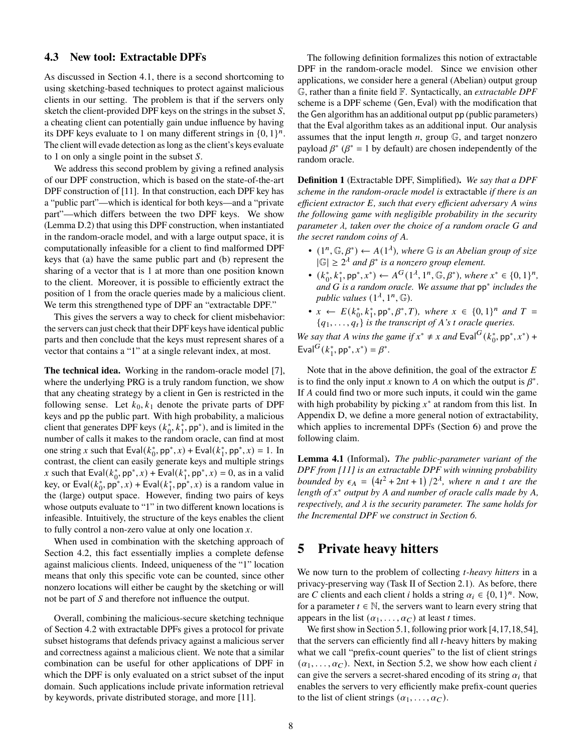### 4.3 New tool: Extractable DPFs

As discussed in Section 4.1, there is a second shortcoming to using sketching-based techniques to protect against malicious clients in our setting. The problem is that if the servers only sketch the client-provided DPF keys on the strings in the subset $S$, a cheating client can potentially gain undue influence by having its DPF keys evaluate to 1 on many different strings in $\{0,1\}^n$. The client will evade detection as long as the client's keys evaluate to 1 on only a single point in the subset $S$.

We address this second problem by giving a refined analysis of our DPF construction, which is based on the state-of-the-art DPF construction of [11]. In that construction, each DPF key has a "public part"—which is identical for both keys—and a "private part"—which differs between the two DPF keys. We show (Lemma D.2) that using this DPF construction, when instantiated in the random-oracle model, and with a large output space, it is computationally infeasible for a client to find malformed DPF keys that (a) have the same public part and (b) represent the sharing of a vector that is 1 at more than one position known to the client. Moreover, it is possible to efficiently extract the position of 1 from the oracle queries made by a malicious client. We term this strengthened type of DPF an "extractable DPF."

This gives the servers a way to check for client misbehavior: the servers can just check that their DPF keys have identical public parts and then conclude that the keys must represent shares of a vector that contains a "1" at a single relevant index, at most.

**The technical idea.** Working in the random-oracle model [7], where the underlying PRG is a truly random function, we show that any cheating strategy by a client in Gen is restricted in the following sense. Let $k_0, k_1$ denote the private parts of DPF keys and pp the public part. With high probability, a malicious client that generates DPF keys $(k_0^*, k_1^*, \mathsf{pp}^*)$, and is limited in the number of calls it makes to the random oracle, can find at most one string $x$ such that $\mathsf{Eval}(k_0^*, \mathsf{pp}^*, x) + \mathsf{Eval}(k_1^*, \mathsf{pp}^*, x) = 1$. In contrast, the client can easily generate keys and multiple strings $x$ such that $\mathsf{Eval}(k_0^*, \mathsf{pp}^*, x) + \mathsf{Eval}(k_1^*, \mathsf{pp}^*, x) = 0$, as in a valid key, or $\mathsf{Eval}(k_0^*, \mathsf{pp}^*, x) + \mathsf{Eval}(k_1^*, \mathsf{pp}^*, x)$ is a random value in the (large) output space. However, finding two pairs of keys whose outputs evaluate to "1" in two different known locations is infeasible. Intuitively, the structure of the keys enables the client to fully control a non-zero value at only one location $x$.

When used in combination with the sketching approach of Section 4.2, this fact essentially implies a complete defense against malicious clients. Indeed, uniqueness of the "1" location means that only this specific vote can be counted, since other nonzero locations will either be caught by the sketching or will not be part of $S$ and therefore not influence the output.

Overall, combining the malicious-secure sketching technique of Section 4.2 with extractable DPFs gives a protocol for private subset histograms that defends privacy against a malicious server and correctness against a malicious client. We note that a similar combination can be useful for other applications of DPF in which the DPF is only evaluated on a strict subset of the input domain. Such applications include private information retrieval by keywords, private distributed storage, and more [11].

The following definition formalizes this notion of extractable DPF in the random-oracle model. Since we envision other applications, we consider here a general (Abelian) output group $\mathbb{G}$, rather than a finite field $\mathbb{F}$. Syntactically, an *extractable DPF* scheme is a DPF scheme (Gen, Eval) with the modification that the Gen algorithm has an additional output pp (public parameters) that the Eval algorithm takes as an additional input. Our analysis assumes that the input length $n$, group $\mathbb{G}$, and target nonzero payload $\beta^*$ ($\beta^* = 1$ by default) are chosen independently of the random oracle.

**Definition 1** (Extractable DPF, Simplified)**.** *We say that a DPF scheme in the random-oracle model is* extractable *if there is an efficient extractor $E$, such that every efficient adversary $A$ wins the following game with negligible probability in the security parameter $\lambda$, taken over the choice of a random oracle $G$ and the secret random coins of $A$.*

- *$(1^n, \mathbb{G}, \beta^*) \leftarrow A(1^\lambda)$, where $\mathbb{G}$ is an Abelian group of size $|\mathbb{G}| \geq 2^\lambda$ and $\beta^*$ is a nonzero group element.*
- *$(k_0^*, k_1^*, \mathsf{pp}^*, x^*) \leftarrow A^G(1^\lambda, 1^n, \mathbb{G}, \beta^*)$, where $x^* \in \{0,1\}^n$, and $G$ is a random oracle. We assume that $\mathsf{pp}^*$ includes the public values $(1^\lambda, 1^n, \mathbb{G})$.*
- *$x \leftarrow E(k_0^*, k_1^*, \mathsf{pp}^*, \beta^*, T)$, where $x \in \{0,1\}^n$ and $T = \{q_1, \ldots, q_t\}$ is the transcript of $A$'s $t$ oracle queries.*

*We say that $A$ wins the game if $x^* \neq x$ and $\mathsf{Eval}^G(k_0^*, \mathsf{pp}^*, x^*) + \mathsf{Eval}^G(k_1^*, \mathsf{pp}^*, x^*) = \beta^*$.*

Note that in the above definition, the goal of the extractor $E$ is to find the only input $x$ known to $A$ on which the output is $\beta^*$. If $A$ could find two or more such inputs, it could win the game with high probability by picking $x^*$ at random from this list. In Appendix D, we define a more general notion of extractability, which applies to incremental DPFs (Section 6) and prove the following claim.

**Lemma 4.1** (Informal)**.** *The public-parameter variant of the DPF from [11] is an extractable DPF with winning probability bounded by $\epsilon_A = (4t^2 + 2nt + 1)/2^\lambda$, where $n$ and $t$ are the length of $x^*$ output by $A$ and number of oracle calls made by $A$, respectively, and $\lambda$ is the security parameter. The same holds for the Incremental DPF we construct in Section 6.*

## 5 Private heavy hitters

We now turn to the problem of collecting *t-heavy hitters* in a privacy-preserving way (Task II of Section 2.1). As before, there are $C$ clients and each client $i$ holds a string $\alpha_i \in \{0,1\}^n$. Now, for a parameter $t \in \mathbb{N}$, the servers want to learn every string that appears in the list $(\alpha_1, \ldots, \alpha_C)$ at least $t$ times.

We first show in Section 5.1, following prior work [4,17,18,54], that the servers can efficiently find all $t$-heavy hitters by making what we call "prefix-count queries" to the list of client strings $(\alpha_1, \ldots, \alpha_C)$. Next, in Section 5.2, we show how each client $i$ can give the servers a secret-shared encoding of its string $\alpha_i$ that enables the servers to very efficiently make prefix-count queries to the list of client strings $(\alpha_1, \ldots, \alpha_C)$.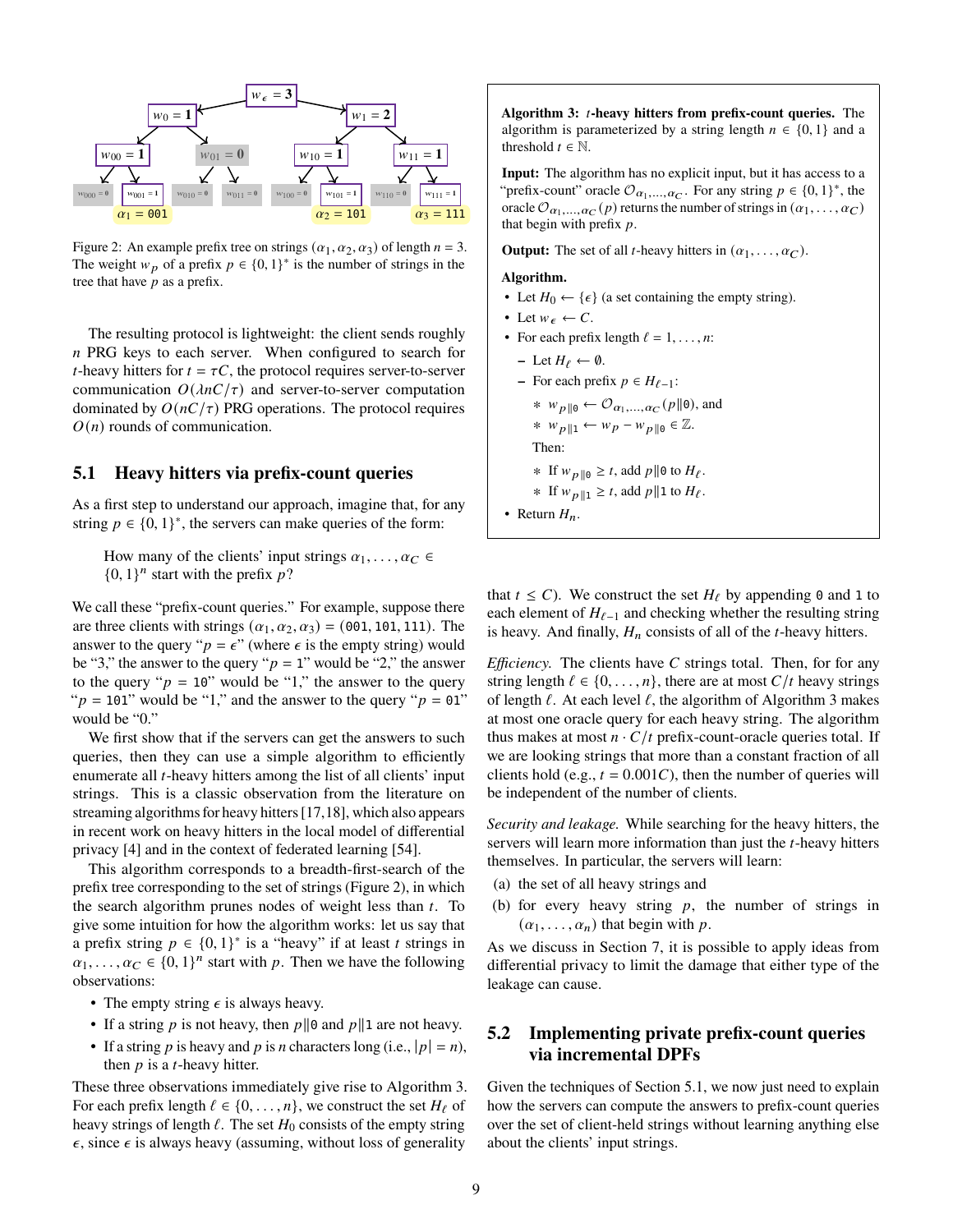Figure 2: An example prefix tree on strings $(\alpha_1, \alpha_2, \alpha_3)$ of length $n = 3$. The weight $w_p$ of a prefix $p \in \{0,1\}^*$ is the number of strings in the tree that have $p$ as a prefix.

The resulting protocol is lightweight: the client sends roughly $n$ PRG keys to each server. When configured to search for $t$-heavy hitters for $t = \tau C$, the protocol requires server-to-server communication $O(\lambda n C/\tau)$ and server-to-server computation dominated by $O(nC/\tau)$ PRG operations. The protocol requires $O(n)$ rounds of communication.

## 5.1 Heavy hitters via prefix-count queries

As a first step to understand our approach, imagine that, for any string $p \in \{0,1\}^*$, the servers can make queries of the form:

> How many of the clients' input strings $\alpha_1, \dots, \alpha_C \in \{0,1\}^n$ start with the prefix $p$?

We call these "prefix-count queries." For example, suppose there are three clients with strings $(\alpha_1, \alpha_2, \alpha_3) = (\texttt{001}, \texttt{101}, \texttt{111})$. The answer to the query "$p = \epsilon$" (where $\epsilon$ is the empty string) would be "3," the answer to the query "$p = \texttt{1}$" would be "2," the answer to the query "$p = \texttt{10}$" would be "1," the answer to the query "$p = \texttt{101}$" would be "1," and the answer to the query "$p = \texttt{01}$" would be "0."

We first show that if the servers can get the answers to such queries, then they can use a simple algorithm to efficiently enumerate all $t$-heavy hitters among the list of all clients' input strings. This is a classic observation from the literature on streaming algorithms for heavy hitters [17,18], which also appears in recent work on heavy hitters in the local model of differential privacy [4] and in the context of federated learning [54].

This algorithm corresponds to a breadth-first-search of the prefix tree corresponding to the set of strings (Figure 2), in which the search algorithm prunes nodes of weight less than $t$. To give some intuition for how the algorithm works: let us say that a prefix string $p \in \{0,1\}^*$ is a "heavy" if at least $t$ strings in $\alpha_1, \dots, \alpha_C \in \{0,1\}^n$ start with $p$. Then we have the following observations:

- The empty string $\epsilon$ is always heavy.
- If a string $p$ is not heavy, then $p\|\texttt{0}$ and $p\|\texttt{1}$ are not heavy.
- If a string $p$ is heavy and $p$ is $n$ characters long (i.e., $|p| = n$), then $p$ is a $t$-heavy hitter.

These three observations immediately give rise to Algorithm 3. For each prefix length $\ell \in \{0, \dots, n\}$, we construct the set $H_\ell$ of heavy strings of length $\ell$. The set $H_0$ consists of the empty string $\epsilon$, since $\epsilon$ is always heavy (assuming, without loss of generality that $t \le C$). We construct the set $H_\ell$ by appending $\texttt{0}$ and $\texttt{1}$ to each element of $H_{\ell-1}$ and checking whether the resulting string is heavy. And finally, $H_n$ consists of all of the $t$-heavy hitters.

---

**Algorithm 3: $t$-heavy hitters from prefix-count queries.** The algorithm is parameterized by a string length $n \in \{0,1\}$ and a threshold $t \in \mathbb{N}$.

**Input:** The algorithm has no explicit input, but it has access to a "prefix-count" oracle $\mathcal{O}_{\alpha_1,\dots,\alpha_C}$. For any string $p \in \{0,1\}^*$, the oracle $\mathcal{O}_{\alpha_1,\dots,\alpha_C}(p)$ returns the number of strings in $(\alpha_1, \dots, \alpha_C)$ that begin with prefix $p$.

**Output:** The set of all $t$-heavy hitters in $(\alpha_1, \dots, \alpha_C)$.

**Algorithm.**

- Let $H_0 \leftarrow \{\epsilon\}$ (a set containing the empty string).
- Let $w_\epsilon \leftarrow C$.
- For each prefix length $\ell = 1, \dots, n$:
  - Let $H_\ell \leftarrow \emptyset$.
  - For each prefix $p \in H_{\ell-1}$:
    - $w_{p\|\texttt{0}} \leftarrow \mathcal{O}_{\alpha_1,\dots,\alpha_C}(p\|\texttt{0})$, and
    - $w_{p\|\texttt{1}} \leftarrow w_p - w_{p\|\texttt{0}} \in \mathbb{Z}$.

    Then:
    - If $w_{p\|\texttt{0}} \ge t$, add $p\|\texttt{0}$ to $H_\ell$.
    - If $w_{p\|\texttt{1}} \ge t$, add $p\|\texttt{1}$ to $H_\ell$.
- Return $H_n$.

---

*Efficiency.* The clients have $C$ strings total. Then, for for any string length $\ell \in \{0, \dots, n\}$, there are at most $C/t$ heavy strings of length $\ell$. At each level $\ell$, the algorithm of Algorithm 3 makes at most one oracle query for each heavy string. The algorithm thus makes at most $n \cdot C/t$ prefix-count-oracle queries total. If we are looking strings that more than a constant fraction of all clients hold (e.g., $t = 0.001C$), then the number of queries will be independent of the number of clients.

*Security and leakage.* While searching for the heavy hitters, the servers will learn more information than just the $t$-heavy hitters themselves. In particular, the servers will learn:

(a) the set of all heavy strings and

(b) for every heavy string $p$, the number of strings in $(\alpha_1, \dots, \alpha_n)$ that begin with $p$.

As we discuss in Section 7, it is possible to apply ideas from differential privacy to limit the damage that either type of the leakage can cause.

## 5.2 Implementing private prefix-count queries via incremental DPFs

Given the techniques of Section 5.1, we now just need to explain how the servers can compute the answers to prefix-count queries over the set of client-held strings without learning anything else about the clients' input strings.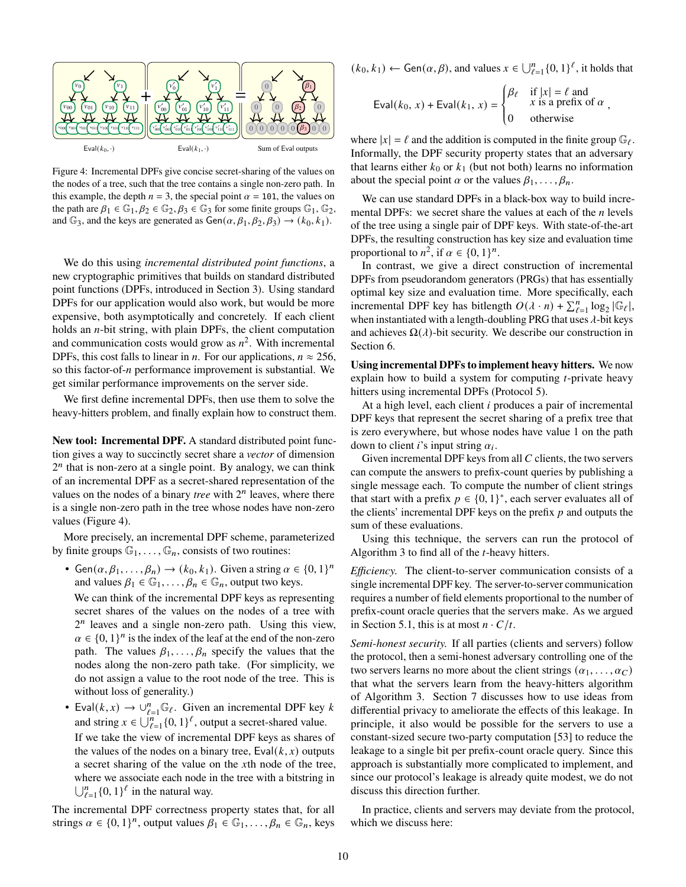Figure 4: Incremental DPFs give concise secret-sharing of the values on the nodes of a tree, such that the tree contains a single non-zero path. In this example, the depth $n = 3$, the special point $\alpha = 101$, the values on the path are $\beta_1 \in \mathbb{G}_1, \beta_2 \in \mathbb{G}_2, \beta_3 \in \mathbb{G}_3$ for some finite groups $\mathbb{G}_1$, $\mathbb{G}_2$, and $\mathbb{G}_3$, and the keys are generated as $\mathsf{Gen}(\alpha, \beta_1, \beta_2, \beta_3) \to (k_0, k_1)$.

We do this using *incremental distributed point functions*, a new cryptographic primitives that builds on standard distributed point functions (DPFs, introduced in Section 3). Using standard DPFs for our application would also work, but would be more expensive, both asymptotically and concretely. If each client holds an $n$-bit string, with plain DPFs, the client computation and communication costs would grow as $n^2$. With incremental DPFs, this cost falls to linear in $n$. For our applications, $n \approx 256$, so this factor-of-$n$ performance improvement is substantial. We get similar performance improvements on the server side.

We first define incremental DPFs, then use them to solve the heavy-hitters problem, and finally explain how to construct them.

**New tool: Incremental DPF.** A standard distributed point function gives a way to succinctly secret share a *vector* of dimension $2^n$ that is non-zero at a single point. By analogy, we can think of an incremental DPF as a secret-shared representation of the values on the nodes of a binary *tree* with $2^n$ leaves, where there is a single non-zero path in the tree whose nodes have non-zero values (Figure 4).

More precisely, an incremental DPF scheme, parameterized by finite groups $\mathbb{G}_1, \dots, \mathbb{G}_n$, consists of two routines:

- $\mathsf{Gen}(\alpha, \beta_1, \dots, \beta_n) \to (k_0, k_1)$. Given a string $\alpha \in \{0,1\}^n$ and values $\beta_1 \in \mathbb{G}_1, \dots, \beta_n \in \mathbb{G}_n$, output two keys.

  We can think of the incremental DPF keys as representing secret shares of the values on the nodes of a tree with $2^n$ leaves and a single non-zero path. Using this view, $\alpha \in \{0,1\}^n$ is the index of the leaf at the end of the non-zero path. The values $\beta_1, \dots, \beta_n$ specify the values that the nodes along the non-zero path take. (For simplicity, we do not assign a value to the root node of the tree. This is without loss of generality.)

- $\mathsf{Eval}(k, x) \to \cup_{\ell=1}^{n} \mathbb{G}_\ell$. Given an incremental DPF key $k$ and string $x \in \bigcup_{\ell=1}^{n} \{0,1\}^\ell$, output a secret-shared value.

  If we take the view of incremental DPF keys as shares of the values of the nodes on a binary tree, $\mathsf{Eval}(k, x)$ outputs a secret sharing of the value on the $x$th node of the tree, where we associate each node in the tree with a bitstring in $\bigcup_{\ell=1}^{n} \{0,1\}^\ell$ in the natural way.

The incremental DPF correctness property states that, for all strings $\alpha \in \{0,1\}^n$, output values $\beta_1 \in \mathbb{G}_1, \dots, \beta_n \in \mathbb{G}_n$, keys $(k_0, k_1) \leftarrow \mathsf{Gen}(\alpha, \beta)$, and values $x \in \bigcup_{\ell=1}^{n} \{0,1\}^\ell$, it holds that

$$\mathsf{Eval}(k_0, x) + \mathsf{Eval}(k_1, x) = \begin{cases} \beta_\ell & \text{if } |x| = \ell \text{ and} \\ & x \text{ is a prefix of } \alpha \\ 0 & \text{otherwise} \end{cases},$$

where $|x| = \ell$ and the addition is computed in the finite group $\mathbb{G}_\ell$. Informally, the DPF security property states that an adversary that learns either $k_0$ or $k_1$ (but not both) learns no information about the special point $\alpha$ or the values $\beta_1, \dots, \beta_n$.

We can use standard DPFs in a black-box way to build incremental DPFs: we secret share the values at each of the $n$ levels of the tree using a single pair of DPF keys. With state-of-the-art DPFs, the resulting construction has key size and evaluation time proportional to $n^2$, if $\alpha \in \{0,1\}^n$.

In contrast, we give a direct construction of incremental DPFs from pseudorandom generators (PRGs) that has essentially optimal key size and evaluation time. More specifically, each incremental DPF key has bitlength $O(\lambda \cdot n) + \sum_{\ell=1}^{n} \log_2 |\mathbb{G}_\ell|$, when instantiated with a length-doubling PRG that uses $\lambda$-bit keys and achieves $\Omega(\lambda)$-bit security. We describe our construction in Section 6.

**Using incremental DPFs to implement heavy hitters.** We now explain how to build a system for computing $t$-private heavy hitters using incremental DPFs (Protocol 5).

At a high level, each client $i$ produces a pair of incremental DPF keys that represent the secret sharing of a prefix tree that is zero everywhere, but whose nodes have value 1 on the path down to client $i$'s input string $\alpha_i$.

Given incremental DPF keys from all $C$ clients, the two servers can compute the answers to prefix-count queries by publishing a single message each. To compute the number of client strings that start with a prefix $p \in \{0,1\}^*$, each server evaluates all of the clients' incremental DPF keys on the prefix $p$ and outputs the sum of these evaluations.

Using this technique, the servers can run the protocol of Algorithm 3 to find all of the $t$-heavy hitters.

*Efficiency.* The client-to-server communication consists of a single incremental DPF key. The server-to-server communication requires a number of field elements proportional to the number of prefix-count oracle queries that the servers make. As we argued in Section 5.1, this is at most $n \cdot C/t$.

*Semi-honest security.* If all parties (clients and servers) follow the protocol, then a semi-honest adversary controlling one of the two servers learns no more about the client strings $(\alpha_1, \dots, \alpha_C)$ that what the servers learn from the heavy-hitters algorithm of Algorithm 3. Section 7 discusses how to use ideas from differential privacy to ameliorate the effects of this leakage. In principle, it also would be possible for the servers to use a constant-sized secure two-party computation [53] to reduce the leakage to a single bit per prefix-count oracle query. Since this approach is substantially more complicated to implement, and since our protocol's leakage is already quite modest, we do not discuss this direction further.

In practice, clients and servers may deviate from the protocol, which we discuss here: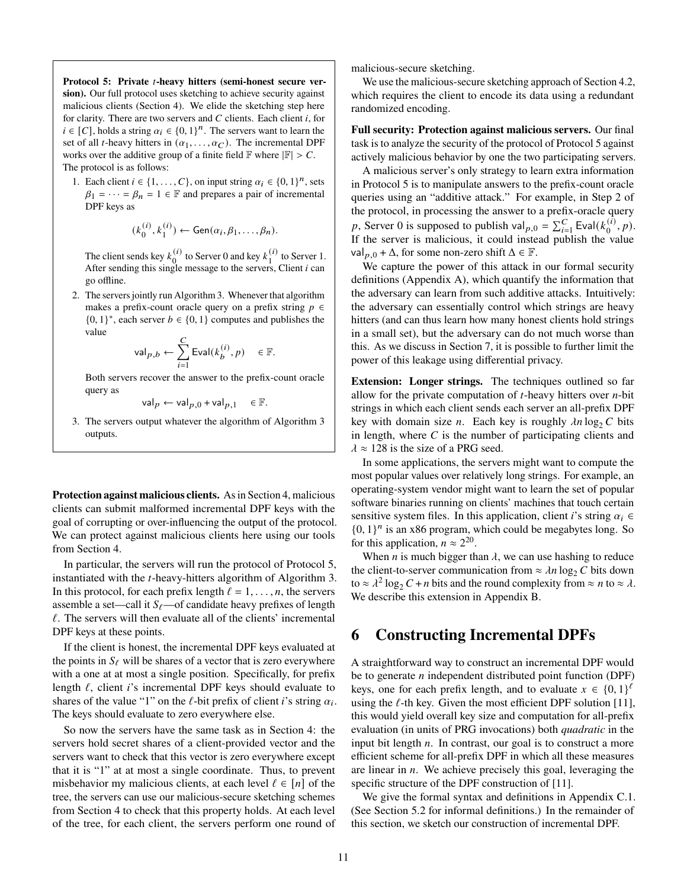**Protocol 5: Private $t$-heavy hitters (semi-honest secure version).** Our full protocol uses sketching to achieve security against malicious clients (Section 4). We elide the sketching step here for clarity. There are two servers and $C$ clients. Each client $i$, for $i \in [C]$, holds a string $\alpha_i \in \{0,1\}^n$. The servers want to learn the set of all $t$-heavy hitters in $(\alpha_1, \dots, \alpha_C)$. The incremental DPF works over the additive group of a finite field $\mathbb{F}$ where $|\mathbb{F}| > C$. The protocol is as follows:

1. Each client $i \in \{1, \dots, C\}$, on input string $\alpha_i \in \{0,1\}^n$, sets $\beta_1 = \cdots = \beta_n = 1 \in \mathbb{F}$ and prepares a pair of incremental DPF keys as
$$(k_0^{(i)}, k_1^{(i)}) \leftarrow \mathsf{Gen}(\alpha_i, \beta_1, \dots, \beta_n).$$
The client sends key $k_0^{(i)}$ to Server 0 and key $k_1^{(i)}$ to Server 1. After sending this single message to the servers, Client $i$ can go offline.
2. The servers jointly run Algorithm 3. Whenever that algorithm makes a prefix-count oracle query on a prefix string $p \in \{0,1\}^*$, each server $b \in \{0,1\}$ computes and publishes the value
$$\mathsf{val}_{p,b} \leftarrow \sum_{i=1}^{C} \mathsf{Eval}(k_b^{(i)}, p) \quad \in \mathbb{F}.$$
Both servers recover the answer to the prefix-count oracle query as
$$\mathsf{val}_p \leftarrow \mathsf{val}_{p,0} + \mathsf{val}_{p,1} \quad \in \mathbb{F}.$$
3. The servers output whatever the algorithm of Algorithm 3 outputs.

**Protection against malicious clients.** As in Section 4, malicious clients can submit malformed incremental DPF keys with the goal of corrupting or over-influencing the output of the protocol. We can protect against malicious clients here using our tools from Section 4.

In particular, the servers will run the protocol of Protocol 5, instantiated with the $t$-heavy-hitters algorithm of Algorithm 3. In this protocol, for each prefix length $\ell = 1, \dots, n$, the servers assemble a set—call it $S_\ell$—of candidate heavy prefixes of length $\ell$. The servers will then evaluate all of the clients' incremental DPF keys at these points.

If the client is honest, the incremental DPF keys evaluated at the points in $S_\ell$ will be shares of a vector that is zero everywhere with a one at at most a single position. Specifically, for prefix length $\ell$, client $i$'s incremental DPF keys should evaluate to shares of the value "1" on the $\ell$-bit prefix of client $i$'s string $\alpha_i$. The keys should evaluate to zero everywhere else.

So now the servers have the same task as in Section 4: the servers hold secret shares of a client-provided vector and the servers want to check that this vector is zero everywhere except that it is "1" at at most a single coordinate. Thus, to prevent misbehavior my malicious clients, at each level $\ell \in [n]$ of the tree, the servers can use our malicious-secure sketching schemes from Section 4 to check that this property holds. At each level of the tree, for each client, the servers perform one round of malicious-secure sketching.

We use the malicious-secure sketching approach of Section 4.2, which requires the client to encode its data using a redundant randomized encoding.

**Full security: Protection against malicious servers.** Our final task is to analyze the security of the protocol of Protocol 5 against actively malicious behavior by one the two participating servers.

A malicious server's only strategy to learn extra information in Protocol 5 is to manipulate answers to the prefix-count oracle queries using an "additive attack." For example, in Step 2 of the protocol, in processing the answer to a prefix-oracle query $p$, Server 0 is supposed to publish $\mathsf{val}_{p,0} = \sum_{i=1}^{C} \mathsf{Eval}(k_0^{(i)}, p)$. If the server is malicious, it could instead publish the value $\mathsf{val}_{p,0} + \Delta$, for some non-zero shift $\Delta \in \mathbb{F}$.

We capture the power of this attack in our formal security definitions (Appendix A), which quantify the information that the adversary can learn from such additive attacks. Intuitively: the adversary can essentially control which strings are heavy hitters (and can thus learn how many honest clients hold strings in a small set), but the adversary can do not much worse than this. As we discuss in Section 7, it is possible to further limit the power of this leakage using differential privacy.

**Extension: Longer strings.** The techniques outlined so far allow for the private computation of $t$-heavy hitters over $n$-bit strings in which each client sends each server an all-prefix DPF key with domain size $n$. Each key is roughly $\lambda n \log_2 C$ bits in length, where $C$ is the number of participating clients and $\lambda \approx 128$ is the size of a PRG seed.

In some applications, the servers might want to compute the most popular values over relatively long strings. For example, an operating-system vendor might want to learn the set of popular software binaries running on clients' machines that touch certain sensitive system files. In this application, client $i$'s string $\alpha_i \in \{0,1\}^n$ is an x86 program, which could be megabytes long. So for this application, $n \approx 2^{20}$.

When $n$ is much bigger than $\lambda$, we can use hashing to reduce the client-to-server communication from $\approx \lambda n \log_2 C$ bits down to $\approx \lambda^2 \log_2 C + n$ bits and the round complexity from $\approx n$ to $\approx \lambda$. We describe this extension in Appendix B.

# 6 Constructing Incremental DPFs

A straightforward way to construct an incremental DPF would be to generate $n$ independent distributed point function (DPF) keys, one for each prefix length, and to evaluate $x \in \{0,1\}^\ell$ using the $\ell$-th key. Given the most efficient DPF solution [11], this would yield overall key size and computation for all-prefix evaluation (in units of PRG invocations) both *quadratic* in the input bit length $n$. In contrast, our goal is to construct a more efficient scheme for all-prefix DPF in which all these measures are linear in $n$. We achieve precisely this goal, leveraging the specific structure of the DPF construction of [11].

We give the formal syntax and definitions in Appendix C.1. (See Section 5.2 for informal definitions.) In the remainder of this section, we sketch our construction of incremental DPF.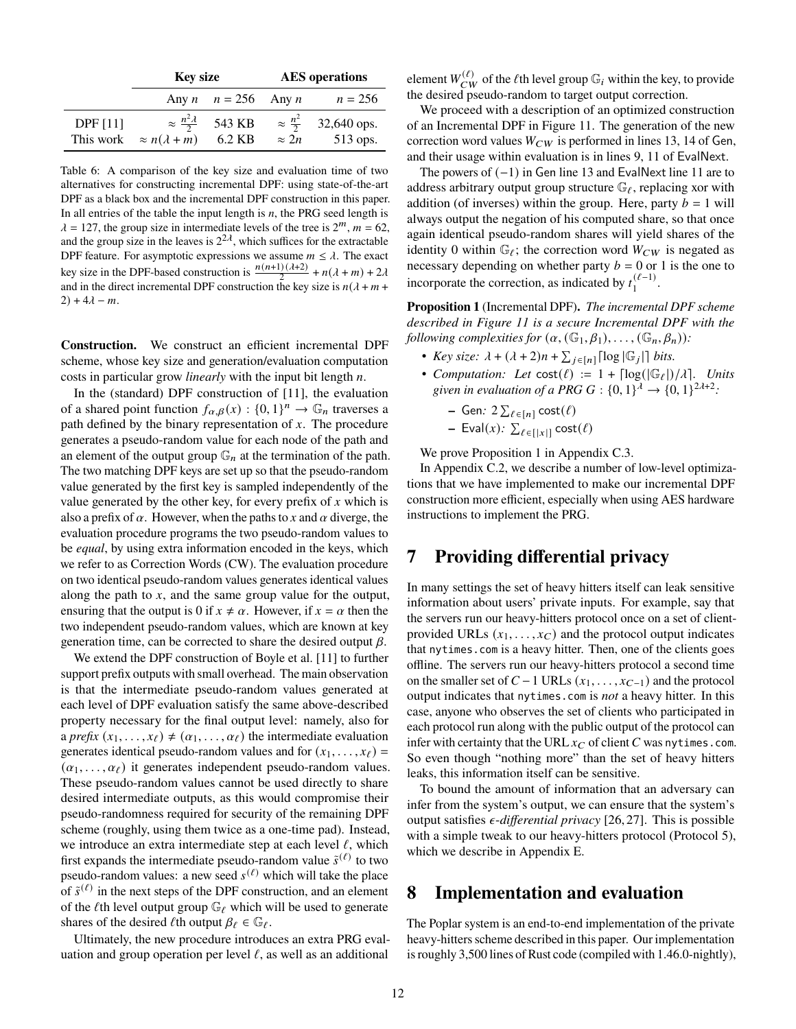| | Key size | | AES operations | |
|---|---|---|---|---|
| | Any $n$ | $n = 256$ | Any $n$ | $n = 256$ |
| DPF [11] | $\approx \frac{n^2\lambda}{2}$ | 543 KB | $\approx \frac{n^2}{2}$ | 32,640 ops. |
| This work | $\approx n(\lambda + m)$ | 6.2 KB | $\approx 2n$ | 513 ops. |

Table 6: A comparison of the key size and evaluation time of two alternatives for constructing incremental DPF: using state-of-the-art DPF as a black box and the incremental DPF construction in this paper. In all entries of the table the input length is $n$, the PRG seed length is $\lambda = 127$, the group size in intermediate levels of the tree is $2^m$, $m = 62$, and the group size in the leaves is $2^{2\lambda}$, which suffices for the extractable DPF feature. For asymptotic expressions we assume $m \leq \lambda$. The exact key size in the DPF-based construction is $\frac{n(n+1)(\lambda+2)}{2} + n(\lambda + m) + 2\lambda$ and in the direct incremental DPF construction the key size is $n(\lambda + m + 2) + 4\lambda - m$.

**Construction.** We construct an efficient incremental DPF scheme, whose key size and generation/evaluation computation costs in particular grow *linearly* with the input bit length $n$.

In the (standard) DPF construction of [11], the evaluation of a shared point function $f_{\alpha,\beta}(x) : \{0,1\}^n \to \mathbb{G}_n$ traverses a path defined by the binary representation of $x$. The procedure generates a pseudo-random value for each node of the path and an element of the output group $\mathbb{G}_n$ at the termination of the path. The two matching DPF keys are set up so that the pseudo-random value generated by the first key is sampled independently of the value generated by the other key, for every prefix of $x$ which is also a prefix of $\alpha$. However, when the paths to $x$ and $\alpha$ diverge, the evaluation procedure programs the two pseudo-random values to be *equal*, by using extra information encoded in the keys, which we refer to as Correction Words (CW). The evaluation procedure on two identical pseudo-random values generates identical values along the path to $x$, and the same group value for the output, ensuring that the output is 0 if $x \neq \alpha$. However, if $x = \alpha$ then the two independent pseudo-random values, which are known at key generation time, can be corrected to share the desired output $\beta$.

We extend the DPF construction of Boyle et al. [11] to further support prefix outputs with small overhead. The main observation is that the intermediate pseudo-random values generated at each level of DPF evaluation satisfy the same above-described property necessary for the final output level: namely, also for a *prefix* $(x_1, \ldots, x_\ell) \neq (\alpha_1, \ldots, \alpha_\ell)$ the intermediate evaluation generates identical pseudo-random values and for $(x_1, \ldots, x_\ell) = (\alpha_1, \ldots, \alpha_\ell)$ it generates independent pseudo-random values. These pseudo-random values cannot be used directly to share desired intermediate outputs, as this would compromise their pseudo-randomness required for security of the remaining DPF scheme (roughly, using them twice as a one-time pad). Instead, we introduce an extra intermediate step at each level $\ell$, which first expands the intermediate pseudo-random value $\tilde{s}^{(\ell)}$ to two pseudo-random values: a new seed $s^{(\ell)}$ which will take the place of $\tilde{s}^{(\ell)}$ in the next steps of the DPF construction, and an element of the $\ell$th level output group $\mathbb{G}_\ell$ which will be used to generate shares of the desired $\ell$th output $\beta_\ell \in \mathbb{G}_\ell$.

Ultimately, the new procedure introduces an extra PRG evaluation and group operation per level $\ell$, as well as an additional element $W_{CW}^{(\ell)}$ of the $\ell$th level group $\mathbb{G}_i$ within the key, to provide the desired pseudo-random to target output correction.

We proceed with a description of an optimized construction of an Incremental DPF in Figure 11. The generation of the new correction word values $W_{CW}$ is performed in lines 13, 14 of Gen, and their usage within evaluation is in lines 9, 11 of EvalNext.

The powers of $(-1)$ in Gen line 13 and EvalNext line 11 are to address arbitrary output group structure $\mathbb{G}_\ell$, replacing xor with addition (of inverses) within the group. Here, party $b = 1$ will always output the negation of his computed share, so that once again identical pseudo-random shares will yield shares of the identity 0 within $\mathbb{G}_\ell$; the correction word $W_{CW}$ is negated as necessary depending on whether party $b = 0$ or 1 is the one to incorporate the correction, as indicated by $t_1^{(\ell-1)}$.

**Proposition 1** (Incremental DPF)**.** *The incremental DPF scheme described in Figure 11 is a secure Incremental DPF with the following complexities for $(\alpha, (\mathbb{G}_1, \beta_1), \ldots, (\mathbb{G}_n, \beta_n))$:*

- *Key size: $\lambda + (\lambda + 2)n + \sum_{j \in [n]} \lceil \log |\mathbb{G}_j| \rceil$ bits.*
- *Computation: Let $\mathsf{cost}(\ell) := 1 + \lceil \log(|\mathbb{G}_\ell|)/\lambda \rceil$. Units given in evaluation of a PRG $G : \{0,1\}^\lambda \to \{0,1\}^{2\lambda+2}$:*
  - *Gen: $2 \sum_{\ell \in [n]} \mathsf{cost}(\ell)$*
  - *Eval$(x)$: $\sum_{\ell \in [|x|]} \mathsf{cost}(\ell)$*

We prove Proposition 1 in Appendix C.3.

In Appendix C.2, we describe a number of low-level optimizations that we have implemented to make our incremental DPF construction more efficient, especially when using AES hardware instructions to implement the PRG.

# 7 Providing differential privacy

In many settings the set of heavy hitters itself can leak sensitive information about users' private inputs. For example, say that the servers run our heavy-hitters protocol once on a set of client-provided URLs $(x_1, \ldots, x_C)$ and the protocol output indicates that nytimes.com is a heavy hitter. Then, one of the clients goes offline. The servers run our heavy-hitters protocol a second time on the smaller set of $C - 1$ URLs $(x_1, \ldots, x_{C-1})$ and the protocol output indicates that nytimes.com is *not* a heavy hitter. In this case, anyone who observes the set of clients who participated in each protocol run along with the public output of the protocol can infer with certainty that the URL $x_C$ of client $C$ was nytimes.com. So even though "nothing more" than the set of heavy hitters leaks, this information itself can be sensitive.

To bound the amount of information that an adversary can infer from the system's output, we can ensure that the system's output satisfies $\epsilon$*-differential privacy* [26, 27]. This is possible with a simple tweak to our heavy-hitters protocol (Protocol 5), which we describe in Appendix E.

# 8 Implementation and evaluation

The Poplar system is an end-to-end implementation of the private heavy-hitters scheme described in this paper. Our implementation is roughly 3,500 lines of Rust code (compiled with 1.46.0-nightly),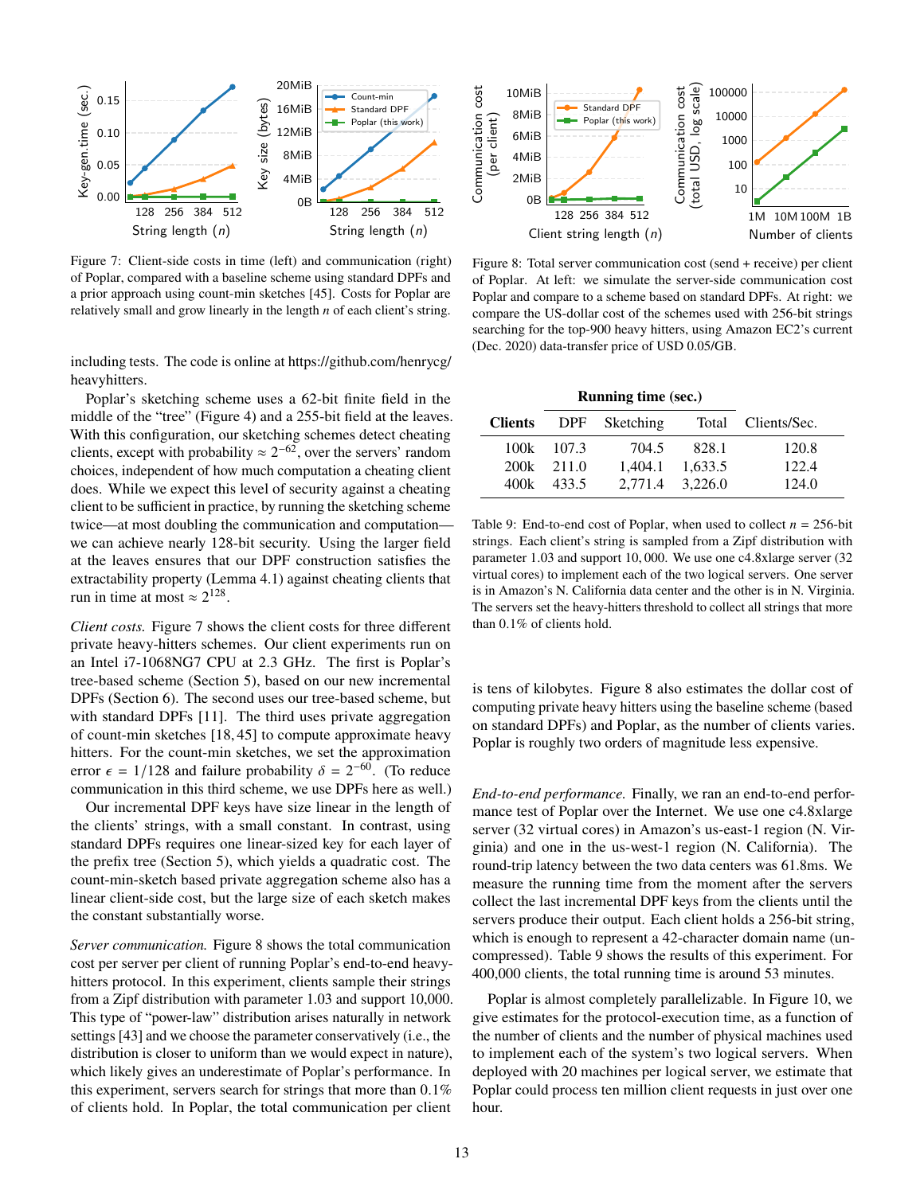Figure 7: Client-side costs in time (left) and communication (right) of Poplar, compared with a baseline scheme using standard DPFs and a prior approach using count-min sketches [45]. Costs for Poplar are relatively small and grow linearly in the length $n$ of each client's string.

including tests. The code is online at https://github.com/henrycg/heavyhitters.

Poplar's sketching scheme uses a 62-bit finite field in the middle of the "tree" (Figure 4) and a 255-bit field at the leaves. With this configuration, our sketching schemes detect cheating clients, except with probability $\approx 2^{-62}$, over the servers' random choices, independent of how much computation a cheating client does. While we expect this level of security against a cheating client to be sufficient in practice, by running the sketching scheme twice—at most doubling the communication and computation—we can achieve nearly 128-bit security. Using the larger field at the leaves ensures that our DPF construction satisfies the extractability property (Lemma 4.1) against cheating clients that run in time at most $\approx 2^{128}$.

*Client costs.* Figure 7 shows the client costs for three different private heavy-hitters schemes. Our client experiments run on an Intel i7-1068NG7 CPU at 2.3 GHz. The first is Poplar's tree-based scheme (Section 5), based on our new incremental DPFs (Section 6). The second uses our tree-based scheme, but with standard DPFs [11]. The third uses private aggregation of count-min sketches [18, 45] to compute approximate heavy hitters. For the count-min sketches, we set the approximation error $\epsilon = 1/128$ and failure probability $\delta = 2^{-60}$. (To reduce communication in this third scheme, we use DPFs here as well.)

Our incremental DPF keys have size linear in the length of the clients' strings, with a small constant. In contrast, using standard DPFs requires one linear-sized key for each layer of the prefix tree (Section 5), which yields a quadratic cost. The count-min-sketch based private aggregation scheme also has a linear client-side cost, but the large size of each sketch makes the constant substantially worse.

*Server communication.* Figure 8 shows the total communication cost per server per client of running Poplar's end-to-end heavy-hitters protocol. In this experiment, clients sample their strings from a Zipf distribution with parameter 1.03 and support 10,000. This type of "power-law" distribution arises naturally in network settings [43] and we choose the parameter conservatively (i.e., the distribution is closer to uniform than we would expect in nature), which likely gives an underestimate of Poplar's performance. In this experiment, servers search for strings that more than 0.1% of clients hold. In Poplar, the total communication per client is tens of kilobytes. Figure 8 also estimates the dollar cost of computing private heavy hitters using the baseline scheme (based on standard DPFs) and Poplar, as the number of clients varies. Poplar is roughly two orders of magnitude less expensive.

Figure 8: Total server communication cost (send + receive) per client of Poplar. At left: we simulate the server-side communication cost Poplar and compare to a scheme based on standard DPFs. At right: we compare the US-dollar cost of the schemes used with 256-bit strings searching for the top-900 heavy hitters, using Amazon EC2's current (Dec. 2020) data-transfer price of USD 0.05/GB.

| Clients | Running time (sec.) | | | Clients/Sec. |
|---|---|---|---|---|
| | DPF | Sketching | Total | |
| 100k | 107.3 | 704.5 | 828.1 | 120.8 |
| 200k | 211.0 | 1,404.1 | 1,633.5 | 122.4 |
| 400k | 433.5 | 2,771.4 | 3,226.0 | 124.0 |

Table 9: End-to-end cost of Poplar, when used to collect $n = 256$-bit strings. Each client's string is sampled from a Zipf distribution with parameter 1.03 and support 10,000. We use one c4.8xlarge server (32 virtual cores) to implement each of the two logical servers. One server is in Amazon's N. California data center and the other is in N. Virginia. The servers set the heavy-hitters threshold to collect all strings that more than 0.1% of clients hold.

*End-to-end performance.* Finally, we ran an end-to-end performance test of Poplar over the Internet. We use one c4.8xlarge server (32 virtual cores) in Amazon's us-east-1 region (N. Virginia) and one in the us-west-1 region (N. California). The round-trip latency between the two data centers was 61.8ms. We measure the running time from the moment after the servers collect the last incremental DPF keys from the clients until the servers produce their output. Each client holds a 256-bit string, which is enough to represent a 42-character domain name (uncompressed). Table 9 shows the results of this experiment. For 400,000 clients, the total running time is around 53 minutes.

Poplar is almost completely parallelizable. In Figure 10, we give estimates for the protocol-execution time, as a function of the number of clients and the number of physical machines used to implement each of the system's two logical servers. When deployed with 20 machines per logical server, we estimate that Poplar could process ten million client requests in just over one hour.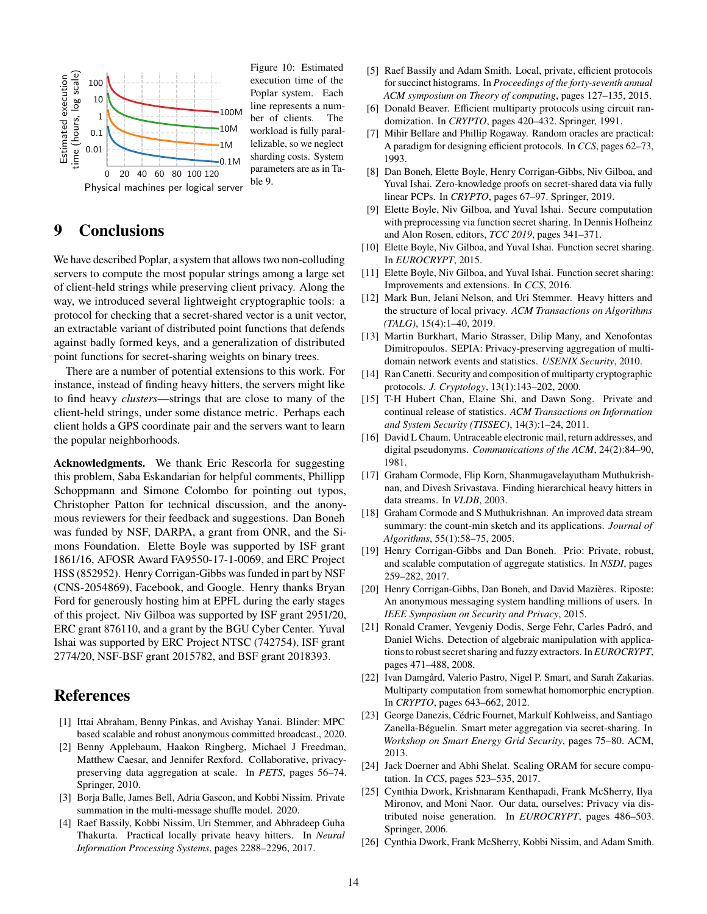Figure 10: Estimated execution time of the Poplar system. Each line represents a number of clients. The workload is fully parallelizable, so we neglect sharding costs. System parameters are as in Table 9.

# 9 Conclusions

We have described Poplar, a system that allows two non-colluding servers to compute the most popular strings among a large set of client-held strings while preserving client privacy. Along the way, we introduced several lightweight cryptographic tools: a protocol for checking that a secret-shared vector is a unit vector, an extractable variant of distributed point functions that defends against badly formed keys, and a generalization of distributed point functions for secret-sharing weights on binary trees.

There are a number of potential extensions to this work. For instance, instead of finding heavy hitters, the servers might like to find heavy *clusters*—strings that are close to many of the client-held strings, under some distance metric. Perhaps each client holds a GPS coordinate pair and the servers want to learn the popular neighborhoods.

**Acknowledgments.** We thank Eric Rescorla for suggesting this problem, Saba Eskandarian for helpful comments, Phillipp Schoppmann and Simone Colombo for pointing out typos, Christopher Patton for technical discussion, and the anonymous reviewers for their feedback and suggestions. Dan Boneh was funded by NSF, DARPA, a grant from ONR, and the Simons Foundation. Elette Boyle was supported by ISF grant 1861/16, AFOSR Award FA9550-17-1-0069, and ERC Project HSS (852952). Henry Corrigan-Gibbs was funded in part by NSF (CNS-2054869), Facebook, and Google. Henry thanks Bryan Ford for generously hosting him at EPFL during the early stages of this project. Niv Gilboa was supported by ISF grant 2951/20, ERC grant 876110, and a grant by the BGU Cyber Center. Yuval Ishai was supported by ERC Project NTSC (742754), ISF grant 2774/20, NSF-BSF grant 2015782, and BSF grant 2018393.

# References

[1] Ittai Abraham, Benny Pinkas, and Avishay Yanai. Blinder: MPC based scalable and robust anonymous committed broadcast., 2020.

[2] Benny Applebaum, Haakon Ringberg, Michael J Freedman, Matthew Caesar, and Jennifer Rexford. Collaborative, privacy-preserving data aggregation at scale. In *PETS*, pages 56–74. Springer, 2010.

[3] Borja Balle, James Bell, Adria Gascon, and Kobbi Nissim. Private summation in the multi-message shuffle model. 2020.

[4] Raef Bassily, Kobbi Nissim, Uri Stemmer, and Abhradeep Guha Thakurta. Practical locally private heavy hitters. In *Neural Information Processing Systems*, pages 2288–2296, 2017.

[5] Raef Bassily and Adam Smith. Local, private, efficient protocols for succinct histograms. In *Proceedings of the forty-seventh annual ACM symposium on Theory of computing*, pages 127–135, 2015.

[6] Donald Beaver. Efficient multiparty protocols using circuit randomization. In *CRYPTO*, pages 420–432. Springer, 1991.

[7] Mihir Bellare and Phillip Rogaway. Random oracles are practical: A paradigm for designing efficient protocols. In *CCS*, pages 62–73, 1993.

[8] Dan Boneh, Elette Boyle, Henry Corrigan-Gibbs, Niv Gilboa, and Yuval Ishai. Zero-knowledge proofs on secret-shared data via fully linear PCPs. In *CRYPTO*, pages 67–97. Springer, 2019.

[9] Elette Boyle, Niv Gilboa, and Yuval Ishai. Secure computation with preprocessing via function secret sharing. In Dennis Hofheinz and Alon Rosen, editors, *TCC 2019*, pages 341–371.

[10] Elette Boyle, Niv Gilboa, and Yuval Ishai. Function secret sharing. In *EUROCRYPT*, 2015.

[11] Elette Boyle, Niv Gilboa, and Yuval Ishai. Function secret sharing: Improvements and extensions. In *CCS*, 2016.

[12] Mark Bun, Jelani Nelson, and Uri Stemmer. Heavy hitters and the structure of local privacy. *ACM Transactions on Algorithms (TALG)*, 15(4):1–40, 2019.

[13] Martin Burkhart, Mario Strasser, Dilip Many, and Xenofontas Dimitropoulos. SEPIA: Privacy-preserving aggregation of multi-domain network events and statistics. *USENIX Security*, 2010.

[14] Ran Canetti. Security and composition of multiparty cryptographic protocols. *J. Cryptology*, 13(1):143–202, 2000.

[15] T-H Hubert Chan, Elaine Shi, and Dawn Song. Private and continual release of statistics. *ACM Transactions on Information and System Security (TISSEC)*, 14(3):1–24, 2011.

[16] David L Chaum. Untraceable electronic mail, return addresses, and digital pseudonyms. *Communications of the ACM*, 24(2):84–90, 1981.

[17] Graham Cormode, Flip Korn, Shanmugavelayutham Muthukrishnan, and Divesh Srivastava. Finding hierarchical heavy hitters in data streams. In *VLDB*, 2003.

[18] Graham Cormode and S Muthukrishnan. An improved data stream summary: the count-min sketch and its applications. *Journal of Algorithms*, 55(1):58–75, 2005.

[19] Henry Corrigan-Gibbs and Dan Boneh. Prio: Private, robust, and scalable computation of aggregate statistics. In *NSDI*, pages 259–282, 2017.

[20] Henry Corrigan-Gibbs, Dan Boneh, and David Mazières. Riposte: An anonymous messaging system handling millions of users. In *IEEE Symposium on Security and Privacy*, 2015.

[21] Ronald Cramer, Yevgeniy Dodis, Serge Fehr, Carles Padró, and Daniel Wichs. Detection of algebraic manipulation with applications to robust secret sharing and fuzzy extractors. In *EUROCRYPT*, pages 471–488, 2008.

[22] Ivan Damgård, Valerio Pastro, Nigel P. Smart, and Sarah Zakarias. Multiparty computation from somewhat homomorphic encryption. In *CRYPTO*, pages 643–662, 2012.

[23] George Danezis, Cédric Fournet, Markulf Kohlweiss, and Santiago Zanella-Béguelin. Smart meter aggregation via secret-sharing. In *Workshop on Smart Energy Grid Security*, pages 75–80. ACM, 2013.

[24] Jack Doerner and Abhi Shelat. Scaling ORAM for secure computation. In *CCS*, pages 523–535, 2017.

[25] Cynthia Dwork, Krishnaram Kenthapadi, Frank McSherry, Ilya Mironov, and Moni Naor. Our data, ourselves: Privacy via distributed noise generation. In *EUROCRYPT*, pages 486–503. Springer, 2006.

[26] Cynthia Dwork, Frank McSherry, Kobbi Nissim, and Adam Smith.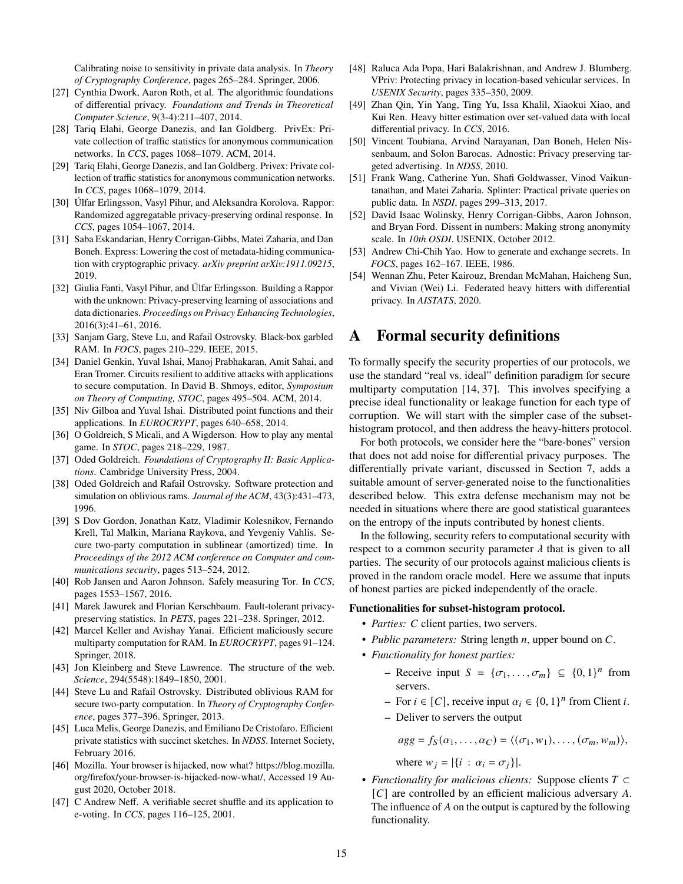Calibrating noise to sensitivity in private data analysis. In *Theory of Cryptography Conference*, pages 265–284. Springer, 2006.

[27] Cynthia Dwork, Aaron Roth, et al. The algorithmic foundations of differential privacy. *Foundations and Trends in Theoretical Computer Science*, 9(3-4):211–407, 2014.

[28] Tariq Elahi, George Danezis, and Ian Goldberg. PrivEx: Private collection of traffic statistics for anonymous communication networks. In *CCS*, pages 1068–1079. ACM, 2014.

[29] Tariq Elahi, George Danezis, and Ian Goldberg. Privex: Private collection of traffic statistics for anonymous communication networks. In *CCS*, pages 1068–1079, 2014.

[30] Úlfar Erlingsson, Vasyl Pihur, and Aleksandra Korolova. Rappor: Randomized aggregatable privacy-preserving ordinal response. In *CCS*, pages 1054–1067, 2014.

[31] Saba Eskandarian, Henry Corrigan-Gibbs, Matei Zaharia, and Dan Boneh. Express: Lowering the cost of metadata-hiding communication with cryptographic privacy. *arXiv preprint arXiv:1911.09215*, 2019.

[32] Giulia Fanti, Vasyl Pihur, and Úlfar Erlingsson. Building a Rappor with the unknown: Privacy-preserving learning of associations and data dictionaries. *Proceedings on Privacy Enhancing Technologies*, 2016(3):41–61, 2016.

[33] Sanjam Garg, Steve Lu, and Rafail Ostrovsky. Black-box garbled RAM. In *FOCS*, pages 210–229. IEEE, 2015.

[34] Daniel Genkin, Yuval Ishai, Manoj Prabhakaran, Amit Sahai, and Eran Tromer. Circuits resilient to additive attacks with applications to secure computation. In David B. Shmoys, editor, *Symposium on Theory of Computing, STOC*, pages 495–504. ACM, 2014.

[35] Niv Gilboa and Yuval Ishai. Distributed point functions and their applications. In *EUROCRYPT*, pages 640–658, 2014.

[36] O Goldreich, S Micali, and A Wigderson. How to play any mental game. In *STOC*, pages 218–229, 1987.

[37] Oded Goldreich. *Foundations of Cryptography II: Basic Applications*. Cambridge University Press, 2004.

[38] Oded Goldreich and Rafail Ostrovsky. Software protection and simulation on oblivious rams. *Journal of the ACM*, 43(3):431–473, 1996.

[39] S Dov Gordon, Jonathan Katz, Vladimir Kolesnikov, Fernando Krell, Tal Malkin, Mariana Raykova, and Yevgeniy Vahlis. Secure two-party computation in sublinear (amortized) time. In *Proceedings of the 2012 ACM conference on Computer and communications security*, pages 513–524, 2012.

[40] Rob Jansen and Aaron Johnson. Safely measuring Tor. In *CCS*, pages 1553–1567, 2016.

[41] Marek Jawurek and Florian Kerschbaum. Fault-tolerant privacy-preserving statistics. In *PETS*, pages 221–238. Springer, 2012.

[42] Marcel Keller and Avishay Yanai. Efficient maliciously secure multiparty computation for RAM. In *EUROCRYPT*, pages 91–124. Springer, 2018.

[43] Jon Kleinberg and Steve Lawrence. The structure of the web. *Science*, 294(5548):1849–1850, 2001.

[44] Steve Lu and Rafail Ostrovsky. Distributed oblivious RAM for secure two-party computation. In *Theory of Cryptography Conference*, pages 377–396. Springer, 2013.

[45] Luca Melis, George Danezis, and Emiliano De Cristofaro. Efficient private statistics with succinct sketches. In *NDSS*. Internet Society, February 2016.

[46] Mozilla. Your browser is hijacked, now what? https://blog.mozilla.org/firefox/your-browser-is-hijacked-now-what/, Accessed 19 August 2020, October 2018.

[47] C Andrew Neff. A verifiable secret shuffle and its application to e-voting. In *CCS*, pages 116–125, 2001.

[48] Raluca Ada Popa, Hari Balakrishnan, and Andrew J. Blumberg. VPriv: Protecting privacy in location-based vehicular services. In *USENIX Security*, pages 335–350, 2009.

[49] Zhan Qin, Yin Yang, Ting Yu, Issa Khalil, Xiaokui Xiao, and Kui Ren. Heavy hitter estimation over set-valued data with local differential privacy. In *CCS*, 2016.

[50] Vincent Toubiana, Arvind Narayanan, Dan Boneh, Helen Nissenbaum, and Solon Barocas. Adnostic: Privacy preserving targeted advertising. In *NDSS*, 2010.

[51] Frank Wang, Catherine Yun, Shafi Goldwasser, Vinod Vaikuntanathan, and Matei Zaharia. Splinter: Practical private queries on public data. In *NSDI*, pages 299–313, 2017.

[52] David Isaac Wolinsky, Henry Corrigan-Gibbs, Aaron Johnson, and Bryan Ford. Dissent in numbers: Making strong anonymity scale. In *10th OSDI*. USENIX, October 2012.

[53] Andrew Chi-Chih Yao. How to generate and exchange secrets. In *FOCS*, pages 162–167. IEEE, 1986.

[54] Wennan Zhu, Peter Kairouz, Brendan McMahan, Haicheng Sun, and Vivian (Wei) Li. Federated heavy hitters with differential privacy. In *AISTATS*, 2020.

# A Formal security definitions

To formally specify the security properties of our protocols, we use the standard "real vs. ideal" definition paradigm for secure multiparty computation [14, 37]. This involves specifying a precise ideal functionality or leakage function for each type of corruption. We will start with the simpler case of the subset-histogram protocol, and then address the heavy-hitters protocol.

For both protocols, we consider here the "bare-bones" version that does not add noise for differential privacy purposes. The differentially private variant, discussed in Section 7, adds a suitable amount of server-generated noise to the functionalities described below. This extra defense mechanism may not be needed in situations where there are good statistical guarantees on the entropy of the inputs contributed by honest clients.

In the following, security refers to computational security with respect to a common security parameter $\lambda$ that is given to all parties. The security of our protocols against malicious clients is proved in the random oracle model. Here we assume that inputs of honest parties are picked independently of the oracle.

**Functionalities for subset-histogram protocol.**

- *Parties:* $C$ client parties, two servers.
- *Public parameters:* String length $n$, upper bound on $C$.
- *Functionality for honest parties:*
  - Receive input $S = \{\sigma_1, \ldots, \sigma_m\} \subseteq \{0,1\}^n$ from servers.
  - For $i \in [C]$, receive input $\alpha_i \in \{0,1\}^n$ from Client $i$.
  - Deliver to servers the output

    $$agg = f_S(\alpha_1, \ldots, \alpha_C) = \langle(\sigma_1, w_1), \ldots, (\sigma_m, w_m)\rangle,$$

    where $w_j = |\{i : \alpha_i = \sigma_j\}|$.
- *Functionality for malicious clients:* Suppose clients $T \subset [C]$ are controlled by an efficient malicious adversary $A$. The influence of $A$ on the output is captured by the following functionality.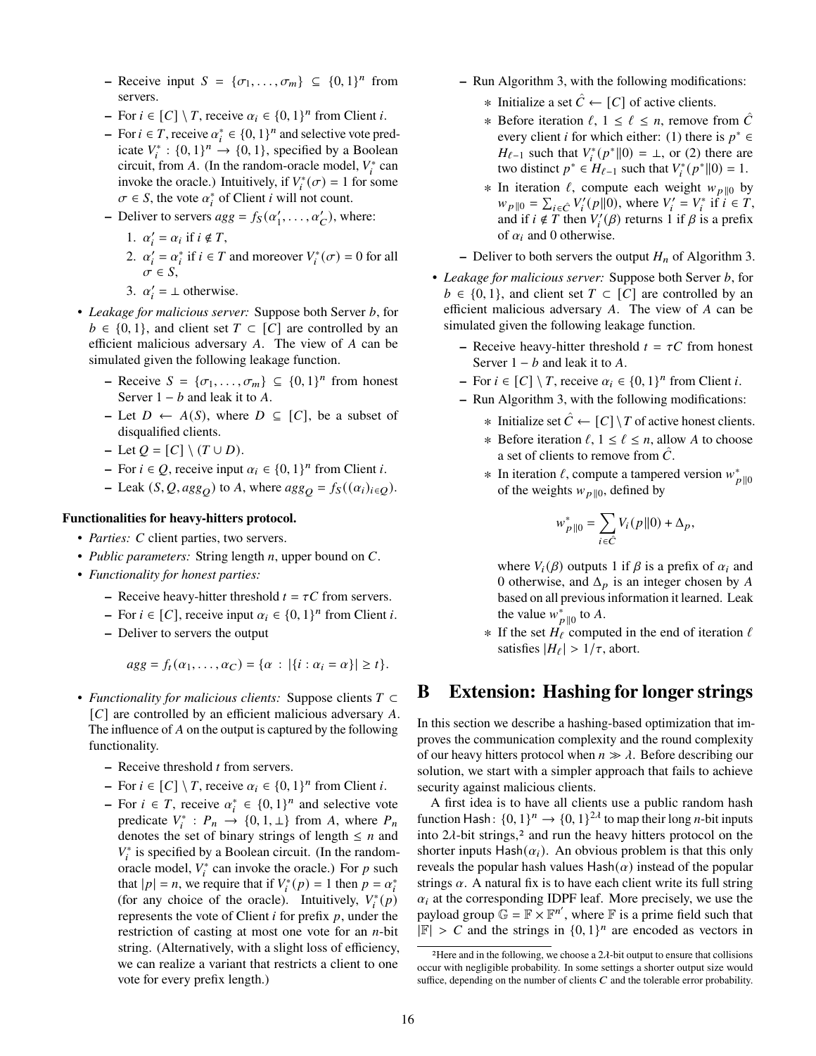- Receive input $S = \{\sigma_1, \ldots, \sigma_m\} \subseteq \{0,1\}^n$ from servers.
- For $i \in [C] \setminus T$, receive $\alpha_i \in \{0,1\}^n$ from Client $i$.
- For $i \in T$, receive $\alpha_i^* \in \{0,1\}^n$ and selective vote predicate $V_i^* : \{0,1\}^n \to \{0,1\}$, specified by a Boolean circuit, from $A$. (In the random-oracle model, $V_i^*$ can invoke the oracle.) Intuitively, if $V_i^*(\sigma) = 1$ for some $\sigma \in S$, the vote $\alpha_i^*$ of Client $i$ will not count.
- Deliver to servers $agg = f_S(\alpha'_1, \ldots, \alpha'_C)$, where:
  1. $\alpha'_i = \alpha_i$ if $i \notin T$,
  2. $\alpha'_i = \alpha_i^*$ if $i \in T$ and moreover $V_i^*(\sigma) = 0$ for all $\sigma \in S$,
  3. $\alpha'_i = \perp$ otherwise.

- *Leakage for malicious server:* Suppose both Server $b$, for $b \in \{0,1\}$, and client set $T \subset [C]$ are controlled by an efficient malicious adversary $A$. The view of $A$ can be simulated given the following leakage function.
  - Receive $S = \{\sigma_1, \ldots, \sigma_m\} \subseteq \{0,1\}^n$ from honest Server $1-b$ and leak it to $A$.
  - Let $D \leftarrow A(S)$, where $D \subseteq [C]$, be a subset of disqualified clients.
  - Let $Q = [C] \setminus (T \cup D)$.
  - For $i \in Q$, receive input $\alpha_i \in \{0,1\}^n$ from Client $i$.
  - Leak $(S, Q, agg_Q)$ to $A$, where $agg_Q = f_S((\alpha_i)_{i \in Q})$.

**Functionalities for heavy-hitters protocol.**

- *Parties:* $C$ client parties, two servers.
- *Public parameters:* String length $n$, upper bound on $C$.
- *Functionality for honest parties:*
  - Receive heavy-hitter threshold $t = \tau C$ from servers.
  - For $i \in [C]$, receive input $\alpha_i \in \{0,1\}^n$ from Client $i$.
  - Deliver to servers the output

$$agg = f_t(\alpha_1, \ldots, \alpha_C) = \{\alpha : |\{i : \alpha_i = \alpha\}| \geq t\}.$$

- *Functionality for malicious clients:* Suppose clients $T \subset [C]$ are controlled by an efficient malicious adversary $A$. The influence of $A$ on the output is captured by the following functionality.
  - Receive threshold $t$ from servers.
  - For $i \in [C] \setminus T$, receive $\alpha_i \in \{0,1\}^n$ from Client $i$.
  - For $i \in T$, receive $\alpha_i^* \in \{0,1\}^n$ and selective vote predicate $V_i^* : P_n \to \{0,1,\perp\}$ from $A$, where $P_n$ denotes the set of binary strings of length $\leq n$ and $V_i^*$ is specified by a Boolean circuit. (In the random-oracle model, $V_i^*$ can invoke the oracle.) For $p$ such that $|p| = n$, we require that if $V_i^*(p) = 1$ then $p = \alpha_i^*$ (for any choice of the oracle). Intuitively, $V_i^*(p)$ represents the vote of Client $i$ for prefix $p$, under the restriction of casting at most one vote for an $n$-bit string. (Alternatively, with a slight loss of efficiency, we can realize a variant that restricts a client to one vote for every prefix length.)
  - Run Algorithm 3, with the following modifications:
    - Initialize a set $\hat{C} \leftarrow [C]$ of active clients.
    - Before iteration $\ell$, $1 \leq \ell \leq n$, remove from $\hat{C}$ every client $i$ for which either: (1) there is $p^* \in H_{\ell-1}$ such that $V_i^*(p^* \| 0) = \perp$, or (2) there are two distinct $p^* \in H_{\ell-1}$ such that $V_i^*(p^* \| 0) = 1$.
    - In iteration $\ell$, compute each weight $w_{p\|0}$ by $w_{p\|0} = \sum_{i \in \hat{C}} V'_i(p\|0)$, where $V'_i = V_i^*$ if $i \in T$, and if $i \notin T$ then $V'_i(\beta)$ returns 1 if $\beta$ is a prefix of $\alpha_i$ and 0 otherwise.
  - Deliver to both servers the output $H_n$ of Algorithm 3.

- *Leakage for malicious server:* Suppose both Server $b$, for $b \in \{0,1\}$, and client set $T \subset [C]$ are controlled by an efficient malicious adversary $A$. The view of $A$ can be simulated given the following leakage function.
  - Receive heavy-hitter threshold $t = \tau C$ from honest Server $1-b$ and leak it to $A$.
  - For $i \in [C] \setminus T$, receive $\alpha_i \in \{0,1\}^n$ from Client $i$.
  - Run Algorithm 3, with the following modifications:
    - Initialize set $\hat{C} \leftarrow [C] \setminus T$ of active honest clients.
    - Before iteration $\ell$, $1 \leq \ell \leq n$, allow $A$ to choose a set of clients to remove from $\hat{C}$.
    - In iteration $\ell$, compute a tampered version $w^*_{p\|0}$ of the weights $w_{p\|0}$, defined by

$$w^*_{p\|0} = \sum_{i \in \hat{C}} V_i(p\|0) + \Delta_p,$$

      where $V_i(\beta)$ outputs 1 if $\beta$ is a prefix of $\alpha_i$ and 0 otherwise, and $\Delta_p$ is an integer chosen by $A$ based on all previous information it learned. Leak the value $w^*_{p\|0}$ to $A$.
    - If the set $H_\ell$ computed in the end of iteration $\ell$ satisfies $|H_\ell| > 1/\tau$, abort.

# B Extension: Hashing for longer strings

In this section we describe a hashing-based optimization that improves the communication complexity and the round complexity of our heavy hitters protocol when $n \gg \lambda$. Before describing our solution, we start with a simpler approach that fails to achieve security against malicious clients.

A first idea is to have all clients use a public random hash function $\mathsf{Hash} : \{0,1\}^n \to \{0,1\}^{2\lambda}$ to map their long $n$-bit inputs into $2\lambda$-bit strings,[2] and run the heavy hitters protocol on the shorter inputs $\mathsf{Hash}(\alpha_i)$. An obvious problem is that this only reveals the popular hash values $\mathsf{Hash}(\alpha)$ instead of the popular strings $\alpha$. A natural fix is to have each client write its full string $\alpha_i$ at the corresponding IDPF leaf. More precisely, we use the payload group $\mathbb{G} = \mathbb{F} \times \mathbb{F}^{n'}$, where $\mathbb{F}$ is a prime field such that $|\mathbb{F}| > C$ and the strings in $\{0,1\}^n$ are encoded as vectors in

[2] Here and in the following, we choose a $2\lambda$-bit output to ensure that collisions occur with negligible probability. In some settings a shorter output size would suffice, depending on the number of clients $C$ and the tolerable error probability.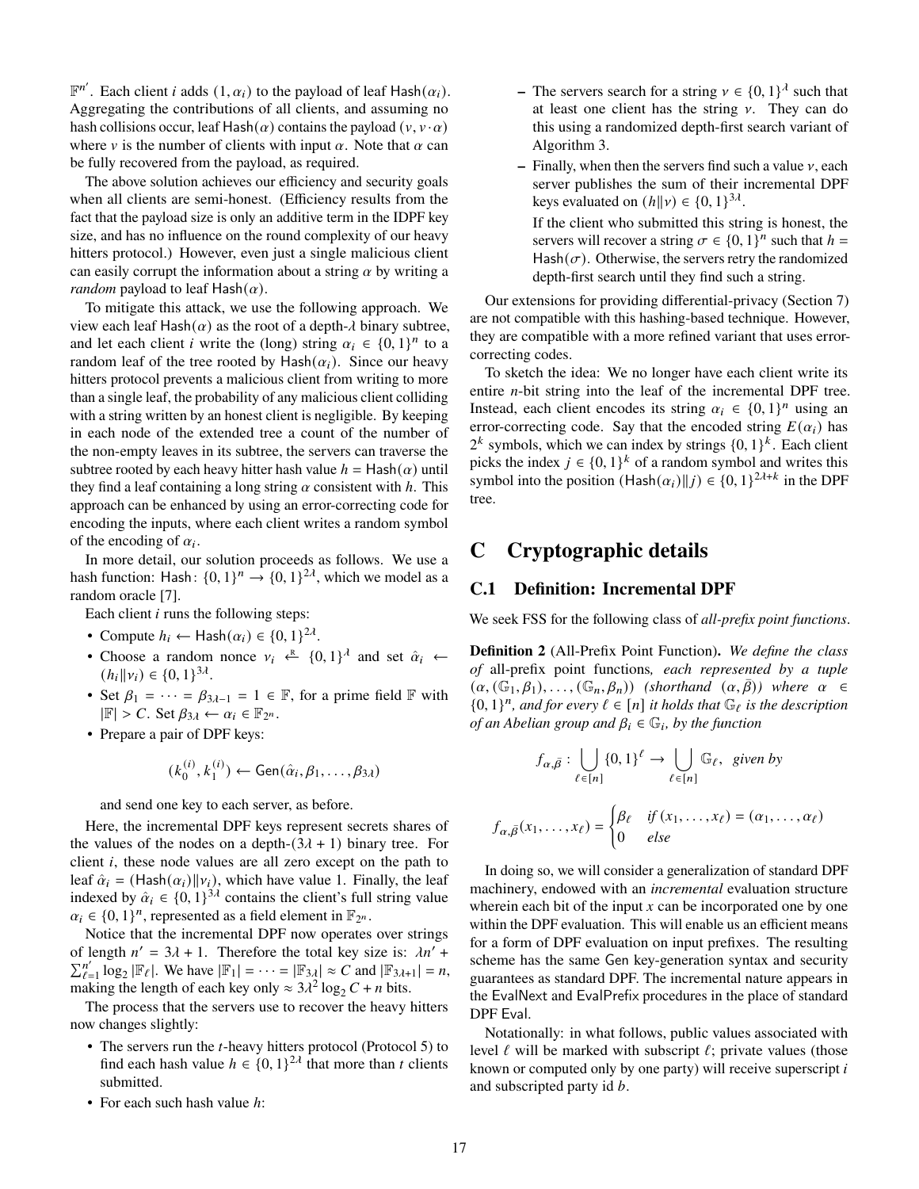$\mathbb{F}^{n'}$. Each client $i$ adds $(1, \alpha_i)$ to the payload of leaf $\mathsf{Hash}(\alpha_i)$. Aggregating the contributions of all clients, and assuming no hash collisions occur, leaf $\mathsf{Hash}(\alpha)$ contains the payload $(v, v \cdot \alpha)$ where $v$ is the number of clients with input $\alpha$. Note that $\alpha$ can be fully recovered from the payload, as required.

The above solution achieves our efficiency and security goals when all clients are semi-honest. (Efficiency results from the fact that the payload size is only an additive term in the IDPF key size, and has no influence on the round complexity of our heavy hitters protocol.) However, even just a single malicious client can easily corrupt the information about a string $\alpha$ by writing a *random* payload to leaf $\mathsf{Hash}(\alpha)$.

To mitigate this attack, we use the following approach. We view each leaf $\mathsf{Hash}(\alpha)$ as the root of a depth-$\lambda$ binary subtree, and let each client $i$ write the (long) string $\alpha_i \in \{0,1\}^n$ to a random leaf of the tree rooted by $\mathsf{Hash}(\alpha_i)$. Since our heavy hitters protocol prevents a malicious client from writing to more than a single leaf, the probability of any malicious client colliding with a string written by an honest client is negligible. By keeping in each node of the extended tree a count of the number of the non-empty leaves in its subtree, the servers can traverse the subtree rooted by each heavy hitter hash value $h = \mathsf{Hash}(\alpha)$ until they find a leaf containing a long string $\alpha$ consistent with $h$. This approach can be enhanced by using an error-correcting code for encoding the inputs, where each client writes a random symbol of the encoding of $\alpha_i$.

In more detail, our solution proceeds as follows. We use a hash function: $\mathsf{Hash}\colon \{0,1\}^n \to \{0,1\}^{2\lambda}$, which we model as a random oracle [7].

Each client $i$ runs the following steps:

- Compute $h_i \leftarrow \mathsf{Hash}(\alpha_i) \in \{0,1\}^{2\lambda}$.
- Choose a random nonce $v_i \xleftarrow{\text{R}} \{0,1\}^{\lambda}$ and set $\hat{\alpha}_i \leftarrow (h_i \| v_i) \in \{0,1\}^{3\lambda}$.
- Set $\beta_1 = \cdots = \beta_{3\lambda-1} = 1 \in \mathbb{F}$, for a prime field $\mathbb{F}$ with $|\mathbb{F}| > C$. Set $\beta_{3\lambda} \leftarrow \alpha_i \in \mathbb{F}_{2^n}$.
- Prepare a pair of DPF keys:
$$(k_0^{(i)}, k_1^{(i)}) \leftarrow \mathsf{Gen}(\hat{\alpha}_i, \beta_1, \ldots, \beta_{3\lambda})$$
and send one key to each server, as before.

Here, the incremental DPF keys represent secrets shares of the values of the nodes on a depth-$(3\lambda+1)$ binary tree. For client $i$, these node values are all zero except on the path to leaf $\hat{\alpha}_i = (\mathsf{Hash}(\alpha_i) \| v_i)$, which have value 1. Finally, the leaf indexed by $\hat{\alpha}_i \in \{0,1\}^{3\lambda}$ contains the client's full string value $\alpha_i \in \{0,1\}^n$, represented as a field element in $\mathbb{F}_{2^n}$.

Notice that the incremental DPF now operates over strings of length $n' = 3\lambda + 1$. Therefore the total key size is: $\lambda n' + \sum_{\ell=1}^{n'} \log_2 |\mathbb{F}_\ell|$. We have $|\mathbb{F}_1| = \cdots = |\mathbb{F}_{3\lambda}| \approx C$ and $|\mathbb{F}_{3\lambda+1}| = n$, making the length of each key only $\approx 3\lambda^2 \log_2 C + n$ bits.

The process that the servers use to recover the heavy hitters now changes slightly:

- The servers run the $t$-heavy hitters protocol (Protocol 5) to find each hash value $h \in \{0,1\}^{2\lambda}$ that more than $t$ clients submitted.
- For each such hash value $h$:
  - The servers search for a string $v \in \{0,1\}^{\lambda}$ such that at least one client has the string $v$. They can do this using a randomized depth-first search variant of Algorithm 3.
  - Finally, when then the servers find such a value $v$, each server publishes the sum of their incremental DPF keys evaluated on $(h \| v) \in \{0,1\}^{3\lambda}$.

    If the client who submitted this string is honest, the servers will recover a string $\sigma \in \{0,1\}^n$ such that $h = \mathsf{Hash}(\sigma)$. Otherwise, the servers retry the randomized depth-first search until they find such a string.

Our extensions for providing differential-privacy (Section 7) are not compatible with this hashing-based technique. However, they are compatible with a more refined variant that uses error-correcting codes.

To sketch the idea: We no longer have each client write its entire $n$-bit string into the leaf of the incremental DPF tree. Instead, each client encodes its string $\alpha_i \in \{0,1\}^n$ using an error-correcting code. Say that the encoded string $E(\alpha_i)$ has $2^k$ symbols, which we can index by strings $\{0,1\}^k$. Each client picks the index $j \in \{0,1\}^k$ of a random symbol and writes this symbol into the position $(\mathsf{Hash}(\alpha_i) \| j) \in \{0,1\}^{2\lambda+k}$ in the DPF tree.

# C Cryptographic details

## C.1 Definition: Incremental DPF

We seek FSS for the following class of *all-prefix point functions*.

**Definition 2** (All-Prefix Point Function). *We define the class of* all-prefix point functions*, each represented by a tuple $(\alpha, (\mathbb{G}_1, \beta_1), \ldots, (\mathbb{G}_n, \beta_n))$ (shorthand $(\alpha, \bar{\beta})$) where $\alpha \in \{0,1\}^n$, and for every $\ell \in [n]$ it holds that $\mathbb{G}_\ell$ is the description of an Abelian group and $\beta_i \in \mathbb{G}_i$, by the function*

$$f_{\alpha,\bar{\beta}} : \bigcup_{\ell \in [n]} \{0,1\}^{\ell} \to \bigcup_{\ell \in [n]} \mathbb{G}_\ell, \text{ given by}$$

$$f_{\alpha,\bar{\beta}}(x_1, \ldots, x_\ell) = \begin{cases} \beta_\ell & \text{if } (x_1, \ldots, x_\ell) = (\alpha_1, \ldots, \alpha_\ell) \\ 0 & \text{else} \end{cases}$$

In doing so, we will consider a generalization of standard DPF machinery, endowed with an *incremental* evaluation structure wherein each bit of the input $x$ can be incorporated one by one within the DPF evaluation. This will enable us an efficient means for a form of DPF evaluation on input prefixes. The resulting scheme has the same $\mathsf{Gen}$ key-generation syntax and security guarantees as standard DPF. The incremental nature appears in the $\mathsf{EvalNext}$ and $\mathsf{EvalPrefix}$ procedures in the place of standard DPF $\mathsf{Eval}$.

Notationally: in what follows, public values associated with level $\ell$ will be marked with subscript $\ell$; private values (those known or computed only by one party) will receive superscript $i$ and subscripted party id $b$.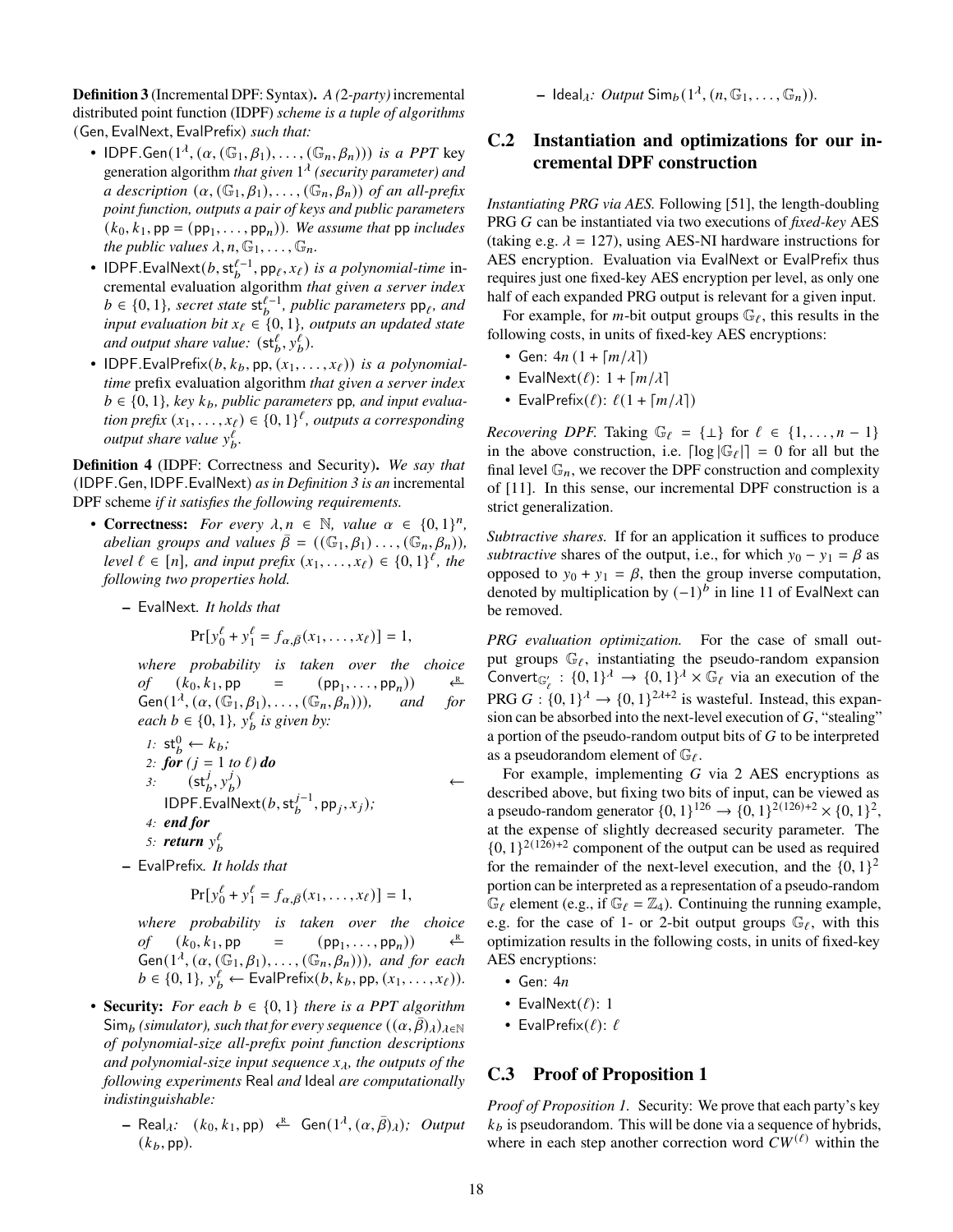**Definition 3** (Incremental DPF: Syntax)**.** *A (2-party)* incremental distributed point function (IDPF) *scheme is a tuple of algorithms* (Gen, EvalNext, EvalPrefix) *such that:*

- IDPF.Gen$(1^\lambda, (\alpha, (\mathbb{G}_1, \beta_1), \ldots, (\mathbb{G}_n, \beta_n)))$ *is a PPT* key generation algorithm *that given* $1^\lambda$ *(security parameter) and a description* $(\alpha, (\mathbb{G}_1, \beta_1), \ldots, (\mathbb{G}_n, \beta_n))$ *of an all-prefix point function, outputs a pair of keys and public parameters* $(k_0, k_1, \mathsf{pp} = (\mathsf{pp}_1, \ldots, \mathsf{pp}_n))$*. We assume that* pp *includes the public values* $\lambda, n, \mathbb{G}_1, \ldots, \mathbb{G}_n$*.*
- IDPF.EvalNext$(b, \mathsf{st}_b^{\ell-1}, \mathsf{pp}_\ell, x_\ell)$ *is a polynomial-time* incremental evaluation algorithm *that given a server index* $b \in \{0,1\}$*, secret state* $\mathsf{st}_b^{\ell-1}$*, public parameters* $\mathsf{pp}_\ell$*, and input evaluation bit* $x_\ell \in \{0,1\}$*, outputs an updated state and output share value:* $(\mathsf{st}_b^\ell, y_b^\ell)$*.*
- IDPF.EvalPrefix$(b, k_b, \mathsf{pp}, (x_1, \ldots, x_\ell))$ *is a polynomial-time* prefix evaluation algorithm *that given a server index* $b \in \{0,1\}$*, key* $k_b$*, public parameters* pp*, and input evaluation prefix* $(x_1, \ldots, x_\ell) \in \{0,1\}^\ell$*, outputs a corresponding output share value* $y_b^\ell$*.*

**Definition 4** (IDPF: Correctness and Security)**.** *We say that* (IDPF.Gen, IDPF.EvalNext) *as in Definition 3 is an* incremental DPF scheme *if it satisfies the following requirements.*

- **Correctness:** *For every* $\lambda, n \in \mathbb{N}$*, value* $\alpha \in \{0,1\}^n$*, abelian groups and values* $\bar{\beta} = ((\mathbb{G}_1, \beta_1) \ldots, (\mathbb{G}_n, \beta_n))$*, level* $\ell \in [n]$*, and input prefix* $(x_1, \ldots, x_\ell) \in \{0,1\}^\ell$*, the following two properties hold.*
  - EvalNext*. It holds that*

$$\Pr[y_0^\ell + y_1^\ell = f_{\alpha,\bar{\beta}}(x_1, \ldots, x_\ell)] = 1,$$

    *where probability is taken over the choice of* $(k_0, k_1, \mathsf{pp} = (\mathsf{pp}_1, \ldots, \mathsf{pp}_n)) \xleftarrow{R} \mathsf{Gen}(1^\lambda, (\alpha, (\mathbb{G}_1, \beta_1), \ldots, (\mathbb{G}_n, \beta_n)))$*, and for each* $b \in \{0,1\}$*,* $y_b^\ell$ *is given by:*

    1: $\mathsf{st}_b^0 \leftarrow k_b$;
    2: ***for*** *(*$j = 1$ *to* $\ell$*)* ***do***
    3: $\quad(\mathsf{st}_b^j, y_b^j) \leftarrow$ IDPF.EvalNext$(b, \mathsf{st}_b^{j-1}, \mathsf{pp}_j, x_j)$;
    4: ***end for***
    5: ***return*** $y_b^\ell$

  - EvalPrefix*. It holds that*

$$\Pr[y_0^\ell + y_1^\ell = f_{\alpha,\bar{\beta}}(x_1, \ldots, x_\ell)] = 1,$$

    *where probability is taken over the choice of* $(k_0, k_1, \mathsf{pp} = (\mathsf{pp}_1, \ldots, \mathsf{pp}_n)) \xleftarrow{R} \mathsf{Gen}(1^\lambda, (\alpha, (\mathbb{G}_1, \beta_1), \ldots, (\mathbb{G}_n, \beta_n)))$*, and for each* $b \in \{0,1\}$*,* $y_b^\ell \leftarrow \mathsf{EvalPrefix}(b, k_b, \mathsf{pp}, (x_1, \ldots, x_\ell))$*.*

- **Security:** *For each* $b \in \{0,1\}$ *there is a PPT algorithm* $\mathsf{Sim}_b$ *(simulator), such that for every sequence* $((\alpha, \bar{\beta})_\lambda)_{\lambda \in \mathbb{N}}$ *of polynomial-size all-prefix point function descriptions and polynomial-size input sequence* $x_\lambda$*, the outputs of the following experiments* Real *and* Ideal *are computationally indistinguishable:*
  - $\mathsf{Real}_\lambda$*:* $(k_0, k_1, \mathsf{pp}) \xleftarrow{R} \mathsf{Gen}(1^\lambda, (\alpha, \bar{\beta})_\lambda)$*; Output* $(k_b, \mathsf{pp})$*.*
  - $\mathsf{Ideal}_\lambda$*: Output* $\mathsf{Sim}_b(1^\lambda, (n, \mathbb{G}_1, \ldots, \mathbb{G}_n))$*.*

## C.2 Instantiation and optimizations for our incremental DPF construction

*Instantiating PRG via AES.* Following [51], the length-doubling PRG $G$ can be instantiated via two executions of *fixed-key* AES (taking e.g. $\lambda = 127$), using AES-NI hardware instructions for AES encryption. Evaluation via EvalNext or EvalPrefix thus requires just one fixed-key AES encryption per level, as only one half of each expanded PRG output is relevant for a given input.

For example, for $m$-bit output groups $\mathbb{G}_\ell$, this results in the following costs, in units of fixed-key AES encryptions:

- Gen: $4n\,(1 + \lceil m/\lambda \rceil)$
- EvalNext($\ell$): $1 + \lceil m/\lambda \rceil$
- EvalPrefix($\ell$): $\ell(1 + \lceil m/\lambda \rceil)$

*Recovering DPF.* Taking $\mathbb{G}_\ell = \{\perp\}$ for $\ell \in \{1, \ldots, n-1\}$ in the above construction, i.e. $\lceil \log |\mathbb{G}_\ell| \rceil = 0$ for all but the final level $\mathbb{G}_n$, we recover the DPF construction and complexity of [11]. In this sense, our incremental DPF construction is a strict generalization.

*Subtractive shares.* If for an application it suffices to produce *subtractive* shares of the output, i.e., for which $y_0 - y_1 = \beta$ as opposed to $y_0 + y_1 = \beta$, then the group inverse computation, denoted by multiplication by $(-1)^b$ in line 11 of EvalNext can be removed.

*PRG evaluation optimization.* For the case of small output groups $\mathbb{G}_\ell$, instantiating the pseudo-random expansion $\mathsf{Convert}_{\mathbb{G}'_\ell} : \{0,1\}^\lambda \to \{0,1\}^\lambda \times \mathbb{G}_\ell$ via an execution of the PRG $G : \{0,1\}^\lambda \to \{0,1\}^{2\lambda+2}$ is wasteful. Instead, this expansion can be absorbed into the next-level execution of $G$, "stealing" a portion of the pseudo-random output bits of $G$ to be interpreted as a pseudorandom element of $\mathbb{G}_\ell$.

For example, implementing $G$ via 2 AES encryptions as described above, but fixing two bits of input, can be viewed as a pseudo-random generator $\{0,1\}^{126} \to \{0,1\}^{2(126)+2} \times \{0,1\}^2$, at the expense of slightly decreased security parameter. The $\{0,1\}^{2(126)+2}$ component of the output can be used as required for the remainder of the next-level execution, and the $\{0,1\}^2$ portion can be interpreted as a representation of a pseudo-random $\mathbb{G}_\ell$ element (e.g., if $\mathbb{G}_\ell = \mathbb{Z}_4$). Continuing the running example, e.g. for the case of 1- or 2-bit output groups $\mathbb{G}_\ell$, with this optimization results in the following costs, in units of fixed-key AES encryptions:

- Gen: $4n$
- EvalNext($\ell$): 1
- EvalPrefix($\ell$): $\ell$

## C.3 Proof of Proposition 1

*Proof of Proposition 1.* Security: We prove that each party's key $k_b$ is pseudorandom. This will be done via a sequence of hybrids, where in each step another correction word $CW^{(\ell)}$ within the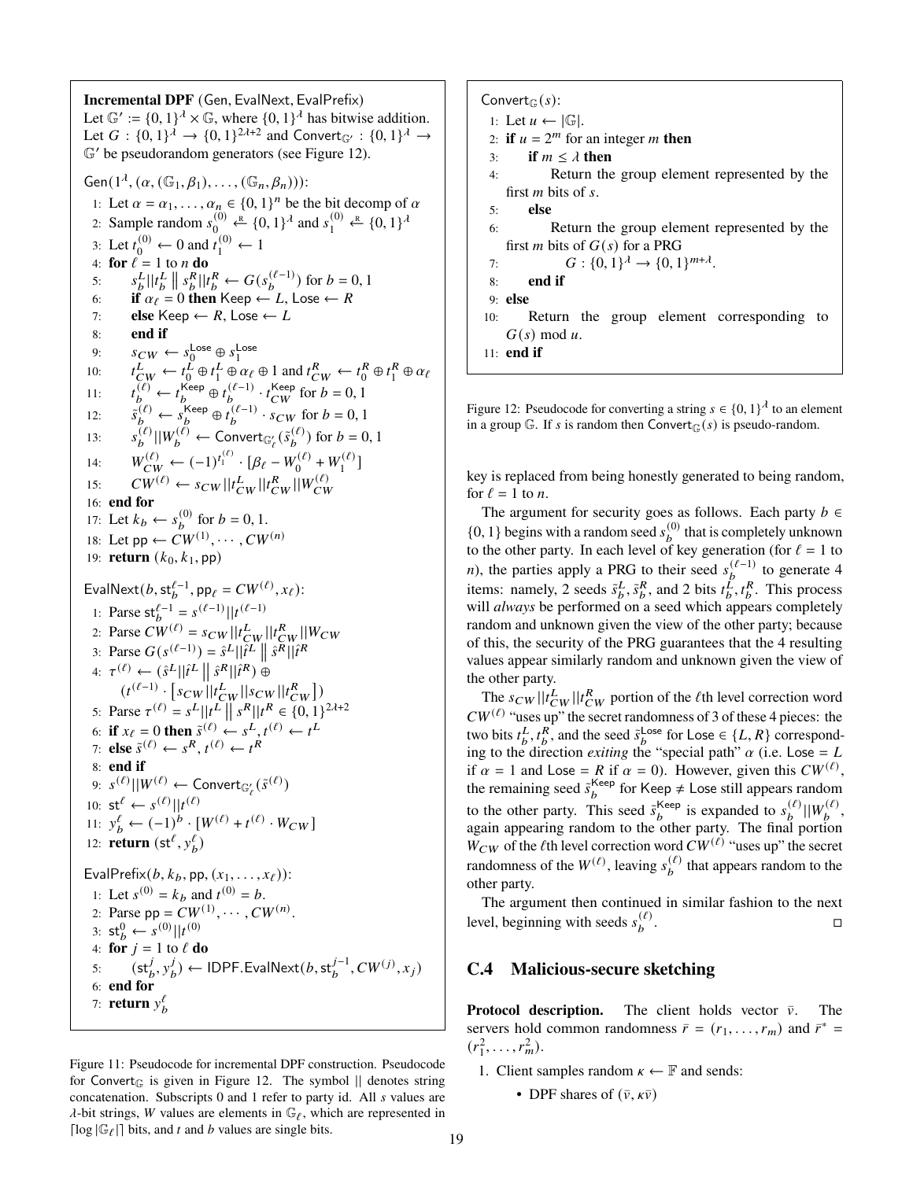**Incremental DPF** (Gen, EvalNext, EvalPrefix)
Let $\mathbb{G}' := \{0,1\}^\lambda \times \mathbb{G}$, where $\{0,1\}^\lambda$ has bitwise addition.
Let $G : \{0,1\}^\lambda \to \{0,1\}^{2\lambda+2}$ and $\mathsf{Convert}_{\mathbb{G}'} : \{0,1\}^\lambda \to \mathbb{G}'$ be pseudorandom generators (see Figure 12).

$\mathsf{Gen}(1^\lambda, (\alpha, (\mathbb{G}_1, \beta_1), \ldots, (\mathbb{G}_n, \beta_n)))$:

1: Let $\alpha = \alpha_1, \ldots, \alpha_n \in \{0,1\}^n$ be the bit decomp of $\alpha$
2: Sample random $s_0^{(0)} \xleftarrow{R} \{0,1\}^\lambda$ and $s_1^{(0)} \xleftarrow{R} \{0,1\}^\lambda$
3: Let $t_0^{(0)} \leftarrow 0$ and $t_1^{(0)} \leftarrow 1$
4: **for** $\ell = 1$ to $n$ **do**
5: $\quad s_b^L || t_b^L \,\|\, s_b^R || t_b^R \leftarrow G(s_b^{(\ell-1)})$ for $b = 0, 1$
6: $\quad$ **if** $\alpha_\ell = 0$ **then** Keep $\leftarrow L$, Lose $\leftarrow R$
7: $\quad$ **else** Keep $\leftarrow R$, Lose $\leftarrow L$
8: $\quad$ **end if**
9: $\quad s_{CW} \leftarrow s_0^{\mathsf{Lose}} \oplus s_1^{\mathsf{Lose}}$
10: $\quad t_{CW}^L \leftarrow t_0^L \oplus t_1^L \oplus \alpha_\ell \oplus 1$ and $t_{CW}^R \leftarrow t_0^R \oplus t_1^R \oplus \alpha_\ell$
11: $\quad t_b^{(\ell)} \leftarrow t_b^{\mathsf{Keep}} \oplus t_b^{(\ell-1)} \cdot t_{CW}^{\mathsf{Keep}}$ for $b = 0, 1$
12: $\quad \tilde{s}_b^{(\ell)} \leftarrow s_b^{\mathsf{Keep}} \oplus t_b^{(\ell-1)} \cdot s_{CW}$ for $b = 0, 1$
13: $\quad s_b^{(\ell)} || W_b^{(\ell)} \leftarrow \mathsf{Convert}_{\mathbb{G}'_\ell}(\tilde{s}_b^{(\ell)})$ for $b = 0, 1$
14: $\quad W_{CW}^{(\ell)} \leftarrow (-1)^{t_1^{(\ell)}} \cdot [\beta_\ell - W_0^{(\ell)} + W_1^{(\ell)}]$
15: $\quad CW^{(\ell)} \leftarrow s_{CW} || t_{CW}^L || t_{CW}^R || W_{CW}^{(\ell)}$
16: **end for**
17: Let $k_b \leftarrow s_b^{(0)}$ for $b = 0, 1$.
18: Let $\mathsf{pp} \leftarrow CW^{(1)}, \cdots, CW^{(n)}$
19: **return** $(k_0, k_1, \mathsf{pp})$

$\mathsf{EvalNext}(b, \mathsf{st}_b^{\ell-1}, \mathsf{pp}_\ell = CW^{(\ell)}, x_\ell)$:

1: Parse $\mathsf{st}_b^{\ell-1} = s^{(\ell-1)} || t^{(\ell-1)}$
2: Parse $CW^{(\ell)} = s_{CW} || t_{CW}^L || t_{CW}^R || W_{CW}$
3: Parse $G(s^{(\ell-1)}) = \hat{s}^L || \hat{t}^L \,\|\, \hat{s}^R || \hat{t}^R$
4: $\tau^{(\ell)} \leftarrow (\hat{s}^L || \hat{t}^L \,\|\, \hat{s}^R || \hat{t}^R) \oplus$
$\quad (t^{(\ell-1)} \cdot [s_{CW} || t_{CW}^L || s_{CW} || t_{CW}^R])$
5: Parse $\tau^{(\ell)} = s^L || t^L \,\|\, s^R || t^R \in \{0,1\}^{2\lambda+2}$
6: **if** $x_\ell = 0$ **then** $\tilde{s}^{(\ell)} \leftarrow s^L, t^{(\ell)} \leftarrow t^L$
7: **else** $\tilde{s}^{(\ell)} \leftarrow s^R, t^{(\ell)} \leftarrow t^R$
8: **end if**
9: $s^{(\ell)} || W^{(\ell)} \leftarrow \mathsf{Convert}_{\mathbb{G}'_\ell}(\tilde{s}^{(\ell)})$
10: $\mathsf{st}^\ell \leftarrow s^{(\ell)} || t^{(\ell)}$
11: $y_b^\ell \leftarrow (-1)^b \cdot [W^{(\ell)} + t^{(\ell)} \cdot W_{CW}]$
12: **return** $(\mathsf{st}^\ell, y_b^\ell)$

$\mathsf{EvalPrefix}(b, k_b, \mathsf{pp}, (x_1, \ldots, x_\ell))$:

1: Let $s^{(0)} = k_b$ and $t^{(0)} = b$.
2: Parse $\mathsf{pp} = CW^{(1)}, \cdots, CW^{(n)}$.
3: $\mathsf{st}_b^0 \leftarrow s^{(0)} || t^{(0)}$
4: **for** $j = 1$ to $\ell$ **do**
5: $\quad (\mathsf{st}_b^j, y_b^j) \leftarrow \mathsf{IDPF.EvalNext}(b, \mathsf{st}_b^{j-1}, CW^{(j)}, x_j)$
6: **end for**
7: **return** $y_b^\ell$

Figure 11: Pseudocode for incremental DPF construction. Pseudocode for $\mathsf{Convert}_{\mathbb{G}}$ is given in Figure 12. The symbol $||$ denotes string concatenation. Subscripts 0 and 1 refer to party id. All $s$ values are $\lambda$-bit strings, $W$ values are elements in $\mathbb{G}_\ell$, which are represented in $\lceil \log |\mathbb{G}_\ell| \rceil$ bits, and $t$ and $b$ values are single bits.

$\mathsf{Convert}_{\mathbb{G}}(s)$:

1: Let $u \leftarrow |\mathbb{G}|$.
2: **if** $u = 2^m$ for an integer $m$ **then**
3: $\quad$ **if** $m \leq \lambda$ **then**
4: $\quad\quad$ Return the group element represented by the first $m$ bits of $s$.
5: $\quad$ **else**
6: $\quad\quad$ Return the group element represented by the first $m$ bits of $G(s)$ for a PRG
7: $\quad\quad\quad G : \{0,1\}^\lambda \to \{0,1\}^{m+\lambda}$.
8: $\quad$ **end if**
9: **else**
10: $\quad$ Return the group element corresponding to $G(s) \bmod u$.
11: **end if**

Figure 12: Pseudocode for converting a string $s \in \{0,1\}^\lambda$ to an element in a group $\mathbb{G}$. If $s$ is random then $\mathsf{Convert}_{\mathbb{G}}(s)$ is pseudo-random.

key is replaced from being honestly generated to being random, for $\ell = 1$ to $n$.

The argument for security goes as follows. Each party $b \in \{0,1\}$ begins with a random seed $s_b^{(0)}$ that is completely unknown to the other party. In each level of key generation (for $\ell = 1$ to $n$), the parties apply a PRG to their seed $s_b^{(\ell-1)}$ to generate 4 items: namely, 2 seeds $\tilde{s}_b^L, \tilde{s}_b^R$, and 2 bits $t_b^L, t_b^R$. This process will *always* be performed on a seed which appears completely random and unknown given the view of the other party; because of this, the security of the PRG guarantees that the 4 resulting values appear similarly random and unknown given the view of the other party.

The $s_{CW} || t_{CW}^L || t_{CW}^R$ portion of the $\ell$th level correction word $CW^{(\ell)}$ "uses up" the secret randomness of 3 of these 4 pieces: the two bits $t_b^L, t_b^R$, and the seed $\tilde{s}_b^{\mathsf{Lose}}$ for Lose $\in \{L, R\}$ corresponding to the direction *exiting* the "special path" $\alpha$ (i.e. Lose $= L$ if $\alpha = 1$ and Lose $= R$ if $\alpha = 0$). However, given this $CW^{(\ell)}$, the remaining seed $\tilde{s}_b^{\mathsf{Keep}}$ for Keep $\neq$ Lose still appears random to the other party. This seed $\tilde{s}_b^{\mathsf{Keep}}$ is expanded to $s_b^{(\ell)} || W_b^{(\ell)}$, again appearing random to the other party. The final portion $W_{CW}$ of the $\ell$th level correction word $CW^{(\ell)}$ "uses up" the secret randomness of the $W^{(\ell)}$, leaving $s_b^{(\ell)}$ that appears random to the other party.

The argument then continued in similar fashion to the next level, beginning with seeds $s_b^{(\ell)}$. □

## C.4 Malicious-secure sketching

**Protocol description.** The client holds vector $\bar{v}$. The servers hold common randomness $\bar{r} = (r_1, \ldots, r_m)$ and $\bar{r}^* = (r_1^2, \ldots, r_m^2)$.

1. Client samples random $\kappa \leftarrow \mathbb{F}$ and sends:
    - DPF shares of $(\bar{v}, \kappa\bar{v})$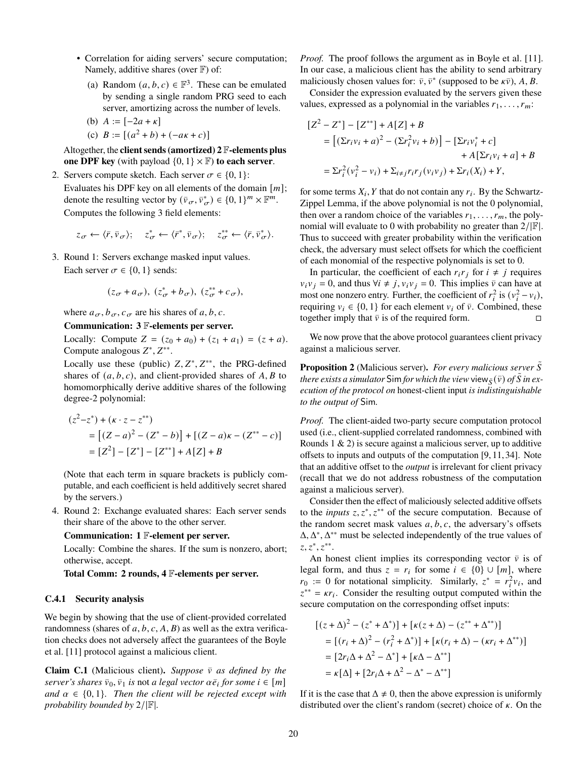- Correlation for aiding servers' secure computation; Namely, additive shares (over $\mathbb{F}$) of:
  - (a) Random $(a, b, c) \in \mathbb{F}^3$. These can be emulated by sending a single random PRG seed to each server, amortizing across the number of levels.
  - (b) $A := [-2a + \kappa]$
  - (c) $B := [(a^2 + b) + (-a\kappa + c)]$

  Altogether, the **client sends (amortized) 2 $\mathbb{F}$-elements plus one DPF key** (with payload $\{0,1\} \times \mathbb{F}$) **to each server**.

2. Servers compute sketch. Each server $\sigma \in \{0, 1\}$:
   Evaluates his DPF key on all elements of the domain $[m]$; denote the resulting vector by $(\bar{v}_\sigma, \bar{v}^*_\sigma) \in \{0,1\}^m \times \mathbb{F}^m$.
   Computes the following 3 field elements:

$$z_\sigma \leftarrow \langle \bar{r}, \bar{v}_\sigma \rangle; \quad z^*_\sigma \leftarrow \langle \bar{r}^*, \bar{v}_\sigma \rangle; \quad z^{**}_\sigma \leftarrow \langle \bar{r}, \bar{v}^*_\sigma \rangle.$$

3. Round 1: Servers exchange masked input values.
   Each server $\sigma \in \{0, 1\}$ sends:

$$(z_\sigma + a_\sigma),\ (z^*_\sigma + b_\sigma),\ (z^{**}_\sigma + c_\sigma),$$

   where $a_\sigma, b_\sigma, c_\sigma$ are his shares of $a, b, c$.

   **Communication: 3 $\mathbb{F}$-elements per server.**

   Locally: Compute $Z = (z_0 + a_0) + (z_1 + a_1) = (z + a)$. Compute analogous $Z^*, Z^{**}$.

   Locally use these (public) $Z, Z^*, Z^{**}$, the PRG-defined shares of $(a, b, c)$, and client-provided shares of $A, B$ to homomorphically derive additive shares of the following degree-2 polynomial:

$$\begin{aligned}(z^2 - z^*) &+ (\kappa \cdot z - z^{**}) \\ &= \left[(Z - a)^2 - (Z^* - b)\right] + \left[(Z - a)\kappa - (Z^{**} - c)\right] \\ &= [Z^2] - [Z^*] - [Z^{**}] + A[Z] + B\end{aligned}$$

   (Note that each term in square brackets is publicly computable, and each coefficient is held additively secret shared by the servers.)

4. Round 2: Exchange evaluated shares: Each server sends their share of the above to the other server.

   **Communication: 1 $\mathbb{F}$-element per server.**

   Locally: Combine the shares. If the sum is nonzero, abort; otherwise, accept.

   **Total Comm: 2 rounds, 4 $\mathbb{F}$-elements per server.**

### C.4.1 Security analysis

We begin by showing that the use of client-provided correlated randomness (shares of $a, b, c, A, B$) as well as the extra verification checks does not adversely affect the guarantees of the Boyle et al. [11] protocol against a malicious client.

**Claim C.1** (Malicious client). *Suppose $\bar{v}$ as defined by the server's shares $\bar{v}_0, \bar{v}_1$ is* not *a legal vector $\alpha \bar{e}_i$ for some $i \in [m]$ and $\alpha \in \{0, 1\}$. Then the client will be rejected except with probability bounded by $2/|\mathbb{F}|$.*

*Proof.* The proof follows the argument as in Boyle et al. [11]. In our case, a malicious client has the ability to send arbitrary maliciously chosen values for: $\bar{v}, \bar{v}^*$ (supposed to be $\kappa\bar{v}$), $A, B$.

Consider the expression evaluated by the servers given these values, expressed as a polynomial in the variables $r_1, \ldots, r_m$:

$$\begin{aligned}[Z^2 - Z^*] - [Z^{**}] + A[Z] + B \\ = \left[(\Sigma r_i v_i + a)^2 - (\Sigma r_i^2 v_i + b)\right] - [\Sigma r_i v_i^* + c] \\ + A[\Sigma r_i v_i + a] + B \\ = \Sigma r_i^2 (v_i^2 - v_i) + \Sigma_{i \neq j} r_i r_j (v_i v_j) + \Sigma r_i (X_i) + Y,\end{aligned}$$

for some terms $X_i, Y$ that do not contain any $r_i$. By the Schwartz-Zippel Lemma, if the above polynomial is not the 0 polynomial, then over a random choice of the variables $r_1, \ldots, r_m$, the polynomial will evaluate to 0 with probability no greater than $2/|\mathbb{F}|$. Thus to succeed with greater probability within the verification check, the adversary must select offsets for which the coefficient of each monomial of the respective polynomials is set to 0.

In particular, the coefficient of each $r_i r_j$ for $i \neq j$ requires $v_i v_j = 0$, and thus $\forall i \neq j, v_i v_j = 0$. This implies $\bar{v}$ can have at most one nonzero entry. Further, the coefficient of $r_i^2$ is $(v_i^2 - v_i)$, requiring $v_i \in \{0, 1\}$ for each element $v_i$ of $\bar{v}$. Combined, these together imply that $\bar{v}$ is of the required form. □

We now prove that the above protocol guarantees client privacy against a malicious server.

**Proposition 2** (Malicious server). *For every malicious server $\tilde{S}$ there exists a simulator* Sim *for which the view* $\mathsf{view}_{\tilde{S}}(\bar{v})$ *of $\tilde{S}$ in execution of the protocol on* honest-client input *is indistinguishable to the output of* Sim.

*Proof.* The client-aided two-party secure computation protocol used (i.e., client-supplied correlated randomness, combined with Rounds 1 & 2) is secure against a malicious server, up to additive offsets to inputs and outputs of the computation [9, 11, 34]. Note that an additive offset to the *output* is irrelevant for client privacy (recall that we do not address robustness of the computation against a malicious server).

Consider then the effect of maliciously selected additive offsets to the *inputs* $z, z^*, z^{**}$ of the secure computation. Because of the random secret mask values $a, b, c$, the adversary's offsets $\Delta, \Delta^*, \Delta^{**}$ must be selected independently of the true values of $z, z^*, z^{**}$.

An honest client implies its corresponding vector $\bar{v}$ is of legal form, and thus $z = r_i$ for some $i \in \{0\} \cup [m]$, where $r_0 := 0$ for notational simplicity. Similarly, $z^* = r_i^2 v_i$, and $z^{**} = \kappa r_i$. Consider the resulting output computed within the secure computation on the corresponding offset inputs:

$$\begin{aligned}[(z + \Delta)^2 &- (z^* + \Delta^*)] + [\kappa(z + \Delta) - (z^{**} + \Delta^{**})] \\ &= [(r_i + \Delta)^2 - (r_i^2 + \Delta^*)] + [\kappa(r_i + \Delta) - (\kappa r_i + \Delta^{**})] \\ &= [2r_i\Delta + \Delta^2 - \Delta^*] + [\kappa\Delta - \Delta^{**}] \\ &= \kappa[\Delta] + [2r_i\Delta + \Delta^2 - \Delta^* - \Delta^{**}]\end{aligned}$$

If it is the case that $\Delta \neq 0$, then the above expression is uniformly distributed over the client's random (secret) choice of $\kappa$. On the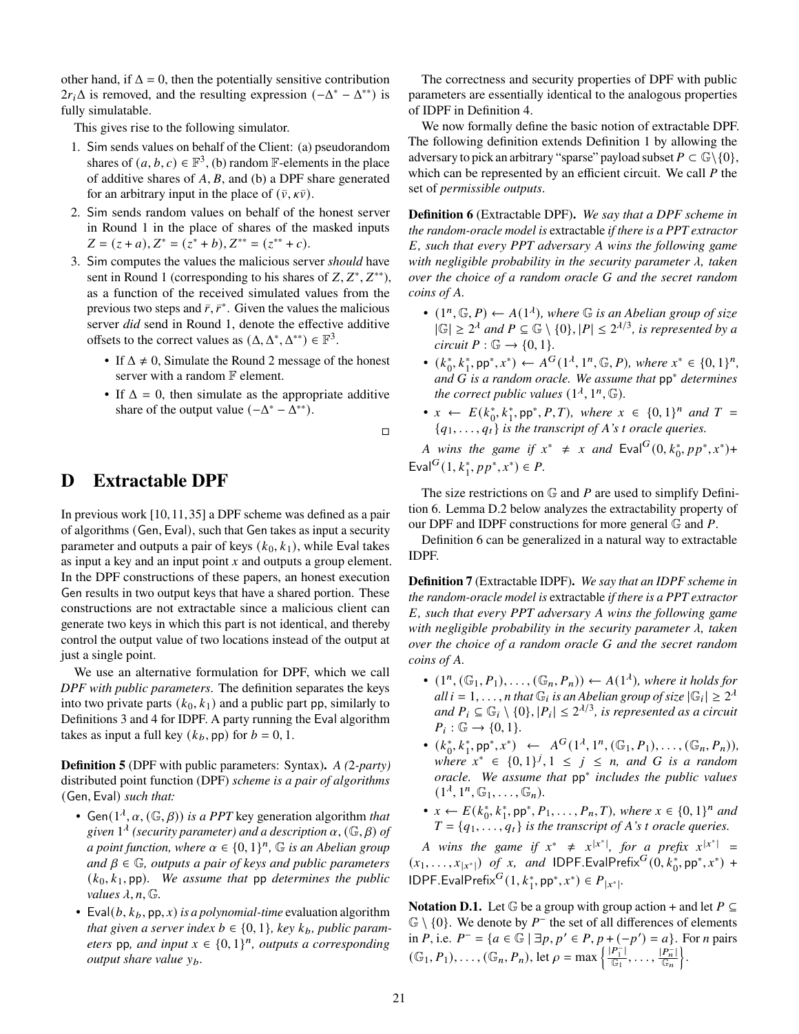other hand, if $\Delta = 0$, then the potentially sensitive contribution $2r_i\Delta$ is removed, and the resulting expression $(-\Delta^* - \Delta^{**})$ is fully simulatable.

This gives rise to the following simulator.

1. Sim sends values on behalf of the Client: (a) pseudorandom shares of $(a, b, c) \in \mathbb{F}^3$, (b) random $\mathbb{F}$-elements in the place of additive shares of $A, B$, and (b) a DPF share generated for an arbitrary input in the place of $(\bar{v}, \kappa\bar{v})$.
2. Sim sends random values on behalf of the honest server in Round 1 in the place of shares of the masked inputs $Z = (z + a), Z^* = (z^* + b), Z^{**} = (z^{**} + c)$.
3. Sim computes the values the malicious server *should* have sent in Round 1 (corresponding to his shares of $Z, Z^*, Z^{**}$), as a function of the received simulated values from the previous two steps and $\bar{r}, \bar{r}^*$. Given the values the malicious server *did* send in Round 1, denote the effective additive offsets to the correct values as $(\Delta, \Delta^*, \Delta^{**}) \in \mathbb{F}^3$.
   - If $\Delta \neq 0$, Simulate the Round 2 message of the honest server with a random $\mathbb{F}$ element.
   - If $\Delta = 0$, then simulate as the appropriate additive share of the output value $(-\Delta^* - \Delta^{**})$.

□

# D Extractable DPF

In previous work [10, 11, 35] a DPF scheme was defined as a pair of algorithms (Gen, Eval), such that Gen takes as input a security parameter and outputs a pair of keys $(k_0, k_1)$, while Eval takes as input a key and an input point $x$ and outputs a group element. In the DPF constructions of these papers, an honest execution Gen results in two output keys that have a shared portion. These constructions are not extractable since a malicious client can generate two keys in which this part is not identical, and thereby control the output value of two locations instead of the output at just a single point.

We use an alternative formulation for DPF, which we call *DPF with public parameters*. The definition separates the keys into two private parts $(k_0, k_1)$ and a public part pp, similarly to Definitions 3 and 4 for IDPF. A party running the Eval algorithm takes as input a full key $(k_b, \mathsf{pp})$ for $b = 0, 1$.

**Definition 5** (DPF with public parameters: Syntax). *A (2-party) distributed point function (DPF) scheme is a pair of algorithms* (Gen, Eval) *such that:*

- $\mathsf{Gen}(1^\lambda, \alpha, (\mathbb{G}, \beta))$ *is a PPT* key generation algorithm *that given* $1^\lambda$ *(security parameter) and a description* $\alpha, (\mathbb{G}, \beta)$ *of a point function, where* $\alpha \in \{0,1\}^n$, $\mathbb{G}$ *is an Abelian group and* $\beta \in \mathbb{G}$, *outputs a pair of keys and public parameters* $(k_0, k_1, \mathsf{pp})$. *We assume that* pp *determines the public values* $\lambda, n, \mathbb{G}$.
- $\mathsf{Eval}(b, k_b, \mathsf{pp}, x)$ *is a polynomial-time* evaluation algorithm *that given a server index* $b \in \{0,1\}$, *key* $k_b$, *public parameters* pp, *and input* $x \in \{0,1\}^n$, *outputs a corresponding output share value* $y_b$.

The correctness and security properties of DPF with public parameters are essentially identical to the analogous properties of IDPF in Definition 4.

We now formally define the basic notion of extractable DPF. The following definition extends Definition 1 by allowing the adversary to pick an arbitrary "sparse" payload subset $P \subset \mathbb{G} \setminus \{0\}$, which can be represented by an efficient circuit. We call $P$ the set of *permissible outputs*.

**Definition 6** (Extractable DPF). *We say that a DPF scheme in the random-oracle model is* extractable *if there is a PPT extractor $E$, such that every PPT adversary $A$ wins the following game with negligible probability in the security parameter $\lambda$, taken over the choice of a random oracle $G$ and the secret random coins of $A$.*

- $(1^n, \mathbb{G}, P) \leftarrow A(1^\lambda)$, *where* $\mathbb{G}$ *is an Abelian group of size* $|\mathbb{G}| \geq 2^\lambda$ *and* $P \subseteq \mathbb{G} \setminus \{0\}, |P| \leq 2^{\lambda/3}$, *is represented by a circuit* $P : \mathbb{G} \to \{0,1\}$.
- $(k_0^*, k_1^*, \mathsf{pp}^*, x^*) \leftarrow A^G(1^\lambda, 1^n, \mathbb{G}, P)$, *where* $x^* \in \{0,1\}^n$, *and $G$ is a random oracle. We assume that* $\mathsf{pp}^*$ *determines the correct public values* $(1^\lambda, 1^n, \mathbb{G})$.
- $x \leftarrow E(k_0^*, k_1^*, \mathsf{pp}^*, P, T)$, *where* $x \in \{0,1\}^n$ *and* $T = \{q_1, \ldots, q_t\}$ *is the transcript of A's t oracle queries.*

*A wins the game if* $x^* \neq x$ *and* $\mathsf{Eval}^G(0, k_0^*, pp^*, x^*) + \mathsf{Eval}^G(1, k_1^*, pp^*, x^*) \in P$.

The size restrictions on $\mathbb{G}$ and $P$ are used to simplify Definition 6. Lemma D.2 below analyzes the extractability property of our DPF and IDPF constructions for more general $\mathbb{G}$ and $P$.

Definition 6 can be generalized in a natural way to extractable IDPF.

**Definition 7** (Extractable IDPF). *We say that an IDPF scheme in the random-oracle model is* extractable *if there is a PPT extractor $E$, such that every PPT adversary $A$ wins the following game with negligible probability in the security parameter $\lambda$, taken over the choice of a random oracle $G$ and the secret random coins of $A$.*

- $(1^n, (\mathbb{G}_1, P_1), \ldots, (\mathbb{G}_n, P_n)) \leftarrow A(1^\lambda)$, *where it holds for all* $i = 1, \ldots, n$ *that* $\mathbb{G}_i$ *is an Abelian group of size* $|\mathbb{G}_i| \geq 2^\lambda$ *and* $P_i \subseteq \mathbb{G}_i \setminus \{0\}, |P_i| \leq 2^{\lambda/3}$, *is represented as a circuit* $P_i : \mathbb{G} \to \{0,1\}$.
- $(k_0^*, k_1^*, \mathsf{pp}^*, x^*) \leftarrow A^G(1^\lambda, 1^n, (\mathbb{G}_1, P_1), \ldots, (\mathbb{G}_n, P_n))$, *where* $x^* \in \{0,1\}^j, 1 \leq j \leq n$, *and $G$ is a random oracle. We assume that* $\mathsf{pp}^*$ *includes the public values* $(1^\lambda, 1^n, \mathbb{G}_1, \ldots, \mathbb{G}_n)$.
- $x \leftarrow E(k_0^*, k_1^*, \mathsf{pp}^*, P_1, \ldots, P_n, T)$, *where* $x \in \{0,1\}^n$ *and* $T = \{q_1, \ldots, q_t\}$ *is the transcript of A's t oracle queries.*

*A wins the game if* $x^* \neq x^{|x^*|}$, *for a prefix* $x^{|x^*|} = (x_1, \ldots, x_{|x^*|})$ *of x, and* $\mathsf{IDPF.EvalPrefix}^G(0, k_0^*, \mathsf{pp}^*, x^*) + \mathsf{IDPF.EvalPrefix}^G(1, k_1^*, \mathsf{pp}^*, x^*) \in P_{|x^*|}$.

**Notation D.1.** Let $\mathbb{G}$ be a group with group action $+$ and let $P \subseteq \mathbb{G} \setminus \{0\}$. We denote by $P^-$ the set of all differences of elements in $P$, i.e. $P^- = \{a \in \mathbb{G} \mid \exists p, p' \in P, p + (-p') = a\}$. For $n$ pairs $(\mathbb{G}_1, P_1), \ldots, (\mathbb{G}_n, P_n)$, let $\rho = \max\left\{\frac{|P_1^-|}{\mathbb{G}_1}, \ldots, \frac{|P_n^-|}{\mathbb{G}_n}\right\}$.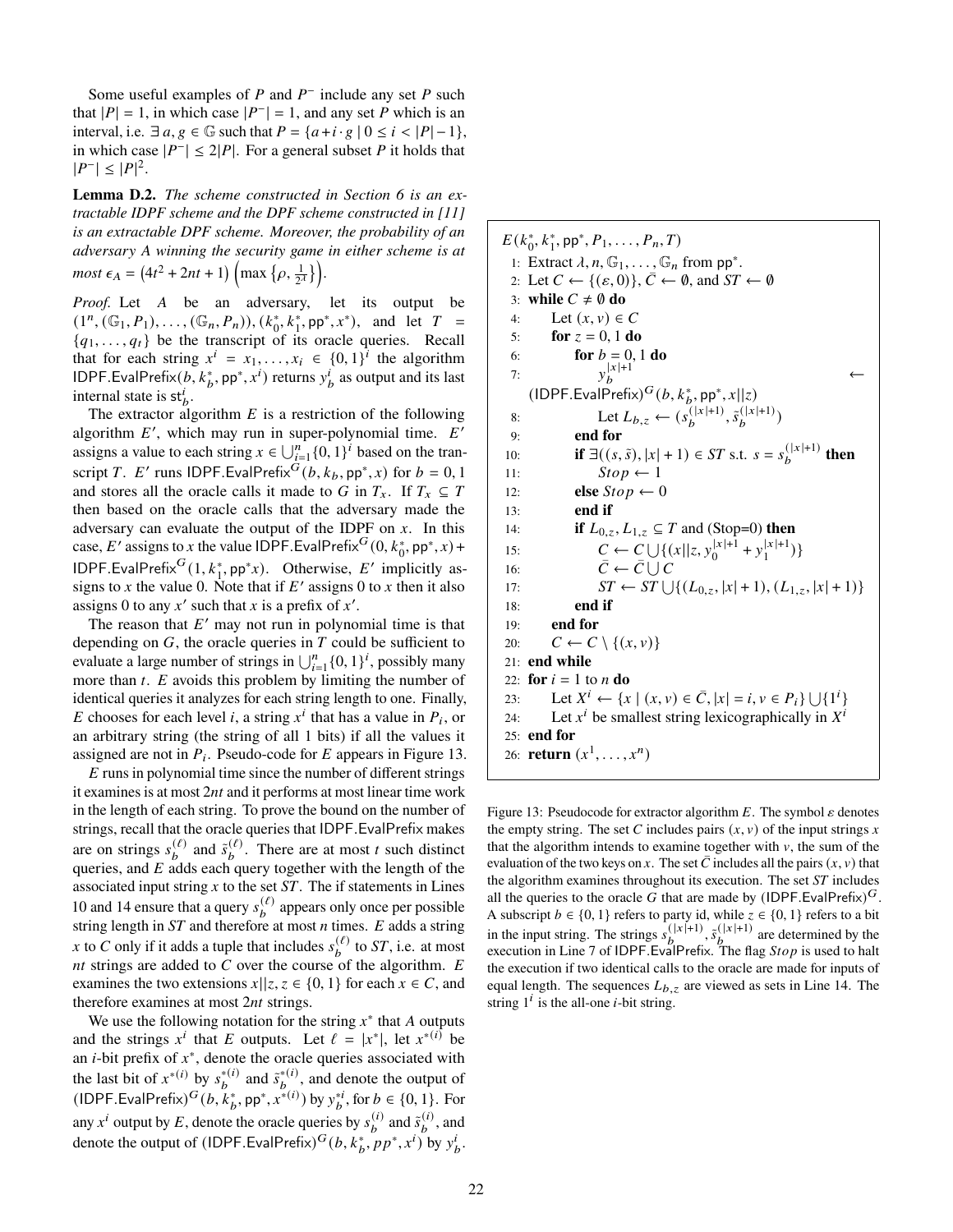Some useful examples of $P$ and $P^-$ include any set $P$ such that $|P| = 1$, in which case $|P^-| = 1$, and any set $P$ which is an interval, i.e. $\exists\, a, g \in \mathbb{G}$ such that $P = \{a + i \cdot g \mid 0 \le i < |P| - 1\}$, in which case $|P^-| \le 2|P|$. For a general subset $P$ it holds that $|P^-| \le |P|^2$.

**Lemma D.2.** *The scheme constructed in Section 6 is an extractable IDPF scheme and the DPF scheme constructed in [11] is an extractable DPF scheme. Moreover, the probability of an adversary A winning the security game in either scheme is at most* $\epsilon_A = \left(4t^2 + 2nt + 1\right)\left(\max\left\{\rho, \frac{1}{2^\lambda}\right\}\right)$.

*Proof.* Let $A$ be an adversary, let its output be $(1^n, (\mathbb{G}_1, P_1), \ldots, (\mathbb{G}_n, P_n)), (k_0^*, k_1^*, \mathsf{pp}^*, x^*)$, and let $T = \{q_1, \ldots, q_t\}$ be the transcript of its oracle queries. Recall that for each string $x^i = x_1, \ldots, x_i \in \{0,1\}^i$ the algorithm $\mathsf{IDPF.EvalPrefix}(b, k_b^*, \mathsf{pp}^*, x^i)$ returns $y_b^i$ as output and its last internal state is $\mathsf{st}_b^i$.

The extractor algorithm $E$ is a restriction of the following algorithm $E'$, which may run in super-polynomial time. $E'$ assigns a value to each string $x \in \bigcup_{i=1}^n \{0,1\}^i$ based on the transcript $T$. $E'$ runs $\mathsf{IDPF.EvalPrefix}^G(b, k_b, \mathsf{pp}^*, x)$ for $b = 0, 1$ and stores all the oracle calls it made to $G$ in $T_x$. If $T_x \subseteq T$ then based on the oracle calls that the adversary made the adversary can evaluate the output of the IDPF on $x$. In this case, $E'$ assigns to $x$ the value $\mathsf{IDPF.EvalPrefix}^G(0, k_0^*, \mathsf{pp}^*, x) + \mathsf{IDPF.EvalPrefix}^G(1, k_1^*, \mathsf{pp}^* x)$. Otherwise, $E'$ implicitly assigns to $x$ the value 0. Note that if $E'$ assigns 0 to $x$ then it also assigns 0 to any $x'$ such that $x$ is a prefix of $x'$.

The reason that $E'$ may not run in polynomial time is that depending on $G$, the oracle queries in $T$ could be sufficient to evaluate a large number of strings in $\bigcup_{i=1}^n \{0,1\}^i$, possibly many more than $t$. $E$ avoids this problem by limiting the number of identical queries it analyzes for each string length to one. Finally, $E$ chooses for each level $i$, a string $x^i$ that has a value in $P_i$, or an arbitrary string (the string of all 1 bits) if all the values it assigned are not in $P_i$. Pseudo-code for $E$ appears in Figure 13.

$E$ runs in polynomial time since the number of different strings it examines is at most $2nt$ and it performs at most linear time work in the length of each string. To prove the bound on the number of strings, recall that the oracle queries that $\mathsf{IDPF.EvalPrefix}$ makes are on strings $s_b^{(\ell)}$ and $\tilde{s}_b^{(\ell)}$. There are at most $t$ such distinct queries, and $E$ adds each query together with the length of the associated input string $x$ to the set $ST$. The if statements in Lines 10 and 14 ensure that a query $s_b^{(\ell)}$ appears only once per possible string length in $ST$ and therefore at most $n$ times. $E$ adds a string $x$ to $C$ only if it adds a tuple that includes $s_b^{(\ell)}$ to $ST$, i.e. at most $nt$ strings are added to $C$ over the course of the algorithm. $E$ examines the two extensions $x||z, z \in \{0,1\}$ for each $x \in C$, and therefore examines at most $2nt$ strings.

We use the following notation for the string $x^*$ that $A$ outputs and the strings $x^i$ that $E$ outputs. Let $\ell = |x^*|$, let $x^{*(i)}$ be an $i$-bit prefix of $x^*$, denote the oracle queries associated with the last bit of $x^{*(i)}$ by $s_b^{*(i)}$ and $\tilde{s}_b^{*(i)}$, and denote the output of $(\mathsf{IDPF.EvalPrefix})^G(b, k_b^*, \mathsf{pp}^*, x^{*(i)})$ by $y_b^{*i}$, for $b \in \{0,1\}$. For any $x^i$ output by $E$, denote the oracle queries by $s_b^{(i)}$ and $\tilde{s}_b^{(i)}$, and denote the output of $(\mathsf{IDPF.EvalPrefix})^G(b, k_b^*, pp^*, x^i)$ by $y_b^i$.

```
E(k_0^*, k_1^*, pp^*, P_1, ..., P_n, T)
 1: Extract λ, n, G_1, ..., G_n from pp^*.
 2: Let C ← {(ε, 0)}, C̄ ← ∅, and ST ← ∅
 3: while C ≠ ∅ do
 4:     Let (x, v) ∈ C
 5:     for z = 0, 1 do
 6:         for b = 0, 1 do
 7:             y_b^{|x|+1} ← (IDPF.EvalPrefix)^G(b, k_b^*, pp^*, x||z)
 8:             Let L_{b,z} ← (s_b^{(|x|+1)}, s̃_b^{(|x|+1)})
 9:         end for
10:         if ∃((s, s̃), |x| + 1) ∈ ST s.t. s = s_b^{(|x|+1)} then
11:             Stop ← 1
12:         else Stop ← 0
13:         end if
14:         if L_{0,z}, L_{1,z} ⊆ T and (Stop=0) then
15:             C ← C ∪ {(x||z, y_0^{|x|+1} + y_1^{|x|+1})}
16:             C̄ ← C̄ ∪ C
17:             ST ← ST ∪ {(L_{0,z}, |x| + 1), (L_{1,z}, |x| + 1)}
18:         end if
19:     end for
20:     C ← C \ {(x, v)}
21: end while
22: for i = 1 to n do
23:     Let X^i ← {x | (x, v) ∈ C̄, |x| = i, v ∈ P_i} ∪ {1^i}
24:     Let x^i be smallest string lexicographically in X^i
25: end for
26: return (x^1, ..., x^n)
```

Figure 13: Pseudocode for extractor algorithm $E$. The symbol $\varepsilon$ denotes the empty string. The set $C$ includes pairs $(x, v)$ of the input strings $x$ that the algorithm intends to examine together with $v$, the sum of the evaluation of the two keys on $x$. The set $\bar{C}$ includes all the pairs $(x, v)$ that the algorithm examines throughout its execution. The set $ST$ includes all the queries to the oracle $G$ that are made by $(\mathsf{IDPF.EvalPrefix})^G$. A subscript $b \in \{0,1\}$ refers to party id, while $z \in \{0,1\}$ refers to a bit in the input string. The strings $s_b^{(|x|+1)}, \tilde{s}_b^{(|x|+1)}$ are determined by the execution in Line 7 of $\mathsf{IDPF.EvalPrefix}$. The flag $Stop$ is used to halt the execution if two identical calls to the oracle are made for inputs of equal length. The sequences $L_{b,z}$ are viewed as sets in Line 14. The string $1^i$ is the all-one $i$-bit string.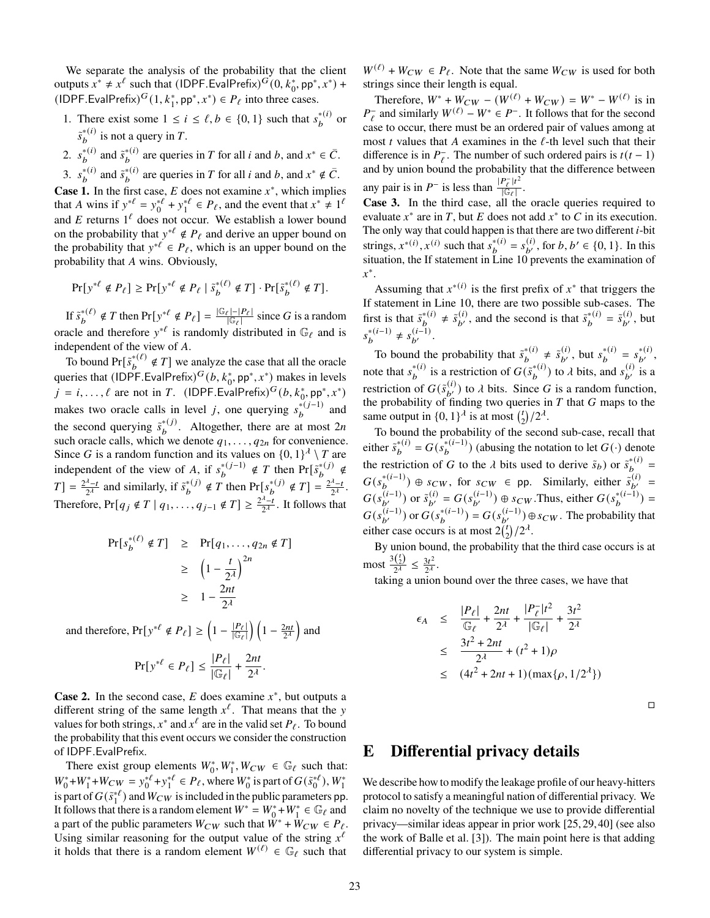We separate the analysis of the probability that the client outputs $x^* \neq x^\ell$ such that $(\mathsf{IDPF.EvalPrefix})^G(0, k_0^*, \mathsf{pp}^*, x^*) + (\mathsf{IDPF.EvalPrefix})^G(1, k_1^*, \mathsf{pp}^*, x^*) \in P_\ell$ into three cases.

1. There exist some $1 \leq i \leq \ell, b \in \{0,1\}$ such that $s_b^{*(i)}$ or $\tilde{s}_b^{*(i)}$ is not a query in $T$.
2. $s_b^{*(i)}$ and $\tilde{s}_b^{*(i)}$ are queries in $T$ for all $i$ and $b$, and $x^* \in \bar{C}$.
3. $s_b^{*(i)}$ and $\tilde{s}_b^{*(i)}$ are queries in $T$ for all $i$ and $b$, and $x^* \notin \bar{C}$.

**Case 1.** In the first case, $E$ does not examine $x^*$, which implies that $A$ wins if $y^{*\ell} = y_0^{*\ell} + y_1^{*\ell} \in P_\ell$, and the event that $x^* \neq 1^\ell$ and $E$ returns $1^\ell$ does not occur. We establish a lower bound on the probability that $y^{*\ell} \notin P_\ell$ and derive an upper bound on the probability that $y^{*\ell} \in P_\ell$, which is an upper bound on the probability that $A$ wins. Obviously,

$$\Pr[y^{*\ell} \notin P_\ell] \geq \Pr[y^{*\ell} \notin P_\ell \mid \tilde{s}_b^{*(\ell)} \notin T] \cdot \Pr[\tilde{s}_b^{*(\ell)} \notin T].$$

If $\tilde{s}_b^{*(\ell)} \notin T$ then $\Pr[y^{*\ell} \notin P_\ell] = \frac{|\mathbb{G}_\ell| - |P_\ell|}{|\mathbb{G}_\ell|}$ since $G$ is a random oracle and therefore $y^{*\ell}$ is randomly distributed in $\mathbb{G}_\ell$ and is independent of the view of $A$.

To bound $\Pr[\tilde{s}_b^{*(\ell)} \notin T]$ we analyze the case that all the oracle queries that $(\mathsf{IDPF.EvalPrefix})^G(b, k_0^*, \mathsf{pp}^*, x^*)$ makes in levels $j = i, \ldots, \ell$ are not in $T$. $(\mathsf{IDPF.EvalPrefix})^G(b, k_0^*, \mathsf{pp}^*, x^*)$ makes two oracle calls in level $j$, one querying $s_b^{*(j-1)}$ and the second querying $\tilde{s}_b^{*(j)}$. Altogether, there are at most $2n$ such oracle calls, which we denote $q_1, \ldots, q_{2n}$ for convenience. Since $G$ is a random function and its values on $\{0,1\}^\lambda \setminus T$ are independent of the view of $A$, if $s_b^{*(j-1)} \notin T$ then $\Pr[\tilde{s}_b^{*(j)} \notin T] = \frac{2^\lambda - t}{2^\lambda}$ and similarly, if $\tilde{s}_b^{*(j)} \notin T$ then $\Pr[s_b^{*(j)} \notin T] = \frac{2^\lambda - t}{2^\lambda}$. Therefore, $\Pr[q_j \notin T \mid q_1, \ldots, q_{j-1} \notin T] \geq \frac{2^\lambda - t}{2^\lambda}$. It follows that

$$\begin{aligned}
\Pr[s_b^{*(\ell)} \notin T] &\geq \Pr[q_1, \ldots, q_{2n} \notin T] \\
&\geq \left(1 - \frac{t}{2^\lambda}\right)^{2n} \\
&\geq 1 - \frac{2nt}{2^\lambda}
\end{aligned}$$

and therefore, $\Pr[y^{*\ell} \notin P_\ell] \geq \left(1 - \frac{|P_\ell|}{|\mathbb{G}_\ell|}\right)\left(1 - \frac{2nt}{2^\lambda}\right)$ and

$$\Pr[y^{*\ell} \in P_\ell] \leq \frac{|P_\ell|}{|\mathbb{G}_\ell|} + \frac{2nt}{2^\lambda}.$$

**Case 2.** In the second case, $E$ does examine $x^*$, but outputs a different string of the same length $x^\ell$. That means that the $y$ values for both strings, $x^*$ and $x^\ell$ are in the valid set $P_\ell$. To bound the probability that this event occurs we consider the construction of $\mathsf{IDPF.EvalPrefix}$.

There exist group elements $W_0^*, W_1^*, W_{CW} \in \mathbb{G}_\ell$ such that: $W_0^* + W_1^* + W_{CW} = y_0^{*\ell} + y_1^{*\ell} \in P_\ell$, where $W_0^*$ is part of $G(\tilde{s}_0^{*\ell})$, $W_1^*$ is part of $G(\tilde{s}_1^{*\ell})$ and $W_{CW}$ is included in the public parameters $\mathsf{pp}$. It follows that there is a random element $W^* = W_0^* + W_1^* \in \mathbb{G}_\ell$ and a part of the public parameters $W_{CW}$ such that $W^* + W_{CW} \in P_\ell$. Using similar reasoning for the output value of the string $x^\ell$ it holds that there is a random element $W^{(\ell)} \in \mathbb{G}_\ell$ such that $W^{(\ell)} + W_{CW} \in P_\ell$. Note that the same $W_{CW}$ is used for both strings since their length is equal.

Therefore, $W^* + W_{CW} - (W^{(\ell)} + W_{CW}) = W^* - W^{(\ell)}$ is in $P_\ell^-$ and similarly $W^{(\ell)} - W^* \in P^-$. It follows that for the second case to occur, there must be an ordered pair of values among at most $t$ values that $A$ examines in the $\ell$-th level such that their difference is in $P_\ell^-$. The number of such ordered pairs is $t(t-1)$ and by union bound the probability that the difference between any pair is in $P^-$ is less than $\frac{|P_\ell^-| t^2}{|\mathbb{G}_\ell|}$.

**Case 3.** In the third case, all the oracle queries required to evaluate $x^*$ are in $T$, but $E$ does not add $x^*$ to $C$ in its execution. The only way that could happen is that there are two different $i$-bit strings, $x^{*(i)}, x^{(i)}$ such that $s_b^{*(i)} = s_{b'}^{(i)}$, for $b, b' \in \{0,1\}$. In this situation, the If statement in Line 10 prevents the examination of $x^*$.

Assuming that $x^{*(i)}$ is the first prefix of $x^*$ that triggers the If statement in Line 10, there are two possible sub-cases. The first is that $\tilde{s}_b^{*(i)} \neq \tilde{s}_{b'}^{(i)}$, and the second is that $\tilde{s}_b^{*(i)} = \tilde{s}_{b'}^{(i)}$, but $s_b^{*(i-1)} \neq s_{b'}^{(i-1)}$.

To bound the probability that $\tilde{s}_b^{*(i)} \neq \tilde{s}_{b'}^{(i)}$, but $s_b^{*(i)} = s_{b'}^{*(i)}$, note that $s_b^{*(i)}$ is a restriction of $G(\tilde{s}_b^{*(i)})$ to $\lambda$ bits, and $s_{b'}^{(i)}$ is a restriction of $G(\tilde{s}_{b'}^{(i)})$ to $\lambda$ bits. Since $G$ is a random function, the probability of finding two queries in $T$ that $G$ maps to the same output in $\{0,1\}^\lambda$ is at most $\binom{t}{2}/2^\lambda$.

To bound the probability of the second sub-case, recall that either $\tilde{s}_b^{*(i)} = G(s_b^{*(i-1)})$ (abusing the notation to let $G(\cdot)$ denote the restriction of $G$ to the $\lambda$ bits used to derive $\tilde{s}_b$) or $\tilde{s}_b^{*(i)} = G(s_b^{*(i-1)}) \oplus s_{CW}$, for $s_{CW} \in \mathsf{pp}$. Similarly, either $\tilde{s}_{b'}^{(i)} = G(s_{b'}^{(i-1)})$ or $\tilde{s}_{b'}^{(i)} = G(s_{b'}^{(i-1)}) \oplus s_{CW}$. Thus, either $G(s_b^{*(i-1)}) = G(s_{b'}^{(i-1)})$ or $G(s_b^{*(i-1)}) = G(s_{b'}^{(i-1)}) \oplus s_{CW}$. The probability that either case occurs is at most $2\binom{t}{2}/2^\lambda$.

By union bound, the probability that the third case occurs is at most $\frac{3\binom{t}{2}}{2^\lambda} \leq \frac{3t^2}{2^\lambda}$.

taking a union bound over the three cases, we have that

$$\begin{aligned}
\epsilon_A &\leq \frac{|P_\ell|}{\mathbb{G}_\ell} + \frac{2nt}{2^\lambda} + \frac{|P_\ell^-| t^2}{|\mathbb{G}_\ell|} + \frac{3t^2}{2^\lambda} \\
&\leq \frac{3t^2 + 2nt}{2^\lambda} + (t^2 + 1)\rho \\
&\leq (4t^2 + 2nt + 1)(\max\{\rho, 1/2^\lambda\})
\end{aligned}$$

□

# E Differential privacy details

We describe how to modify the leakage profile of our heavy-hitters protocol to satisfy a meaningful nation of differential privacy. We claim no novelty of the technique we use to provide differential privacy—similar ideas appear in prior work [25, 29, 40] (see also the work of Balle et al. [3]). The main point here is that adding differential privacy to our system is simple.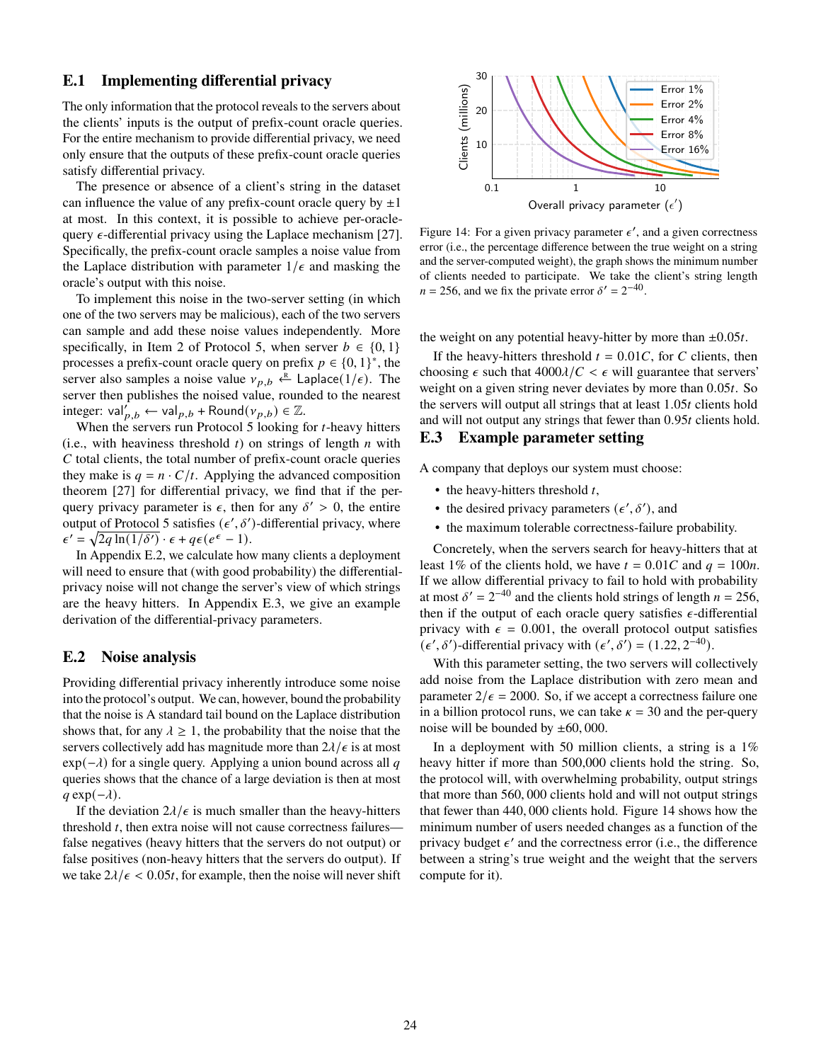## E.1 Implementing differential privacy

The only information that the protocol reveals to the servers about the clients' inputs is the output of prefix-count oracle queries. For the entire mechanism to provide differential privacy, we need only ensure that the outputs of these prefix-count oracle queries satisfy differential privacy.

The presence or absence of a client's string in the dataset can influence the value of any prefix-count oracle query by $\pm 1$ at most. In this context, it is possible to achieve per-oracle-query $\epsilon$-differential privacy using the Laplace mechanism [27]. Specifically, the prefix-count oracle samples a noise value from the Laplace distribution with parameter $1/\epsilon$ and masking the oracle's output with this noise.

To implement this noise in the two-server setting (in which one of the two servers may be malicious), each of the two servers can sample and add these noise values independently. More specifically, in Item 2 of Protocol 5, when server $b \in \{0, 1\}$ processes a prefix-count oracle query on prefix $p \in \{0, 1\}^*$, the server also samples a noise value $v_{p,b} \xleftarrow{R} \mathsf{Laplace}(1/\epsilon)$. The server then publishes the noised value, rounded to the nearest integer: $\mathsf{val}'_{p,b} \leftarrow \mathsf{val}_{p,b} + \mathsf{Round}(v_{p,b}) \in \mathbb{Z}$.

When the servers run Protocol 5 looking for $t$-heavy hitters (i.e., with heaviness threshold $t$) on strings of length $n$ with $C$ total clients, the total number of prefix-count oracle queries they make is $q = n \cdot C/t$. Applying the advanced composition theorem [27] for differential privacy, we find that if the per-query privacy parameter is $\epsilon$, then for any $\delta' > 0$, the entire output of Protocol 5 satisfies $(\epsilon', \delta')$-differential privacy, where $\epsilon' = \sqrt{2q \ln(1/\delta')} \cdot \epsilon + q\epsilon(e^{\epsilon} - 1)$.

In Appendix E.2, we calculate how many clients a deployment will need to ensure that (with good probability) the differential-privacy noise will not change the server's view of which strings are the heavy hitters. In Appendix E.3, we give an example derivation of the differential-privacy parameters.

## E.2 Noise analysis

Providing differential privacy inherently introduce some noise into the protocol's output. We can, however, bound the probability that the noise is A standard tail bound on the Laplace distribution shows that, for any $\lambda \geq 1$, the probability that the noise that the servers collectively add has magnitude more than $2\lambda/\epsilon$ is at most $\exp(-\lambda)$ for a single query. Applying a union bound across all $q$ queries shows that the chance of a large deviation is then at most $q \exp(-\lambda)$.

If the deviation $2\lambda/\epsilon$ is much smaller than the heavy-hitters threshold $t$, then extra noise will not cause correctness failures—false negatives (heavy hitters that the servers do not output) or false positives (non-heavy hitters that the servers do output). If we take $2\lambda/\epsilon < 0.05t$, for example, then the noise will never shift the weight on any potential heavy-hitter by more than $\pm 0.05t$.

If the heavy-hitters threshold $t = 0.01C$, for $C$ clients, then choosing $\epsilon$ such that $4000\lambda/C < \epsilon$ will guarantee that servers' weight on a given string never deviates by more than $0.05t$. So the servers will output all strings that at least $1.05t$ clients hold and will not output any strings that fewer than $0.95t$ clients hold.

Clients (millions)
30
20
10
0.1
1
10
Overall privacy parameter ($\epsilon'$)
Error 1%
Error 2%
Error 4%
Error 8%
Error 16%

Figure 14: For a given privacy parameter $\epsilon'$, and a given correctness error (i.e., the percentage difference between the true weight on a string and the server-computed weight), the graph shows the minimum number of clients needed to participate. We take the client's string length $n = 256$, and we fix the private error $\delta' = 2^{-40}$.

## E.3 Example parameter setting

A company that deploys our system must choose:

- the heavy-hitters threshold $t$,
- the desired privacy parameters $(\epsilon', \delta')$, and
- the maximum tolerable correctness-failure probability.

Concretely, when the servers search for heavy-hitters that at least 1% of the clients hold, we have $t = 0.01C$ and $q = 100n$. If we allow differential privacy to fail to hold with probability at most $\delta' = 2^{-40}$ and the clients hold strings of length $n = 256$, then if the output of each oracle query satisfies $\epsilon$-differential privacy with $\epsilon = 0.001$, the overall protocol output satisfies $(\epsilon', \delta')$-differential privacy with $(\epsilon', \delta') = (1.22, 2^{-40})$.

With this parameter setting, the two servers will collectively add noise from the Laplace distribution with zero mean and parameter $2/\epsilon = 2000$. So, if we accept a correctness failure one in a billion protocol runs, we can take $\kappa = 30$ and the per-query noise will be bounded by $\pm 60,000$.

In a deployment with 50 million clients, a string is a 1% heavy hitter if more than 500,000 clients hold the string. So, the protocol will, with overwhelming probability, output strings that more than 560,000 clients hold and will not output strings that fewer than 440,000 clients hold. Figure 14 shows how the minimum number of users needed changes as a function of the privacy budget $\epsilon'$ and the correctness error (i.e., the difference between a string's true weight and the weight that the servers compute for it).